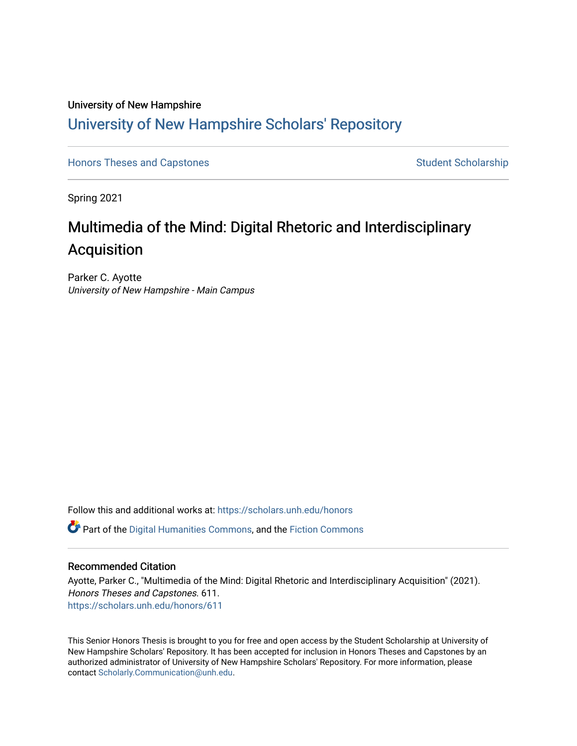University of New Hampshire

# University of New Hampshire Scholars' Repository

Honors Theses and Capstones | Student Scholarship

Spring 2021

## Multimedia of the Mind: Digital Rhetoric and Interdisciplinary Acquisition

Parker C. Ayotte
*University of New Hampshire - Main Campus*

Follow this and additional works at: https://scholars.unh.edu/honors

Part of the Digital Humanities Commons, and the Fiction Commons

### Recommended Citation

Ayotte, Parker C., "Multimedia of the Mind: Digital Rhetoric and Interdisciplinary Acquisition" (2021). *Honors Theses and Capstones*. 611.
https://scholars.unh.edu/honors/611

This Senior Honors Thesis is brought to you for free and open access by the Student Scholarship at University of New Hampshire Scholars' Repository. It has been accepted for inclusion in Honors Theses and Capstones by an authorized administrator of University of New Hampshire Scholars' Repository. For more information, please contact Scholarly.Communication@unh.edu.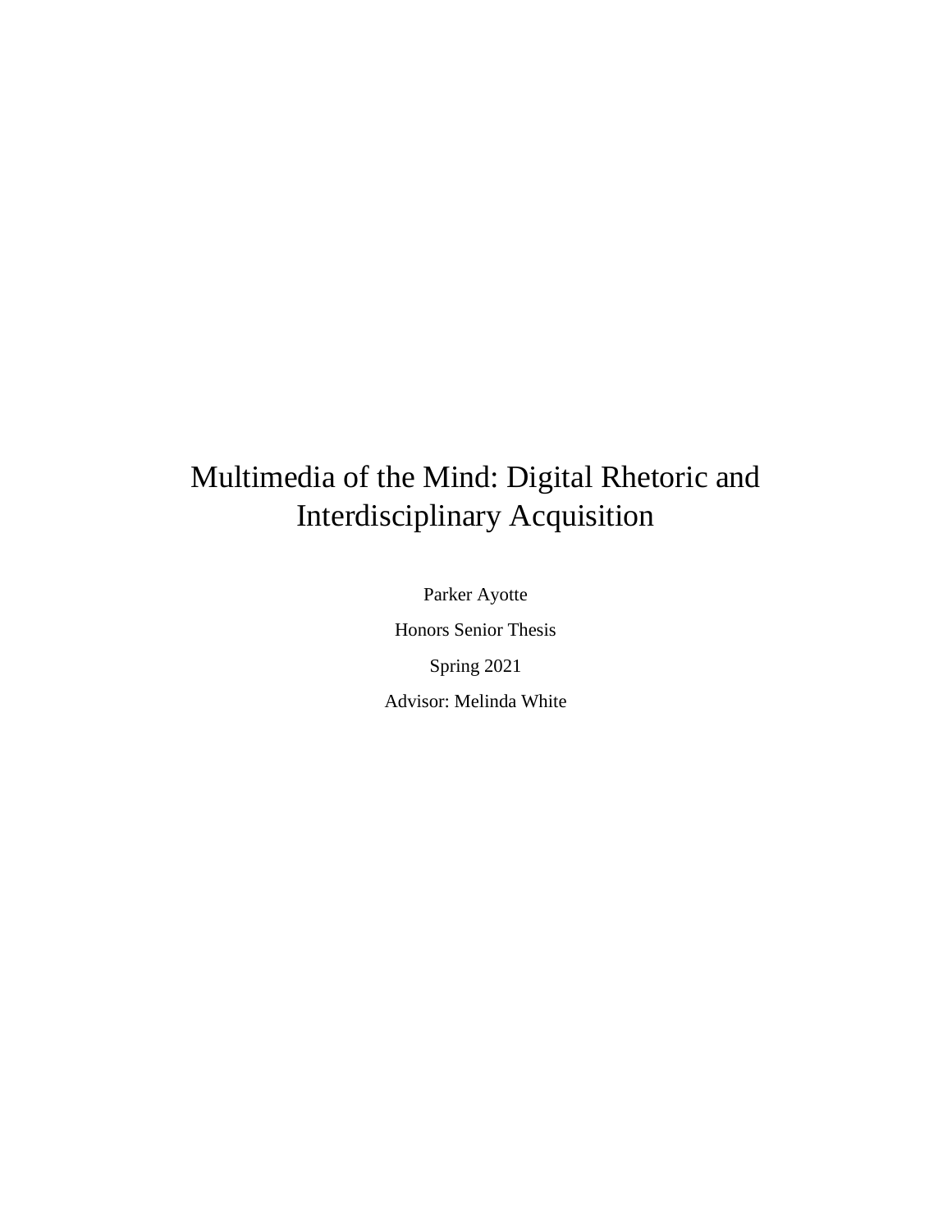# Multimedia of the Mind: Digital Rhetoric and Interdisciplinary Acquisition

Parker Ayotte

Honors Senior Thesis

Spring 2021

Advisor: Melinda White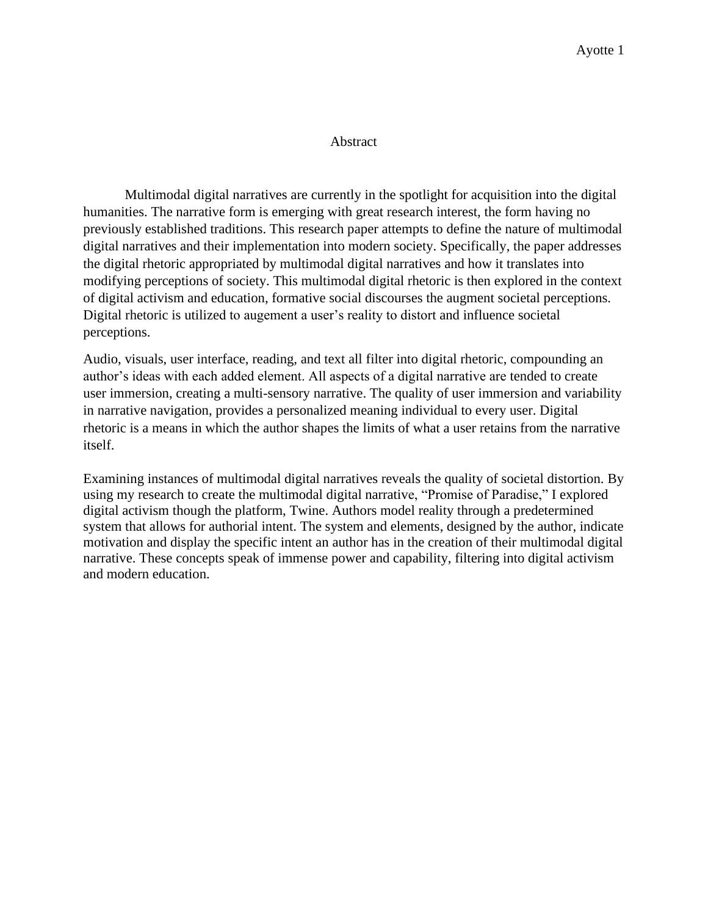# Abstract

Multimodal digital narratives are currently in the spotlight for acquisition into the digital humanities. The narrative form is emerging with great research interest, the form having no previously established traditions. This research paper attempts to define the nature of multimodal digital narratives and their implementation into modern society. Specifically, the paper addresses the digital rhetoric appropriated by multimodal digital narratives and how it translates into modifying perceptions of society. This multimodal digital rhetoric is then explored in the context of digital activism and education, formative social discourses the augment societal perceptions. Digital rhetoric is utilized to augement a user's reality to distort and influence societal perceptions.

Audio, visuals, user interface, reading, and text all filter into digital rhetoric, compounding an author's ideas with each added element. All aspects of a digital narrative are tended to create user immersion, creating a multi-sensory narrative. The quality of user immersion and variability in narrative navigation, provides a personalized meaning individual to every user. Digital rhetoric is a means in which the author shapes the limits of what a user retains from the narrative itself.

Examining instances of multimodal digital narratives reveals the quality of societal distortion. By using my research to create the multimodal digital narrative, "Promise of Paradise," I explored digital activism though the platform, Twine. Authors model reality through a predetermined system that allows for authorial intent. The system and elements, designed by the author, indicate motivation and display the specific intent an author has in the creation of their multimodal digital narrative. These concepts speak of immense power and capability, filtering into digital activism and modern education.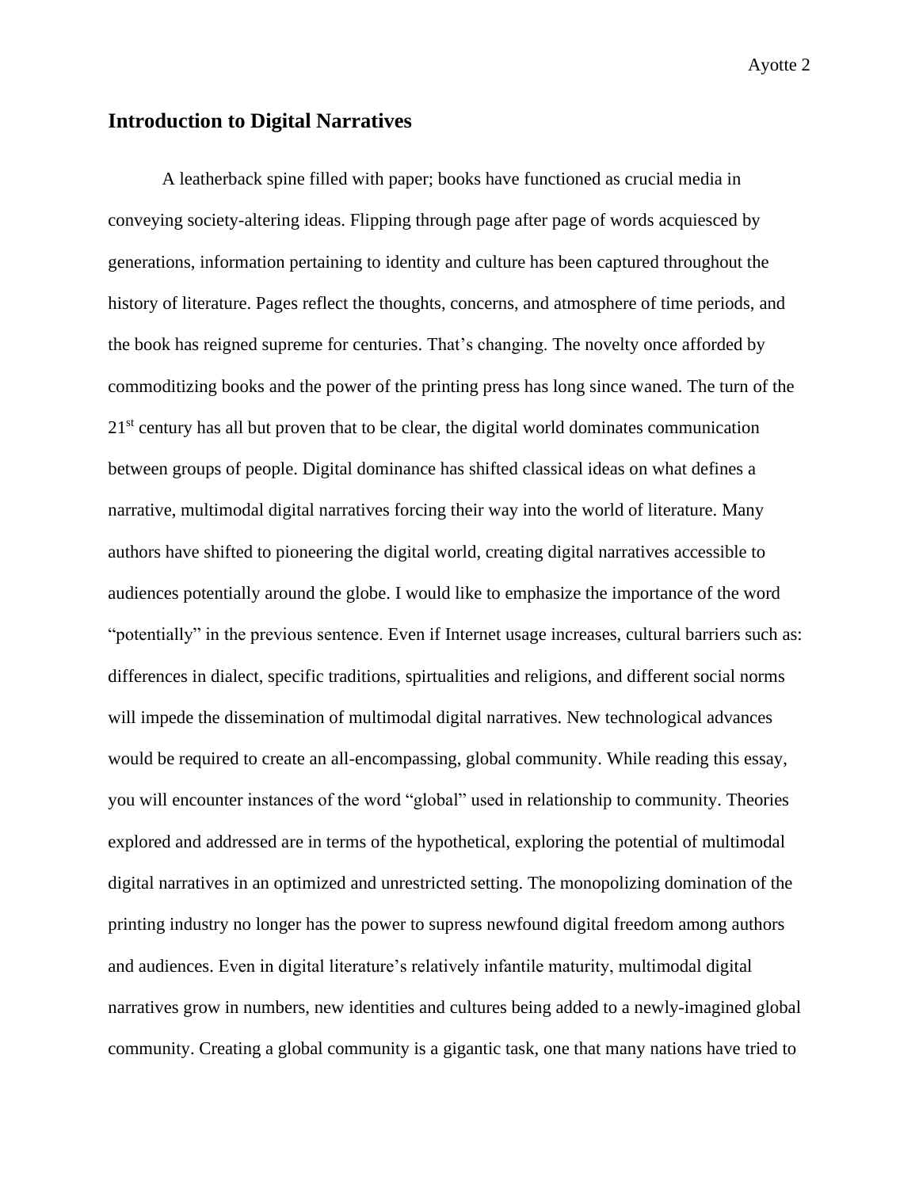## Introduction to Digital Narratives

A leatherback spine filled with paper; books have functioned as crucial media in conveying society-altering ideas. Flipping through page after page of words acquiesced by generations, information pertaining to identity and culture has been captured throughout the history of literature. Pages reflect the thoughts, concerns, and atmosphere of time periods, and the book has reigned supreme for centuries. That's changing. The novelty once afforded by commoditizing books and the power of the printing press has long since waned. The turn of the 21st century has all but proven that to be clear, the digital world dominates communication between groups of people. Digital dominance has shifted classical ideas on what defines a narrative, multimodal digital narratives forcing their way into the world of literature. Many authors have shifted to pioneering the digital world, creating digital narratives accessible to audiences potentially around the globe. I would like to emphasize the importance of the word "potentially" in the previous sentence. Even if Internet usage increases, cultural barriers such as: differences in dialect, specific traditions, spirtualities and religions, and different social norms will impede the dissemination of multimodal digital narratives. New technological advances would be required to create an all-encompassing, global community. While reading this essay, you will encounter instances of the word "global" used in relationship to community. Theories explored and addressed are in terms of the hypothetical, exploring the potential of multimodal digital narratives in an optimized and unrestricted setting. The monopolizing domination of the printing industry no longer has the power to supress newfound digital freedom among authors and audiences. Even in digital literature's relatively infantile maturity, multimodal digital narratives grow in numbers, new identities and cultures being added to a newly-imagined global community. Creating a global community is a gigantic task, one that many nations have tried to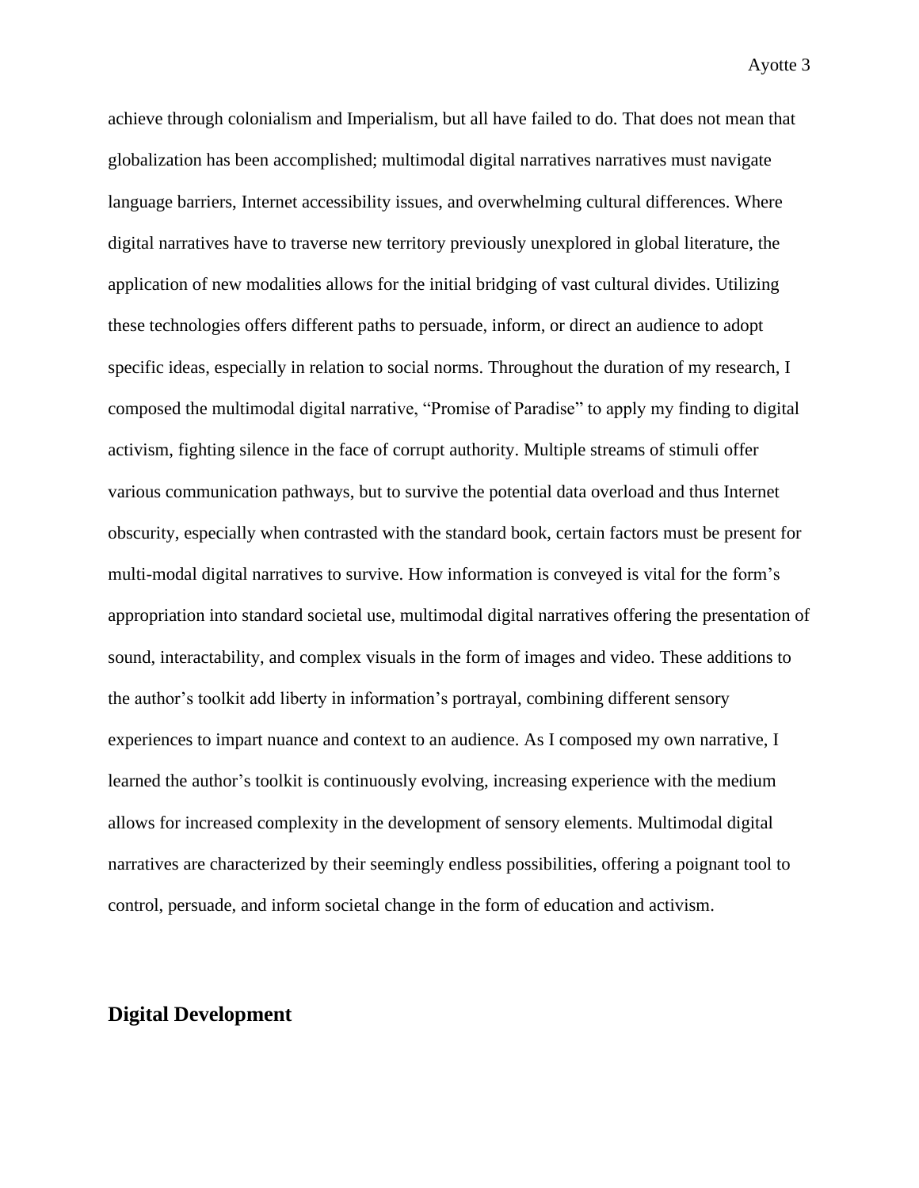achieve through colonialism and Imperialism, but all have failed to do. That does not mean that globalization has been accomplished; multimodal digital narratives narratives must navigate language barriers, Internet accessibility issues, and overwhelming cultural differences. Where digital narratives have to traverse new territory previously unexplored in global literature, the application of new modalities allows for the initial bridging of vast cultural divides. Utilizing these technologies offers different paths to persuade, inform, or direct an audience to adopt specific ideas, especially in relation to social norms. Throughout the duration of my research, I composed the multimodal digital narrative, "Promise of Paradise" to apply my finding to digital activism, fighting silence in the face of corrupt authority. Multiple streams of stimuli offer various communication pathways, but to survive the potential data overload and thus Internet obscurity, especially when contrasted with the standard book, certain factors must be present for multi-modal digital narratives to survive. How information is conveyed is vital for the form's appropriation into standard societal use, multimodal digital narratives offering the presentation of sound, interactability, and complex visuals in the form of images and video. These additions to the author's toolkit add liberty in information's portrayal, combining different sensory experiences to impart nuance and context to an audience. As I composed my own narrative, I learned the author's toolkit is continuously evolving, increasing experience with the medium allows for increased complexity in the development of sensory elements. Multimodal digital narratives are characterized by their seemingly endless possibilities, offering a poignant tool to control, persuade, and inform societal change in the form of education and activism.

## Digital Development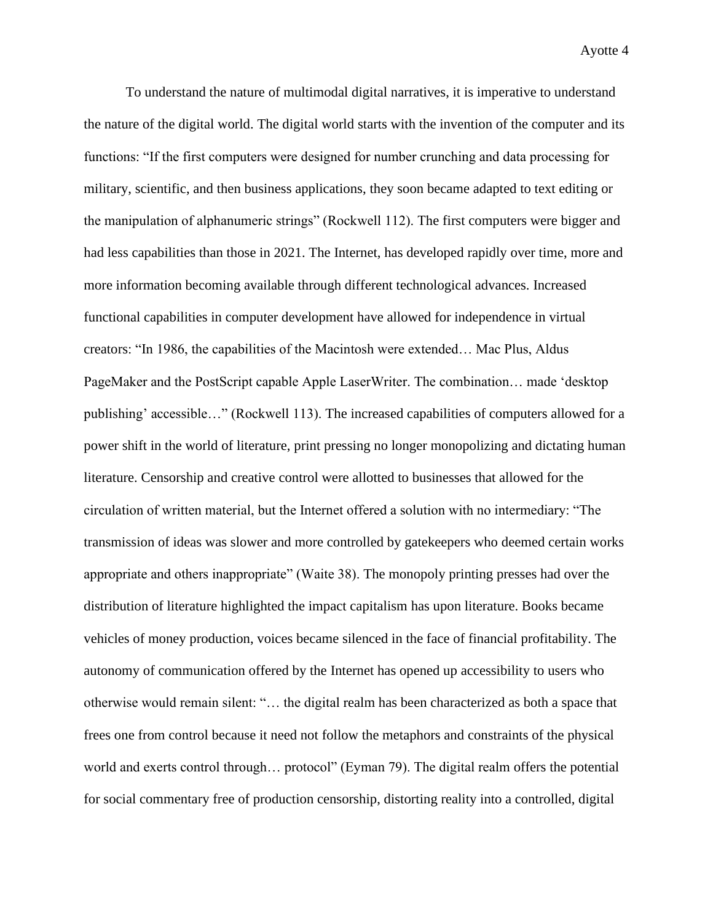To understand the nature of multimodal digital narratives, it is imperative to understand the nature of the digital world. The digital world starts with the invention of the computer and its functions: "If the first computers were designed for number crunching and data processing for military, scientific, and then business applications, they soon became adapted to text editing or the manipulation of alphanumeric strings" (Rockwell 112). The first computers were bigger and had less capabilities than those in 2021. The Internet, has developed rapidly over time, more and more information becoming available through different technological advances. Increased functional capabilities in computer development have allowed for independence in virtual creators: "In 1986, the capabilities of the Macintosh were extended… Mac Plus, Aldus PageMaker and the PostScript capable Apple LaserWriter. The combination… made 'desktop publishing' accessible…" (Rockwell 113). The increased capabilities of computers allowed for a power shift in the world of literature, print pressing no longer monopolizing and dictating human literature. Censorship and creative control were allotted to businesses that allowed for the circulation of written material, but the Internet offered a solution with no intermediary: "The transmission of ideas was slower and more controlled by gatekeepers who deemed certain works appropriate and others inappropriate" (Waite 38). The monopoly printing presses had over the distribution of literature highlighted the impact capitalism has upon literature. Books became vehicles of money production, voices became silenced in the face of financial profitability. The autonomy of communication offered by the Internet has opened up accessibility to users who otherwise would remain silent: "… the digital realm has been characterized as both a space that frees one from control because it need not follow the metaphors and constraints of the physical world and exerts control through… protocol" (Eyman 79). The digital realm offers the potential for social commentary free of production censorship, distorting reality into a controlled, digital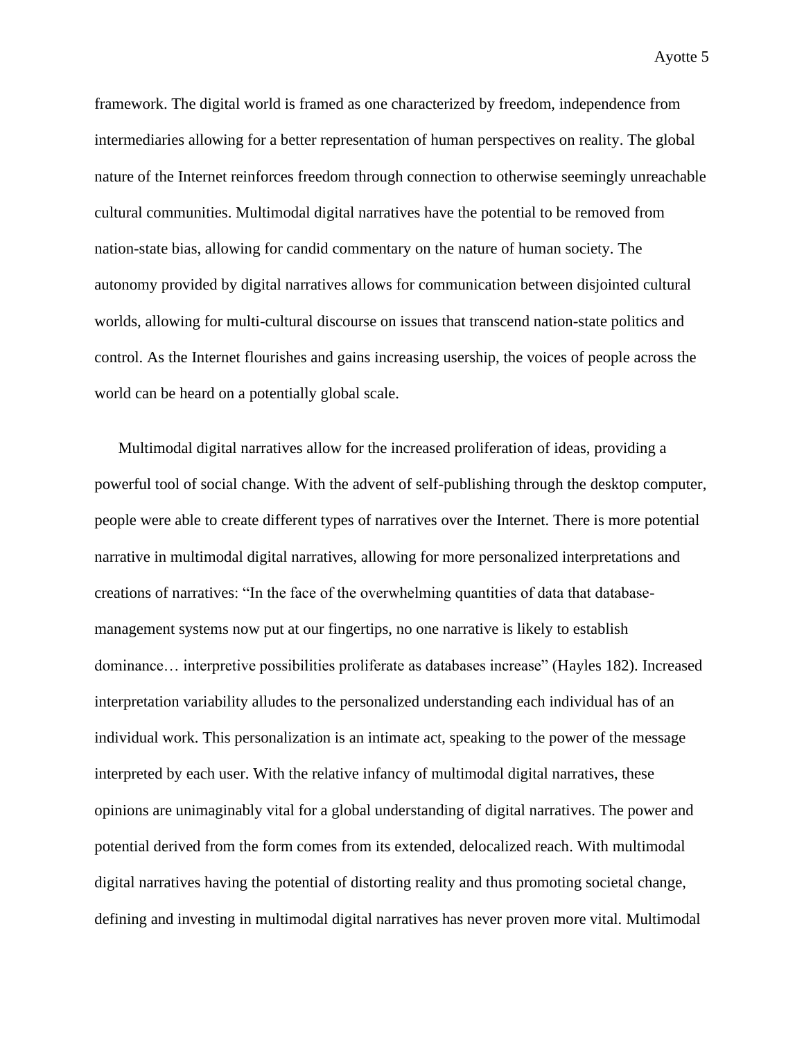framework. The digital world is framed as one characterized by freedom, independence from intermediaries allowing for a better representation of human perspectives on reality. The global nature of the Internet reinforces freedom through connection to otherwise seemingly unreachable cultural communities. Multimodal digital narratives have the potential to be removed from nation-state bias, allowing for candid commentary on the nature of human society. The autonomy provided by digital narratives allows for communication between disjointed cultural worlds, allowing for multi-cultural discourse on issues that transcend nation-state politics and control. As the Internet flourishes and gains increasing usership, the voices of people across the world can be heard on a potentially global scale.

Multimodal digital narratives allow for the increased proliferation of ideas, providing a powerful tool of social change. With the advent of self-publishing through the desktop computer, people were able to create different types of narratives over the Internet. There is more potential narrative in multimodal digital narratives, allowing for more personalized interpretations and creations of narratives: "In the face of the overwhelming quantities of data that database-management systems now put at our fingertips, no one narrative is likely to establish dominance… interpretive possibilities proliferate as databases increase" (Hayles 182). Increased interpretation variability alludes to the personalized understanding each individual has of an individual work. This personalization is an intimate act, speaking to the power of the message interpreted by each user. With the relative infancy of multimodal digital narratives, these opinions are unimaginably vital for a global understanding of digital narratives. The power and potential derived from the form comes from its extended, delocalized reach. With multimodal digital narratives having the potential of distorting reality and thus promoting societal change, defining and investing in multimodal digital narratives has never proven more vital. Multimodal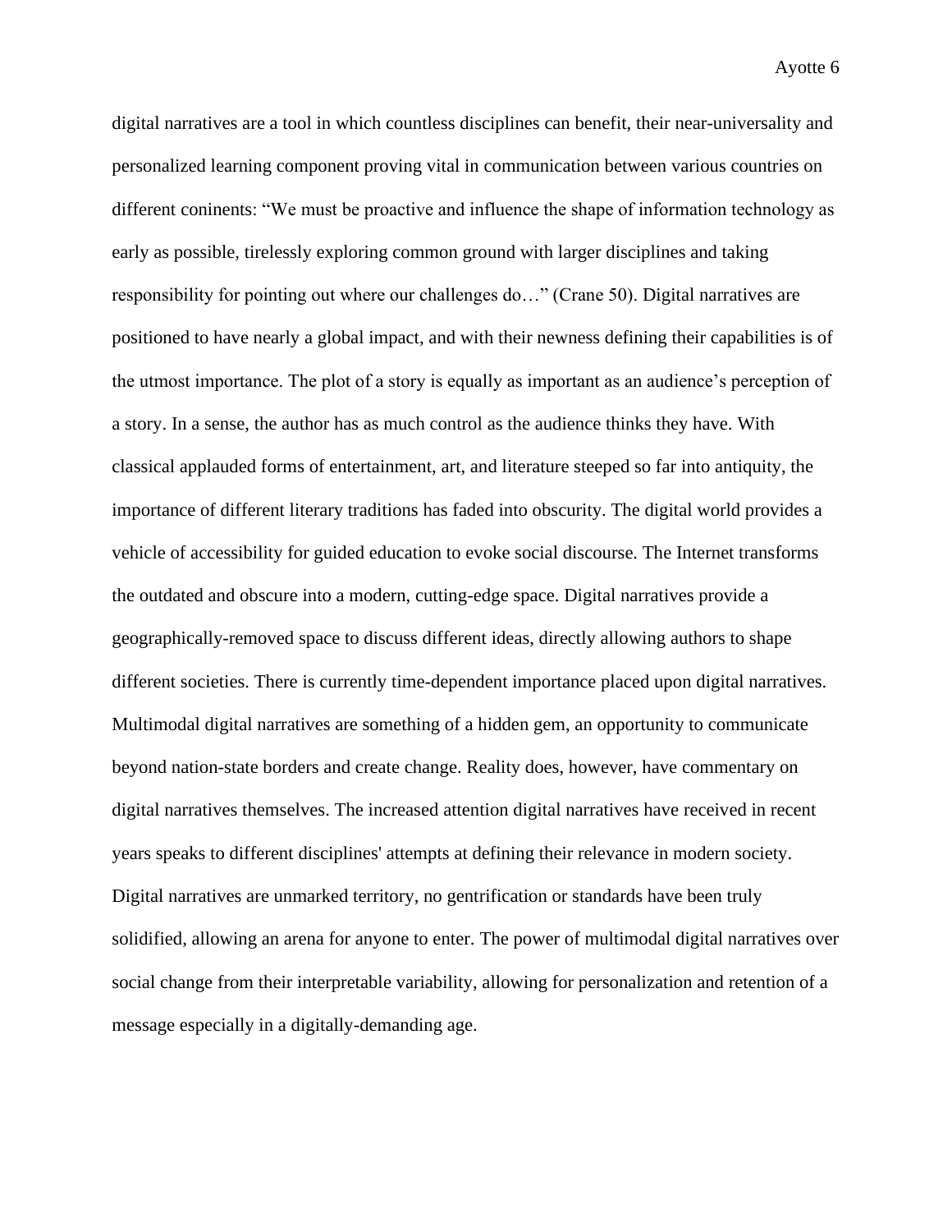digital narratives are a tool in which countless disciplines can benefit, their near-universality and personalized learning component proving vital in communication between various countries on different coninents: "We must be proactive and influence the shape of information technology as early as possible, tirelessly exploring common ground with larger disciplines and taking responsibility for pointing out where our challenges do…" (Crane 50). Digital narratives are positioned to have nearly a global impact, and with their newness defining their capabilities is of the utmost importance. The plot of a story is equally as important as an audience's perception of a story. In a sense, the author has as much control as the audience thinks they have. With classical applauded forms of entertainment, art, and literature steeped so far into antiquity, the importance of different literary traditions has faded into obscurity. The digital world provides a vehicle of accessibility for guided education to evoke social discourse. The Internet transforms the outdated and obscure into a modern, cutting-edge space. Digital narratives provide a geographically-removed space to discuss different ideas, directly allowing authors to shape different societies. There is currently time-dependent importance placed upon digital narratives. Multimodal digital narratives are something of a hidden gem, an opportunity to communicate beyond nation-state borders and create change. Reality does, however, have commentary on digital narratives themselves. The increased attention digital narratives have received in recent years speaks to different disciplines' attempts at defining their relevance in modern society. Digital narratives are unmarked territory, no gentrification or standards have been truly solidified, allowing an arena for anyone to enter. The power of multimodal digital narratives over social change from their interpretable variability, allowing for personalization and retention of a message especially in a digitally-demanding age.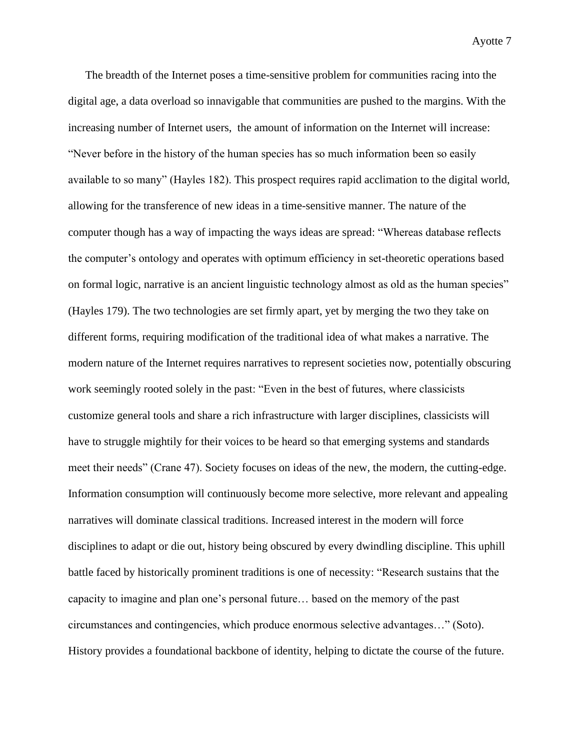The breadth of the Internet poses a time-sensitive problem for communities racing into the digital age, a data overload so innavigable that communities are pushed to the margins. With the increasing number of Internet users, the amount of information on the Internet will increase: "Never before in the history of the human species has so much information been so easily available to so many" (Hayles 182). This prospect requires rapid acclimation to the digital world, allowing for the transference of new ideas in a time-sensitive manner. The nature of the computer though has a way of impacting the ways ideas are spread: "Whereas database reflects the computer's ontology and operates with optimum efficiency in set-theoretic operations based on formal logic, narrative is an ancient linguistic technology almost as old as the human species" (Hayles 179). The two technologies are set firmly apart, yet by merging the two they take on different forms, requiring modification of the traditional idea of what makes a narrative. The modern nature of the Internet requires narratives to represent societies now, potentially obscuring work seemingly rooted solely in the past: "Even in the best of futures, where classicists customize general tools and share a rich infrastructure with larger disciplines, classicists will have to struggle mightily for their voices to be heard so that emerging systems and standards meet their needs" (Crane 47). Society focuses on ideas of the new, the modern, the cutting-edge. Information consumption will continuously become more selective, more relevant and appealing narratives will dominate classical traditions. Increased interest in the modern will force disciplines to adapt or die out, history being obscured by every dwindling discipline. This uphill battle faced by historically prominent traditions is one of necessity: "Research sustains that the capacity to imagine and plan one's personal future… based on the memory of the past circumstances and contingencies, which produce enormous selective advantages…" (Soto). History provides a foundational backbone of identity, helping to dictate the course of the future.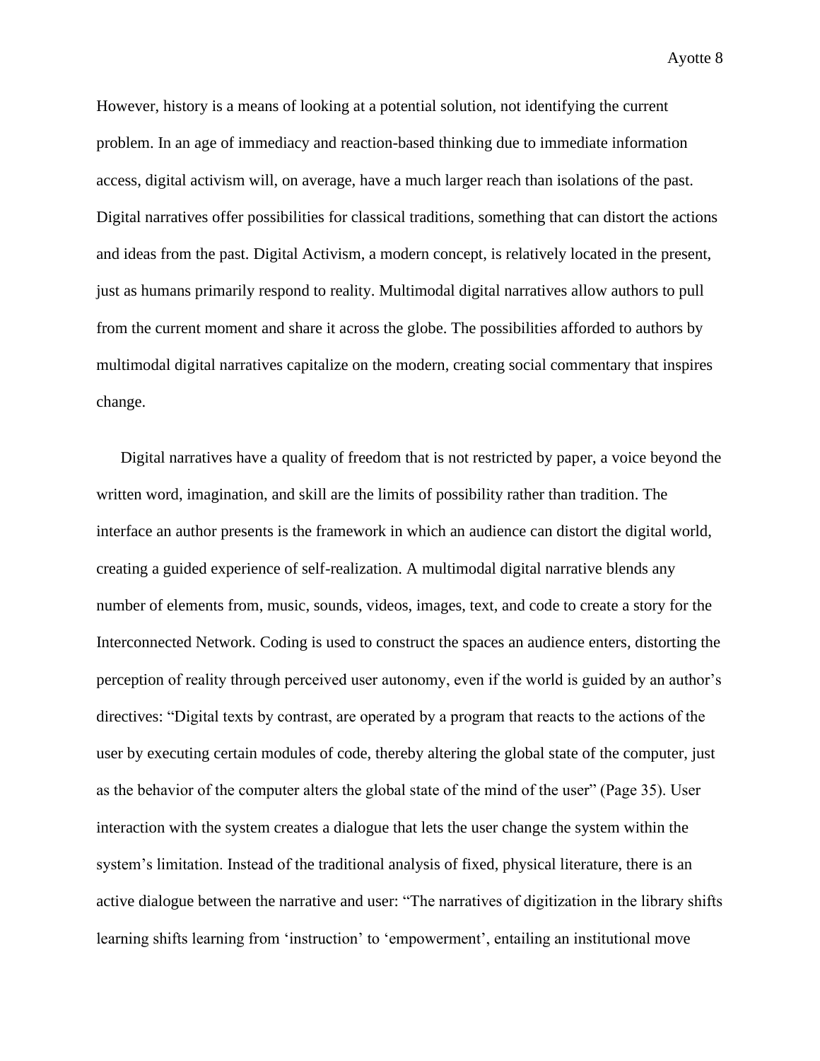However, history is a means of looking at a potential solution, not identifying the current problem. In an age of immediacy and reaction-based thinking due to immediate information access, digital activism will, on average, have a much larger reach than isolations of the past. Digital narratives offer possibilities for classical traditions, something that can distort the actions and ideas from the past. Digital Activism, a modern concept, is relatively located in the present, just as humans primarily respond to reality. Multimodal digital narratives allow authors to pull from the current moment and share it across the globe. The possibilities afforded to authors by multimodal digital narratives capitalize on the modern, creating social commentary that inspires change.

Digital narratives have a quality of freedom that is not restricted by paper, a voice beyond the written word, imagination, and skill are the limits of possibility rather than tradition. The interface an author presents is the framework in which an audience can distort the digital world, creating a guided experience of self-realization. A multimodal digital narrative blends any number of elements from, music, sounds, videos, images, text, and code to create a story for the Interconnected Network. Coding is used to construct the spaces an audience enters, distorting the perception of reality through perceived user autonomy, even if the world is guided by an author's directives: "Digital texts by contrast, are operated by a program that reacts to the actions of the user by executing certain modules of code, thereby altering the global state of the computer, just as the behavior of the computer alters the global state of the mind of the user" (Page 35). User interaction with the system creates a dialogue that lets the user change the system within the system's limitation. Instead of the traditional analysis of fixed, physical literature, there is an active dialogue between the narrative and user: "The narratives of digitization in the library shifts learning shifts learning from 'instruction' to 'empowerment', entailing an institutional move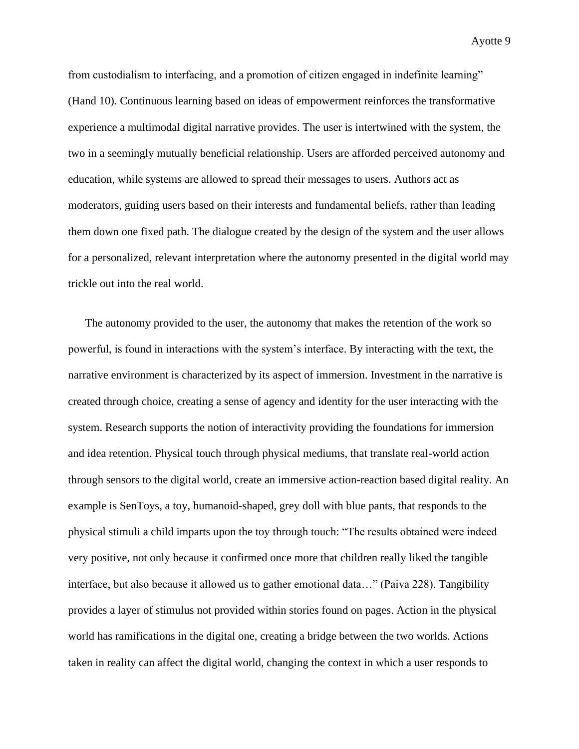from custodialism to interfacing, and a promotion of citizen engaged in indefinite learning" (Hand 10). Continuous learning based on ideas of empowerment reinforces the transformative experience a multimodal digital narrative provides. The user is intertwined with the system, the two in a seemingly mutually beneficial relationship. Users are afforded perceived autonomy and education, while systems are allowed to spread their messages to users. Authors act as moderators, guiding users based on their interests and fundamental beliefs, rather than leading them down one fixed path. The dialogue created by the design of the system and the user allows for a personalized, relevant interpretation where the autonomy presented in the digital world may trickle out into the real world.

The autonomy provided to the user, the autonomy that makes the retention of the work so powerful, is found in interactions with the system's interface. By interacting with the text, the narrative environment is characterized by its aspect of immersion. Investment in the narrative is created through choice, creating a sense of agency and identity for the user interacting with the system. Research supports the notion of interactivity providing the foundations for immersion and idea retention. Physical touch through physical mediums, that translate real-world action through sensors to the digital world, create an immersive action-reaction based digital reality. An example is SenToys, a toy, humanoid-shaped, grey doll with blue pants, that responds to the physical stimuli a child imparts upon the toy through touch: "The results obtained were indeed very positive, not only because it confirmed once more that children really liked the tangible interface, but also because it allowed us to gather emotional data…" (Paiva 228). Tangibility provides a layer of stimulus not provided within stories found on pages. Action in the physical world has ramifications in the digital one, creating a bridge between the two worlds. Actions taken in reality can affect the digital world, changing the context in which a user responds to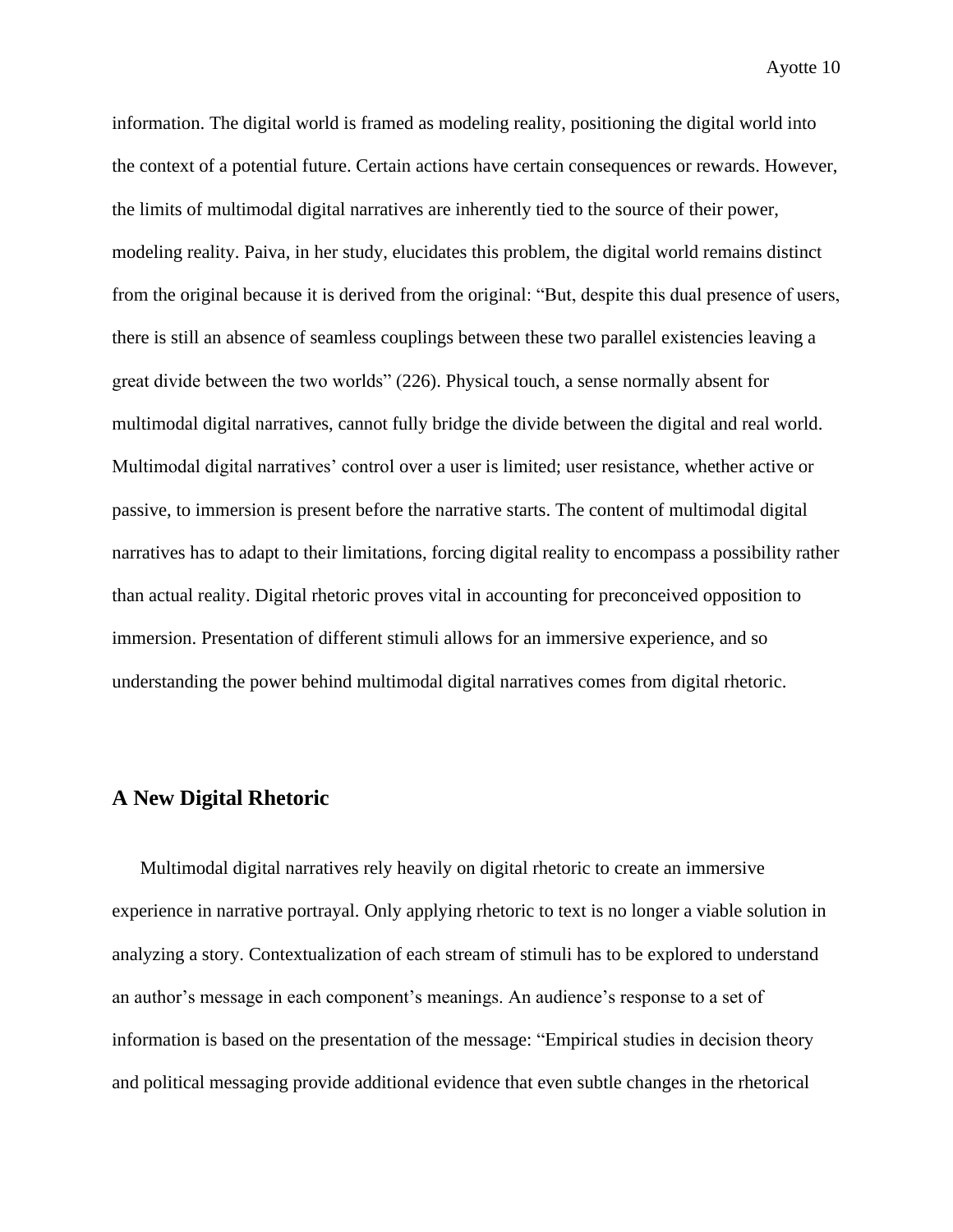information. The digital world is framed as modeling reality, positioning the digital world into the context of a potential future. Certain actions have certain consequences or rewards. However, the limits of multimodal digital narratives are inherently tied to the source of their power, modeling reality. Paiva, in her study, elucidates this problem, the digital world remains distinct from the original because it is derived from the original: "But, despite this dual presence of users, there is still an absence of seamless couplings between these two parallel existencies leaving a great divide between the two worlds" (226). Physical touch, a sense normally absent for multimodal digital narratives, cannot fully bridge the divide between the digital and real world. Multimodal digital narratives' control over a user is limited; user resistance, whether active or passive, to immersion is present before the narrative starts. The content of multimodal digital narratives has to adapt to their limitations, forcing digital reality to encompass a possibility rather than actual reality. Digital rhetoric proves vital in accounting for preconceived opposition to immersion. Presentation of different stimuli allows for an immersive experience, and so understanding the power behind multimodal digital narratives comes from digital rhetoric.

## A New Digital Rhetoric

Multimodal digital narratives rely heavily on digital rhetoric to create an immersive experience in narrative portrayal. Only applying rhetoric to text is no longer a viable solution in analyzing a story. Contextualization of each stream of stimuli has to be explored to understand an author's message in each component's meanings. An audience's response to a set of information is based on the presentation of the message: "Empirical studies in decision theory and political messaging provide additional evidence that even subtle changes in the rhetorical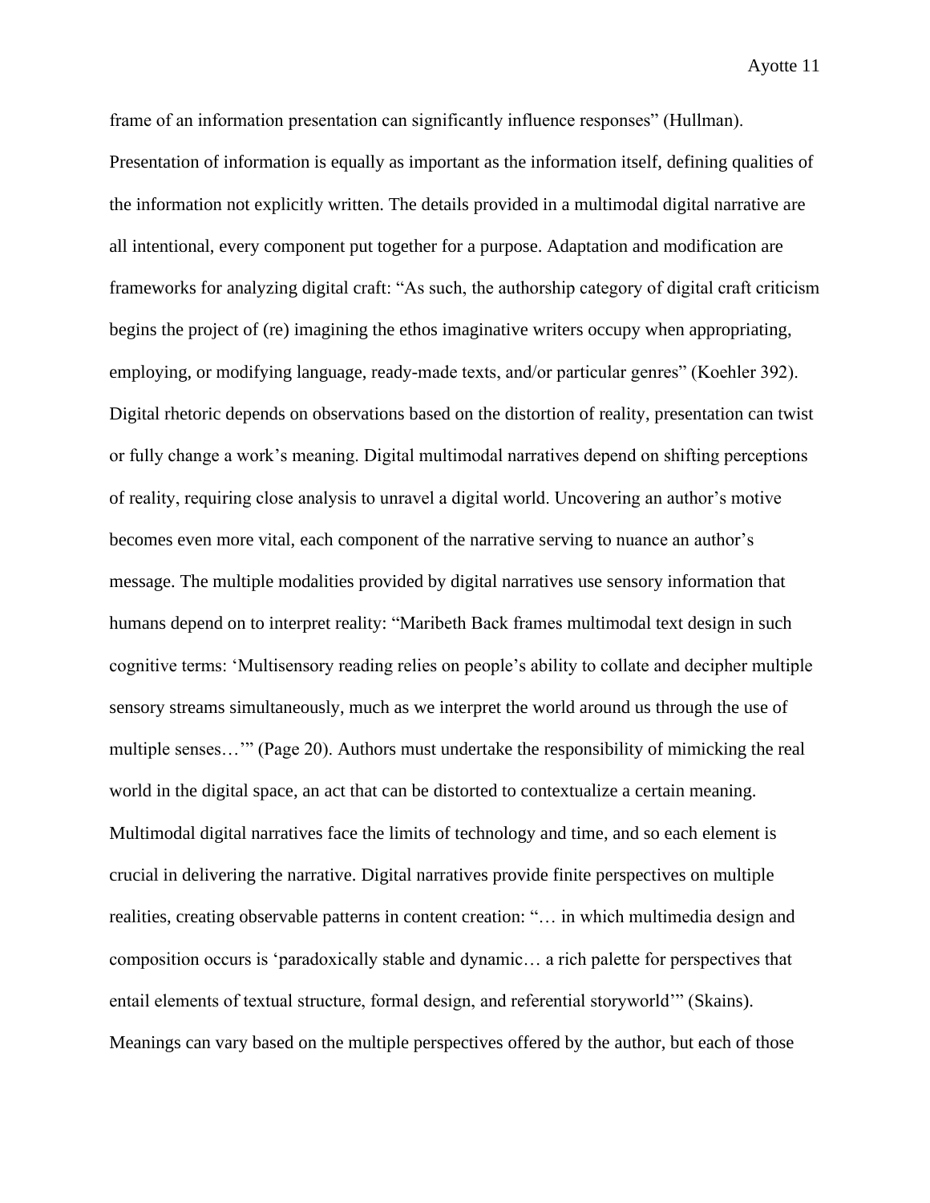frame of an information presentation can significantly influence responses" (Hullman). Presentation of information is equally as important as the information itself, defining qualities of the information not explicitly written. The details provided in a multimodal digital narrative are all intentional, every component put together for a purpose. Adaptation and modification are frameworks for analyzing digital craft: "As such, the authorship category of digital craft criticism begins the project of (re) imagining the ethos imaginative writers occupy when appropriating, employing, or modifying language, ready-made texts, and/or particular genres" (Koehler 392). Digital rhetoric depends on observations based on the distortion of reality, presentation can twist or fully change a work's meaning. Digital multimodal narratives depend on shifting perceptions of reality, requiring close analysis to unravel a digital world. Uncovering an author's motive becomes even more vital, each component of the narrative serving to nuance an author's message. The multiple modalities provided by digital narratives use sensory information that humans depend on to interpret reality: "Maribeth Back frames multimodal text design in such cognitive terms: 'Multisensory reading relies on people's ability to collate and decipher multiple sensory streams simultaneously, much as we interpret the world around us through the use of multiple senses…'" (Page 20). Authors must undertake the responsibility of mimicking the real world in the digital space, an act that can be distorted to contextualize a certain meaning. Multimodal digital narratives face the limits of technology and time, and so each element is crucial in delivering the narrative. Digital narratives provide finite perspectives on multiple realities, creating observable patterns in content creation: "… in which multimedia design and composition occurs is 'paradoxically stable and dynamic… a rich palette for perspectives that entail elements of textual structure, formal design, and referential storyworld'" (Skains). Meanings can vary based on the multiple perspectives offered by the author, but each of those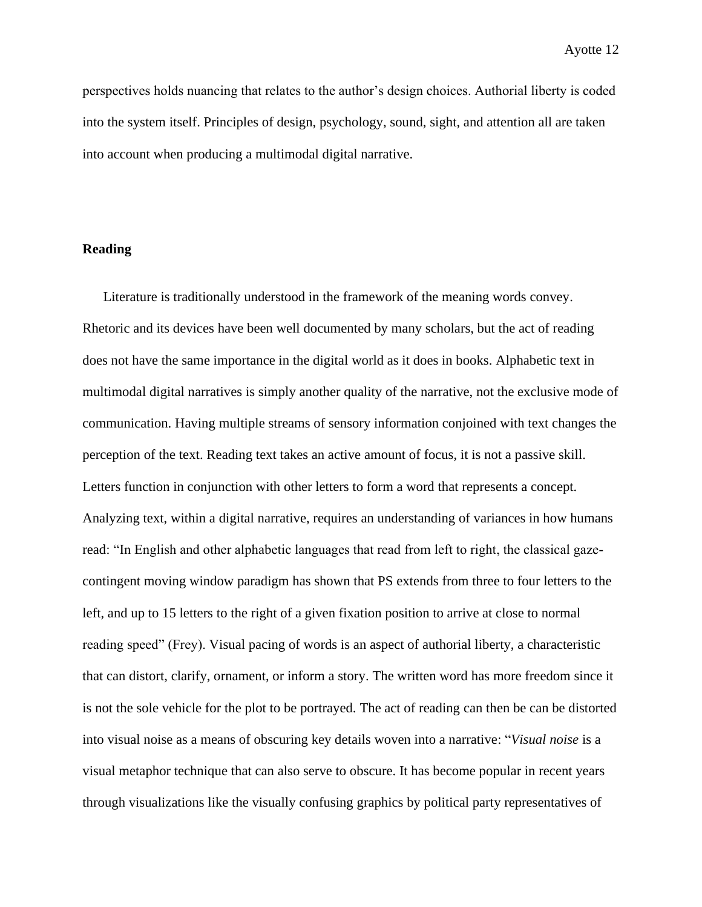perspectives holds nuancing that relates to the author's design choices. Authorial liberty is coded into the system itself. Principles of design, psychology, sound, sight, and attention all are taken into account when producing a multimodal digital narrative.

**Reading**

Literature is traditionally understood in the framework of the meaning words convey. Rhetoric and its devices have been well documented by many scholars, but the act of reading does not have the same importance in the digital world as it does in books. Alphabetic text in multimodal digital narratives is simply another quality of the narrative, not the exclusive mode of communication. Having multiple streams of sensory information conjoined with text changes the perception of the text. Reading text takes an active amount of focus, it is not a passive skill. Letters function in conjunction with other letters to form a word that represents a concept. Analyzing text, within a digital narrative, requires an understanding of variances in how humans read: "In English and other alphabetic languages that read from left to right, the classical gaze-contingent moving window paradigm has shown that PS extends from three to four letters to the left, and up to 15 letters to the right of a given fixation position to arrive at close to normal reading speed" (Frey). Visual pacing of words is an aspect of authorial liberty, a characteristic that can distort, clarify, ornament, or inform a story. The written word has more freedom since it is not the sole vehicle for the plot to be portrayed. The act of reading can then be can be distorted into visual noise as a means of obscuring key details woven into a narrative: "*Visual noise* is a visual metaphor technique that can also serve to obscure. It has become popular in recent years through visualizations like the visually confusing graphics by political party representatives of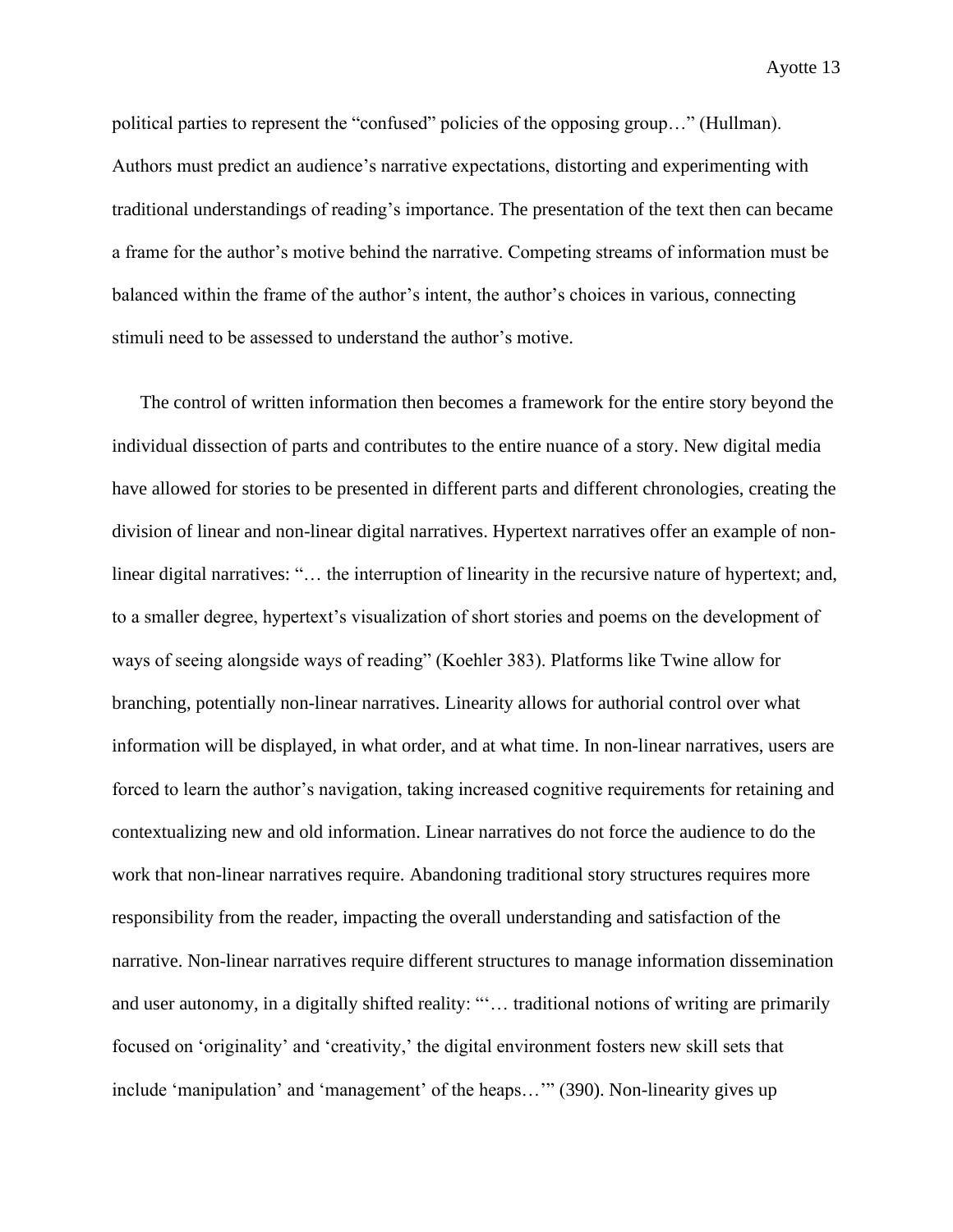political parties to represent the "confused" policies of the opposing group…" (Hullman). Authors must predict an audience's narrative expectations, distorting and experimenting with traditional understandings of reading's importance. The presentation of the text then can became a frame for the author's motive behind the narrative. Competing streams of information must be balanced within the frame of the author's intent, the author's choices in various, connecting stimuli need to be assessed to understand the author's motive.

The control of written information then becomes a framework for the entire story beyond the individual dissection of parts and contributes to the entire nuance of a story. New digital media have allowed for stories to be presented in different parts and different chronologies, creating the division of linear and non-linear digital narratives. Hypertext narratives offer an example of non-linear digital narratives: "… the interruption of linearity in the recursive nature of hypertext; and, to a smaller degree, hypertext's visualization of short stories and poems on the development of ways of seeing alongside ways of reading" (Koehler 383). Platforms like Twine allow for branching, potentially non-linear narratives. Linearity allows for authorial control over what information will be displayed, in what order, and at what time. In non-linear narratives, users are forced to learn the author's navigation, taking increased cognitive requirements for retaining and contextualizing new and old information. Linear narratives do not force the audience to do the work that non-linear narratives require. Abandoning traditional story structures requires more responsibility from the reader, impacting the overall understanding and satisfaction of the narrative. Non-linear narratives require different structures to manage information dissemination and user autonomy, in a digitally shifted reality: "'… traditional notions of writing are primarily focused on 'originality' and 'creativity,' the digital environment fosters new skill sets that include 'manipulation' and 'management' of the heaps…'" (390). Non-linearity gives up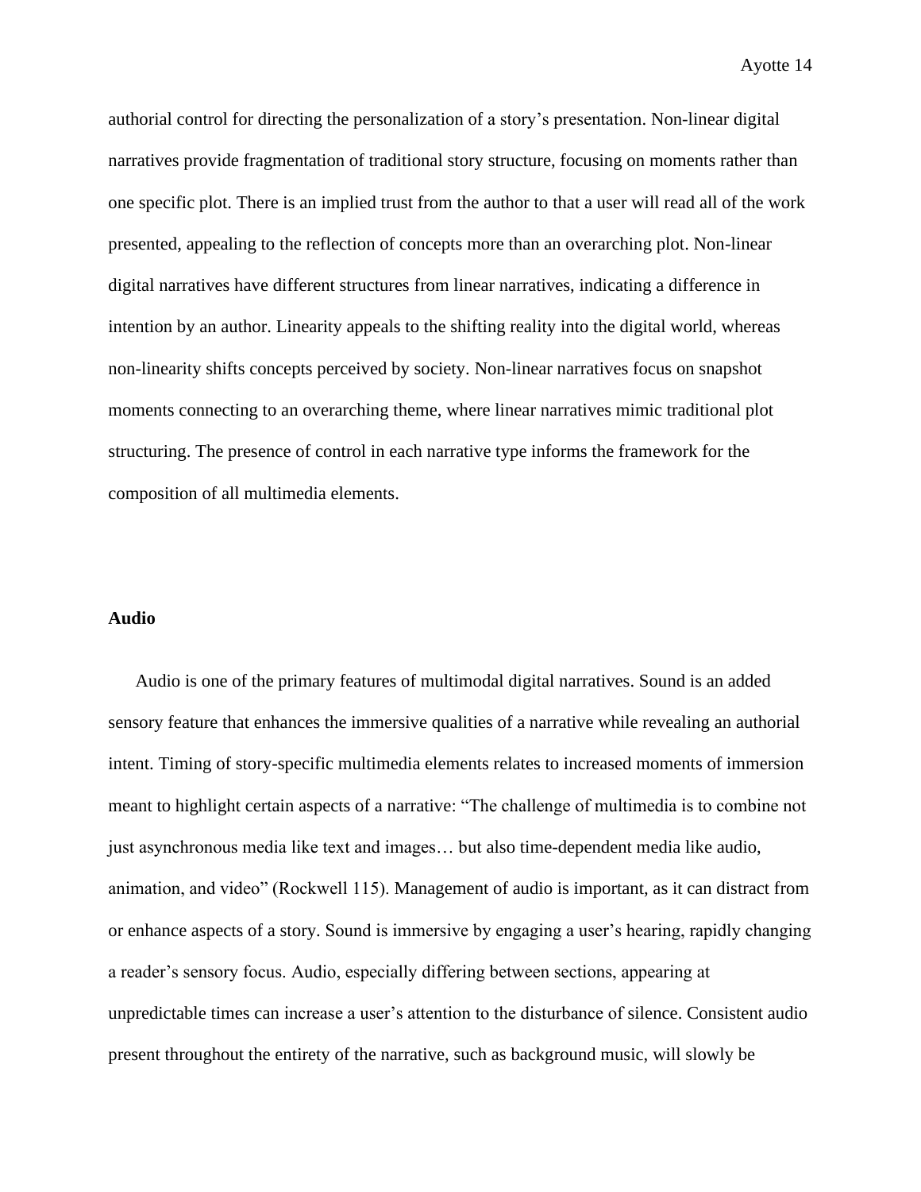authorial control for directing the personalization of a story's presentation. Non-linear digital narratives provide fragmentation of traditional story structure, focusing on moments rather than one specific plot. There is an implied trust from the author to that a user will read all of the work presented, appealing to the reflection of concepts more than an overarching plot. Non-linear digital narratives have different structures from linear narratives, indicating a difference in intention by an author. Linearity appeals to the shifting reality into the digital world, whereas non-linearity shifts concepts perceived by society. Non-linear narratives focus on snapshot moments connecting to an overarching theme, where linear narratives mimic traditional plot structuring. The presence of control in each narrative type informs the framework for the composition of all multimedia elements.

**Audio**

Audio is one of the primary features of multimodal digital narratives. Sound is an added sensory feature that enhances the immersive qualities of a narrative while revealing an authorial intent. Timing of story-specific multimedia elements relates to increased moments of immersion meant to highlight certain aspects of a narrative: "The challenge of multimedia is to combine not just asynchronous media like text and images… but also time-dependent media like audio, animation, and video" (Rockwell 115). Management of audio is important, as it can distract from or enhance aspects of a story. Sound is immersive by engaging a user's hearing, rapidly changing a reader's sensory focus. Audio, especially differing between sections, appearing at unpredictable times can increase a user's attention to the disturbance of silence. Consistent audio present throughout the entirety of the narrative, such as background music, will slowly be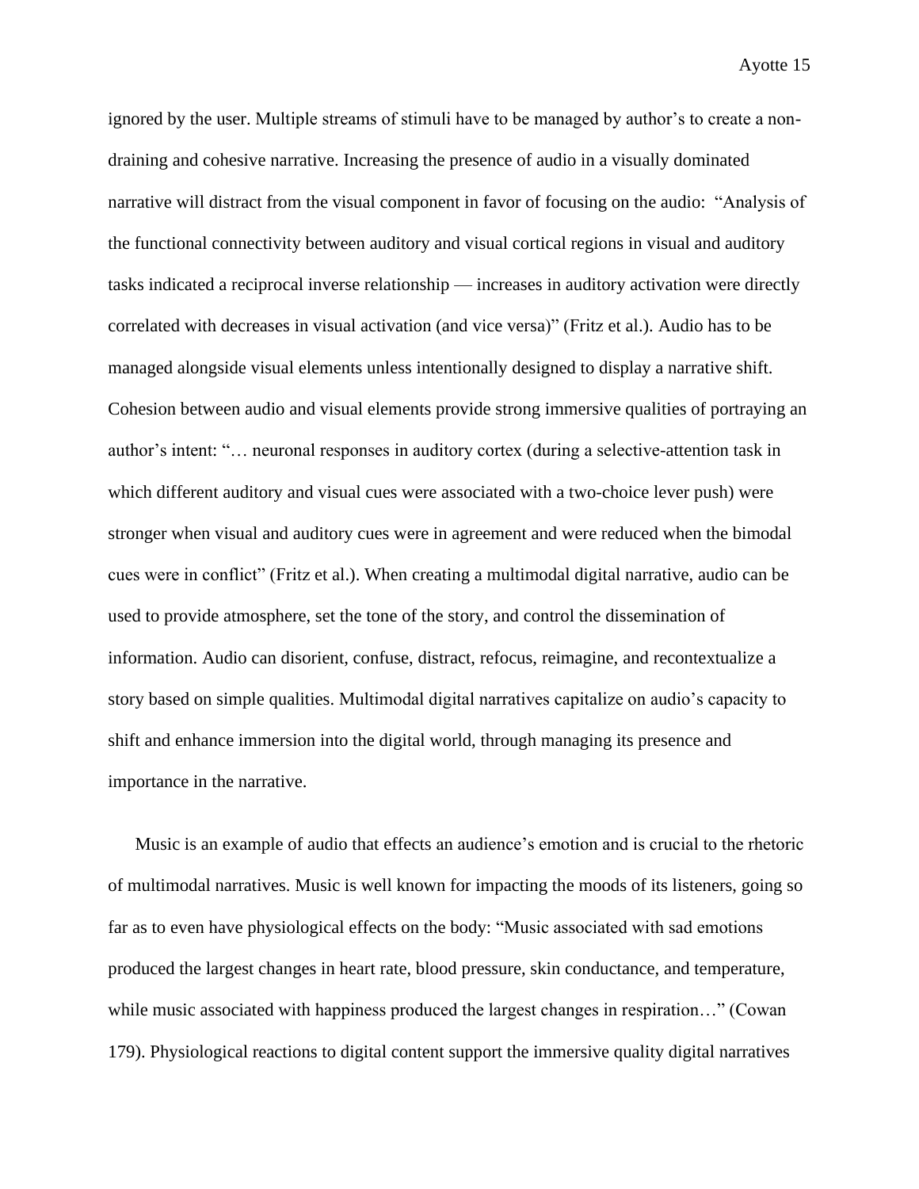ignored by the user. Multiple streams of stimuli have to be managed by author's to create a non-draining and cohesive narrative. Increasing the presence of audio in a visually dominated narrative will distract from the visual component in favor of focusing on the audio: "Analysis of the functional connectivity between auditory and visual cortical regions in visual and auditory tasks indicated a reciprocal inverse relationship — increases in auditory activation were directly correlated with decreases in visual activation (and vice versa)" (Fritz et al.). Audio has to be managed alongside visual elements unless intentionally designed to display a narrative shift. Cohesion between audio and visual elements provide strong immersive qualities of portraying an author's intent: "… neuronal responses in auditory cortex (during a selective-attention task in which different auditory and visual cues were associated with a two-choice lever push) were stronger when visual and auditory cues were in agreement and were reduced when the bimodal cues were in conflict" (Fritz et al.). When creating a multimodal digital narrative, audio can be used to provide atmosphere, set the tone of the story, and control the dissemination of information. Audio can disorient, confuse, distract, refocus, reimagine, and recontextualize a story based on simple qualities. Multimodal digital narratives capitalize on audio's capacity to shift and enhance immersion into the digital world, through managing its presence and importance in the narrative.

Music is an example of audio that effects an audience's emotion and is crucial to the rhetoric of multimodal narratives. Music is well known for impacting the moods of its listeners, going so far as to even have physiological effects on the body: "Music associated with sad emotions produced the largest changes in heart rate, blood pressure, skin conductance, and temperature, while music associated with happiness produced the largest changes in respiration…" (Cowan 179). Physiological reactions to digital content support the immersive quality digital narratives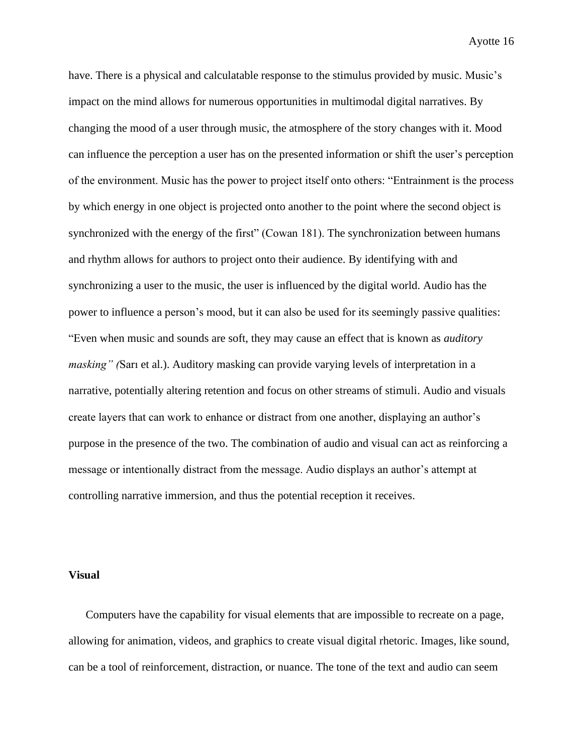have. There is a physical and calculatable response to the stimulus provided by music. Music's impact on the mind allows for numerous opportunities in multimodal digital narratives. By changing the mood of a user through music, the atmosphere of the story changes with it. Mood can influence the perception a user has on the presented information or shift the user's perception of the environment. Music has the power to project itself onto others: "Entrainment is the process by which energy in one object is projected onto another to the point where the second object is synchronized with the energy of the first" (Cowan 181). The synchronization between humans and rhythm allows for authors to project onto their audience. By identifying with and synchronizing a user to the music, the user is influenced by the digital world. Audio has the power to influence a person's mood, but it can also be used for its seemingly passive qualities: "Even when music and sounds are soft, they may cause an effect that is known as *auditory masking" (*Sarı et al.). Auditory masking can provide varying levels of interpretation in a narrative, potentially altering retention and focus on other streams of stimuli. Audio and visuals create layers that can work to enhance or distract from one another, displaying an author's purpose in the presence of the two. The combination of audio and visual can act as reinforcing a message or intentionally distract from the message. Audio displays an author's attempt at controlling narrative immersion, and thus the potential reception it receives.

**Visual**

Computers have the capability for visual elements that are impossible to recreate on a page, allowing for animation, videos, and graphics to create visual digital rhetoric. Images, like sound, can be a tool of reinforcement, distraction, or nuance. The tone of the text and audio can seem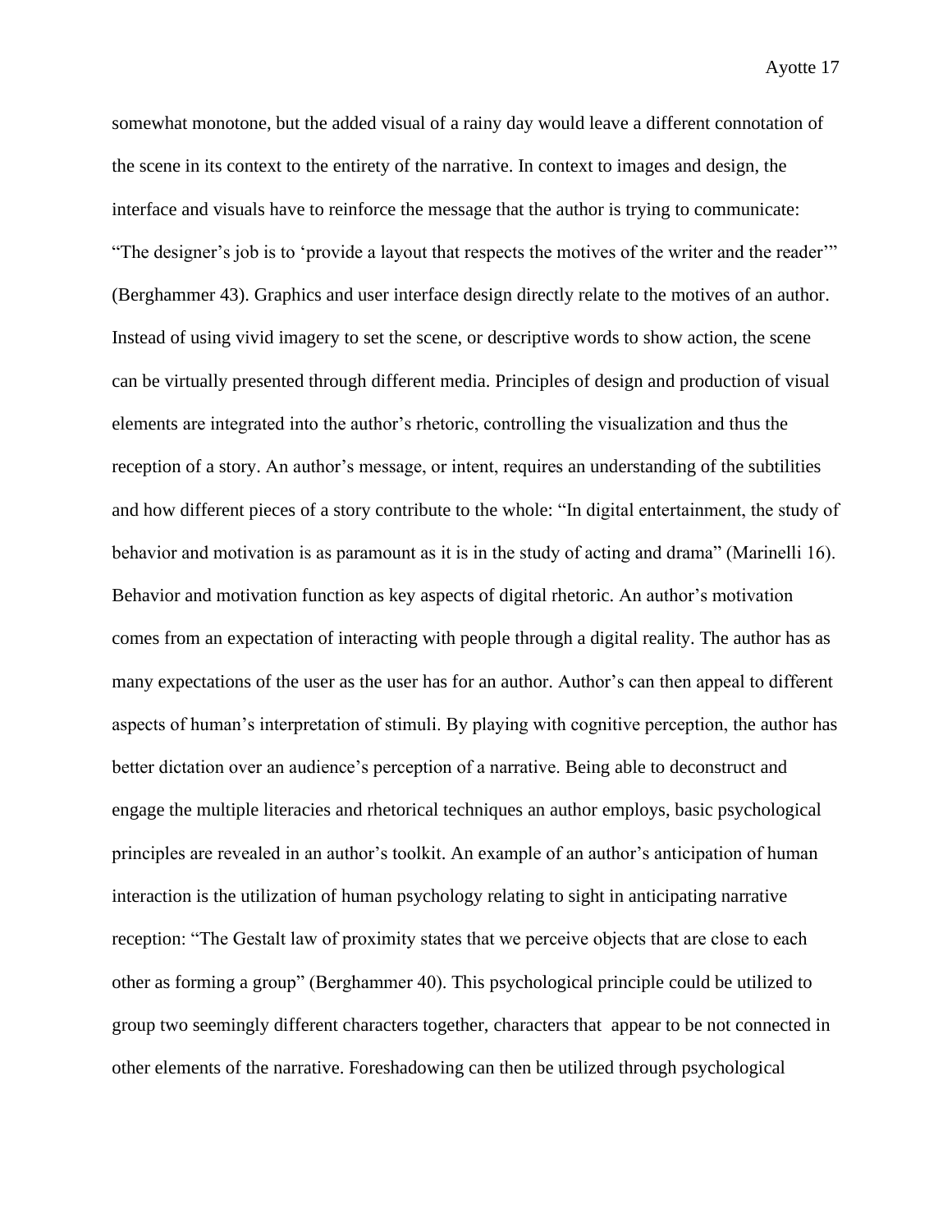somewhat monotone, but the added visual of a rainy day would leave a different connotation of the scene in its context to the entirety of the narrative. In context to images and design, the interface and visuals have to reinforce the message that the author is trying to communicate: "The designer's job is to 'provide a layout that respects the motives of the writer and the reader'" (Berghammer 43). Graphics and user interface design directly relate to the motives of an author. Instead of using vivid imagery to set the scene, or descriptive words to show action, the scene can be virtually presented through different media. Principles of design and production of visual elements are integrated into the author's rhetoric, controlling the visualization and thus the reception of a story. An author's message, or intent, requires an understanding of the subtilities and how different pieces of a story contribute to the whole: "In digital entertainment, the study of behavior and motivation is as paramount as it is in the study of acting and drama" (Marinelli 16). Behavior and motivation function as key aspects of digital rhetoric. An author's motivation comes from an expectation of interacting with people through a digital reality. The author has as many expectations of the user as the user has for an author. Author's can then appeal to different aspects of human's interpretation of stimuli. By playing with cognitive perception, the author has better dictation over an audience's perception of a narrative. Being able to deconstruct and engage the multiple literacies and rhetorical techniques an author employs, basic psychological principles are revealed in an author's toolkit. An example of an author's anticipation of human interaction is the utilization of human psychology relating to sight in anticipating narrative reception: "The Gestalt law of proximity states that we perceive objects that are close to each other as forming a group" (Berghammer 40). This psychological principle could be utilized to group two seemingly different characters together, characters that appear to be not connected in other elements of the narrative. Foreshadowing can then be utilized through psychological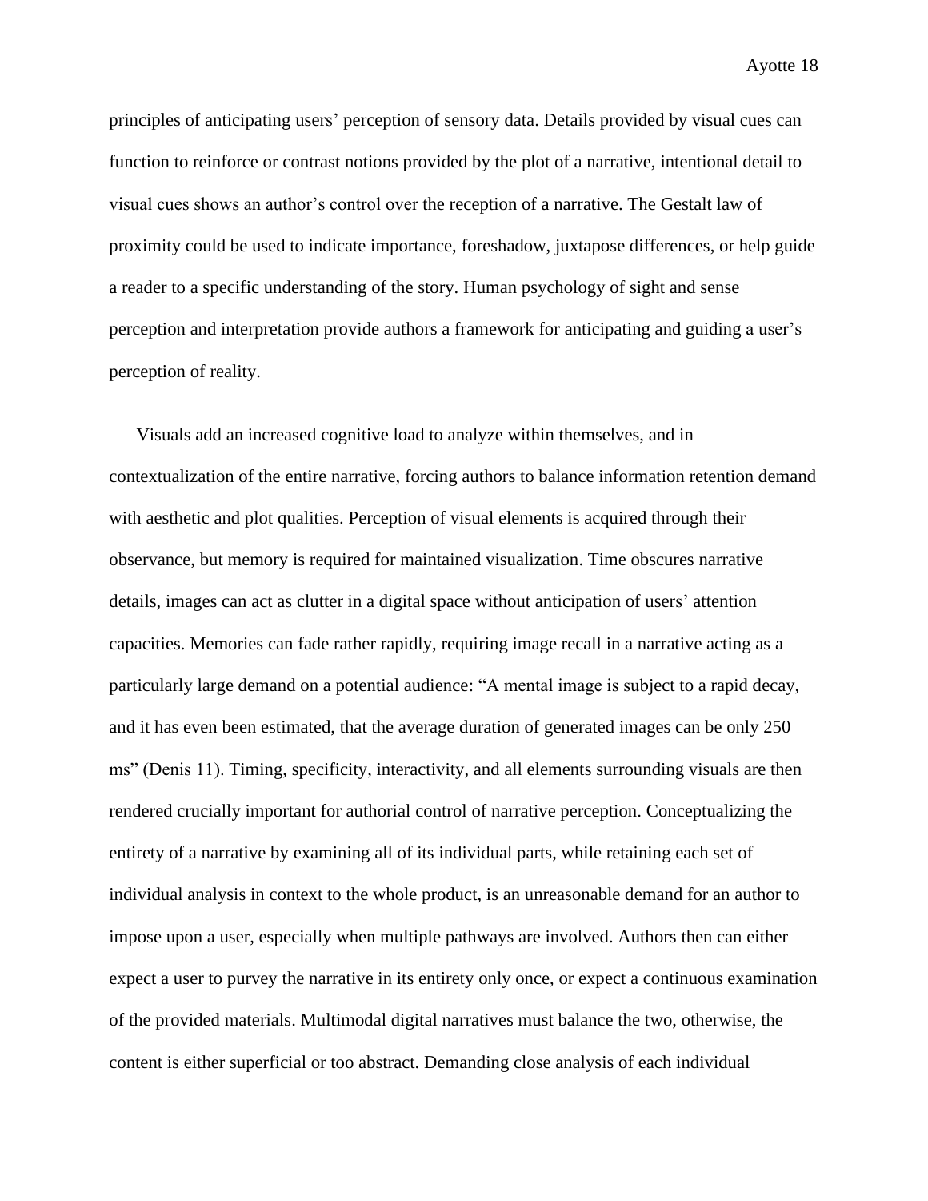principles of anticipating users' perception of sensory data. Details provided by visual cues can function to reinforce or contrast notions provided by the plot of a narrative, intentional detail to visual cues shows an author's control over the reception of a narrative. The Gestalt law of proximity could be used to indicate importance, foreshadow, juxtapose differences, or help guide a reader to a specific understanding of the story. Human psychology of sight and sense perception and interpretation provide authors a framework for anticipating and guiding a user's perception of reality.

Visuals add an increased cognitive load to analyze within themselves, and in contextualization of the entire narrative, forcing authors to balance information retention demand with aesthetic and plot qualities. Perception of visual elements is acquired through their observance, but memory is required for maintained visualization. Time obscures narrative details, images can act as clutter in a digital space without anticipation of users' attention capacities. Memories can fade rather rapidly, requiring image recall in a narrative acting as a particularly large demand on a potential audience: "A mental image is subject to a rapid decay, and it has even been estimated, that the average duration of generated images can be only 250 ms" (Denis 11). Timing, specificity, interactivity, and all elements surrounding visuals are then rendered crucially important for authorial control of narrative perception. Conceptualizing the entirety of a narrative by examining all of its individual parts, while retaining each set of individual analysis in context to the whole product, is an unreasonable demand for an author to impose upon a user, especially when multiple pathways are involved. Authors then can either expect a user to purvey the narrative in its entirety only once, or expect a continuous examination of the provided materials. Multimodal digital narratives must balance the two, otherwise, the content is either superficial or too abstract. Demanding close analysis of each individual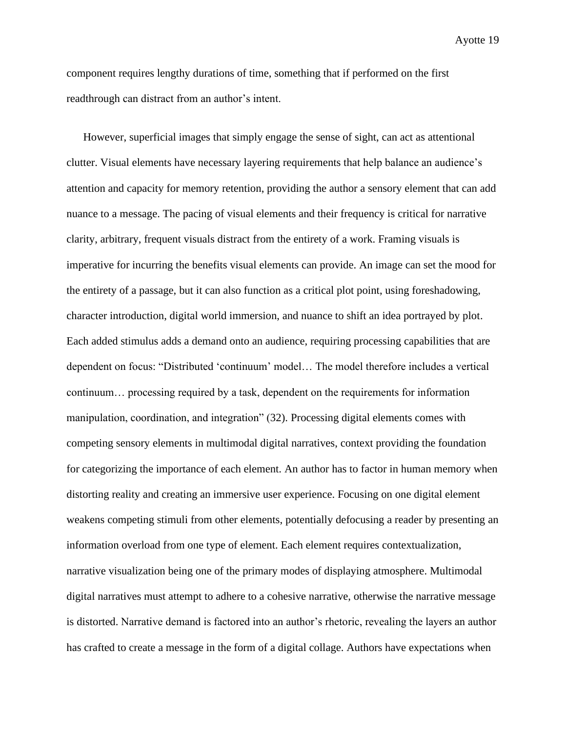component requires lengthy durations of time, something that if performed on the first readthrough can distract from an author's intent.

However, superficial images that simply engage the sense of sight, can act as attentional clutter. Visual elements have necessary layering requirements that help balance an audience's attention and capacity for memory retention, providing the author a sensory element that can add nuance to a message. The pacing of visual elements and their frequency is critical for narrative clarity, arbitrary, frequent visuals distract from the entirety of a work. Framing visuals is imperative for incurring the benefits visual elements can provide. An image can set the mood for the entirety of a passage, but it can also function as a critical plot point, using foreshadowing, character introduction, digital world immersion, and nuance to shift an idea portrayed by plot. Each added stimulus adds a demand onto an audience, requiring processing capabilities that are dependent on focus: "Distributed 'continuum' model… The model therefore includes a vertical continuum… processing required by a task, dependent on the requirements for information manipulation, coordination, and integration" (32). Processing digital elements comes with competing sensory elements in multimodal digital narratives, context providing the foundation for categorizing the importance of each element. An author has to factor in human memory when distorting reality and creating an immersive user experience. Focusing on one digital element weakens competing stimuli from other elements, potentially defocusing a reader by presenting an information overload from one type of element. Each element requires contextualization, narrative visualization being one of the primary modes of displaying atmosphere. Multimodal digital narratives must attempt to adhere to a cohesive narrative, otherwise the narrative message is distorted. Narrative demand is factored into an author's rhetoric, revealing the layers an author has crafted to create a message in the form of a digital collage. Authors have expectations when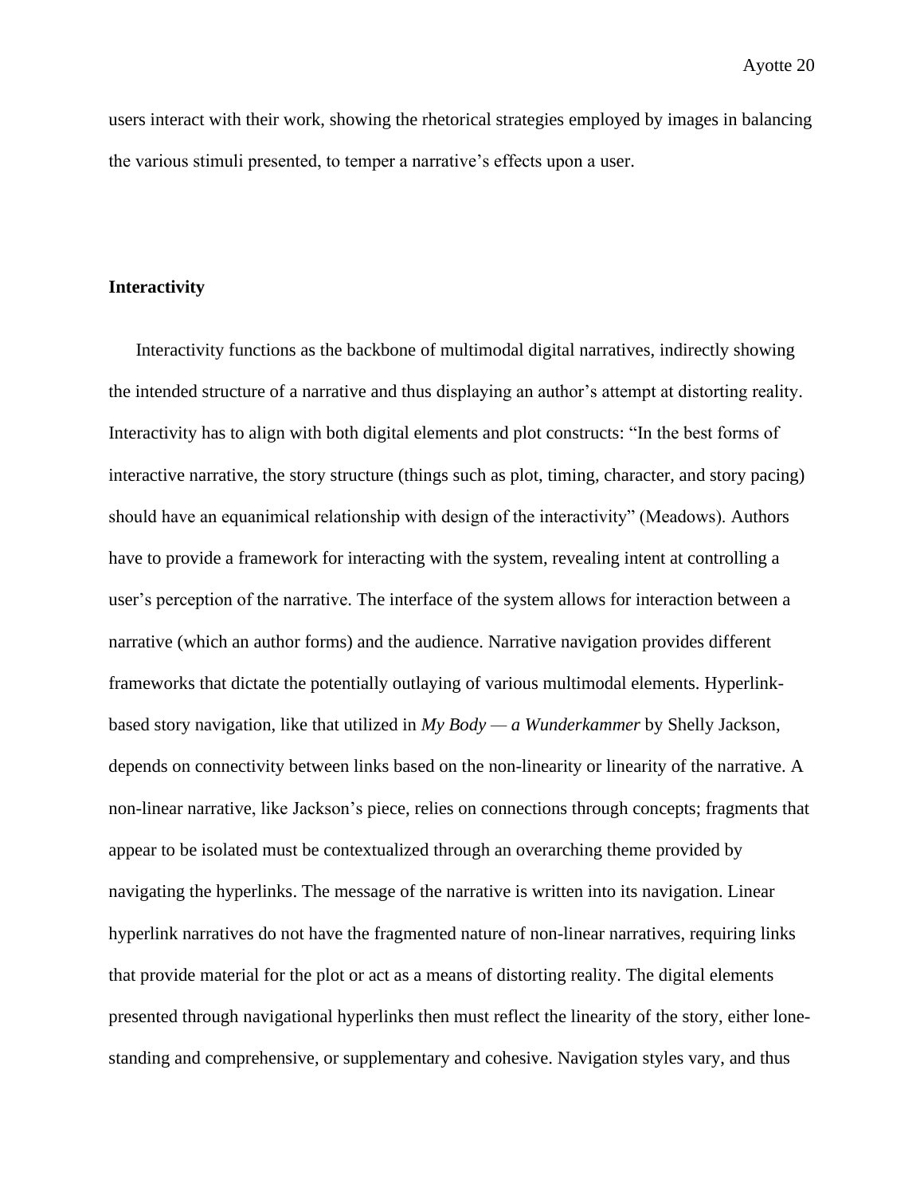users interact with their work, showing the rhetorical strategies employed by images in balancing the various stimuli presented, to temper a narrative's effects upon a user.

## Interactivity

Interactivity functions as the backbone of multimodal digital narratives, indirectly showing the intended structure of a narrative and thus displaying an author's attempt at distorting reality. Interactivity has to align with both digital elements and plot constructs: "In the best forms of interactive narrative, the story structure (things such as plot, timing, character, and story pacing) should have an equanimical relationship with design of the interactivity" (Meadows). Authors have to provide a framework for interacting with the system, revealing intent at controlling a user's perception of the narrative. The interface of the system allows for interaction between a narrative (which an author forms) and the audience. Narrative navigation provides different frameworks that dictate the potentially outlaying of various multimodal elements. Hyperlink-based story navigation, like that utilized in *My Body — a Wunderkammer* by Shelly Jackson, depends on connectivity between links based on the non-linearity or linearity of the narrative. A non-linear narrative, like Jackson's piece, relies on connections through concepts; fragments that appear to be isolated must be contextualized through an overarching theme provided by navigating the hyperlinks. The message of the narrative is written into its navigation. Linear hyperlink narratives do not have the fragmented nature of non-linear narratives, requiring links that provide material for the plot or act as a means of distorting reality. The digital elements presented through navigational hyperlinks then must reflect the linearity of the story, either lone-standing and comprehensive, or supplementary and cohesive. Navigation styles vary, and thus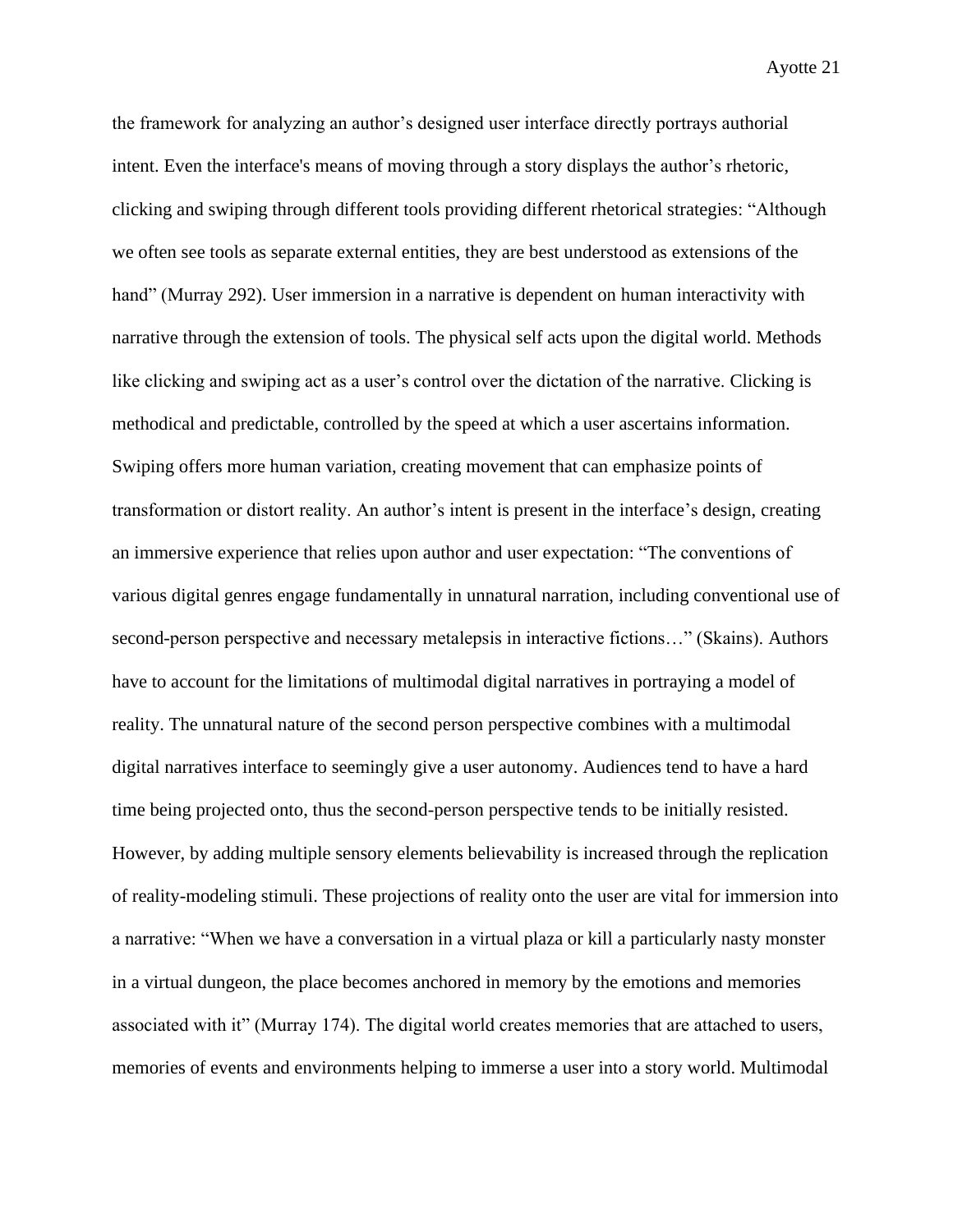the framework for analyzing an author's designed user interface directly portrays authorial intent. Even the interface's means of moving through a story displays the author's rhetoric, clicking and swiping through different tools providing different rhetorical strategies: "Although we often see tools as separate external entities, they are best understood as extensions of the hand" (Murray 292). User immersion in a narrative is dependent on human interactivity with narrative through the extension of tools. The physical self acts upon the digital world. Methods like clicking and swiping act as a user's control over the dictation of the narrative. Clicking is methodical and predictable, controlled by the speed at which a user ascertains information. Swiping offers more human variation, creating movement that can emphasize points of transformation or distort reality. An author's intent is present in the interface's design, creating an immersive experience that relies upon author and user expectation: "The conventions of various digital genres engage fundamentally in unnatural narration, including conventional use of second-person perspective and necessary metalepsis in interactive fictions…" (Skains). Authors have to account for the limitations of multimodal digital narratives in portraying a model of reality. The unnatural nature of the second person perspective combines with a multimodal digital narratives interface to seemingly give a user autonomy. Audiences tend to have a hard time being projected onto, thus the second-person perspective tends to be initially resisted. However, by adding multiple sensory elements believability is increased through the replication of reality-modeling stimuli. These projections of reality onto the user are vital for immersion into a narrative: "When we have a conversation in a virtual plaza or kill a particularly nasty monster in a virtual dungeon, the place becomes anchored in memory by the emotions and memories associated with it" (Murray 174). The digital world creates memories that are attached to users, memories of events and environments helping to immerse a user into a story world. Multimodal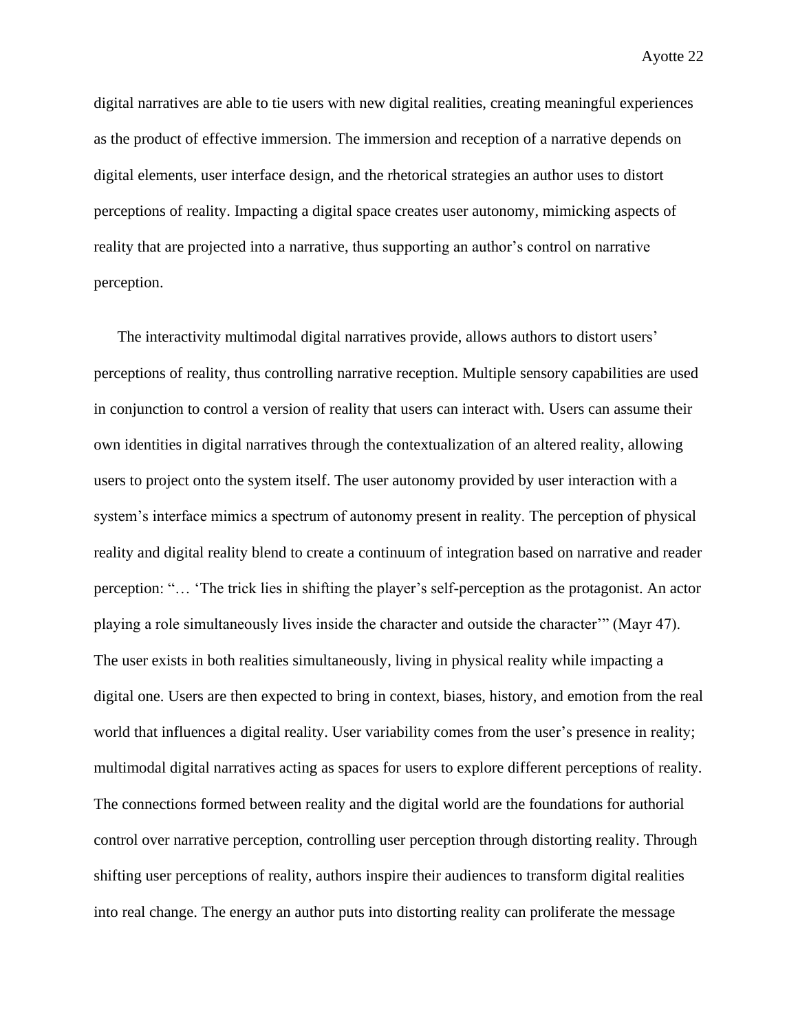digital narratives are able to tie users with new digital realities, creating meaningful experiences as the product of effective immersion. The immersion and reception of a narrative depends on digital elements, user interface design, and the rhetorical strategies an author uses to distort perceptions of reality. Impacting a digital space creates user autonomy, mimicking aspects of reality that are projected into a narrative, thus supporting an author's control on narrative perception.

The interactivity multimodal digital narratives provide, allows authors to distort users' perceptions of reality, thus controlling narrative reception. Multiple sensory capabilities are used in conjunction to control a version of reality that users can interact with. Users can assume their own identities in digital narratives through the contextualization of an altered reality, allowing users to project onto the system itself. The user autonomy provided by user interaction with a system's interface mimics a spectrum of autonomy present in reality. The perception of physical reality and digital reality blend to create a continuum of integration based on narrative and reader perception: "… 'The trick lies in shifting the player's self-perception as the protagonist. An actor playing a role simultaneously lives inside the character and outside the character'" (Mayr 47). The user exists in both realities simultaneously, living in physical reality while impacting a digital one. Users are then expected to bring in context, biases, history, and emotion from the real world that influences a digital reality. User variability comes from the user's presence in reality; multimodal digital narratives acting as spaces for users to explore different perceptions of reality. The connections formed between reality and the digital world are the foundations for authorial control over narrative perception, controlling user perception through distorting reality. Through shifting user perceptions of reality, authors inspire their audiences to transform digital realities into real change. The energy an author puts into distorting reality can proliferate the message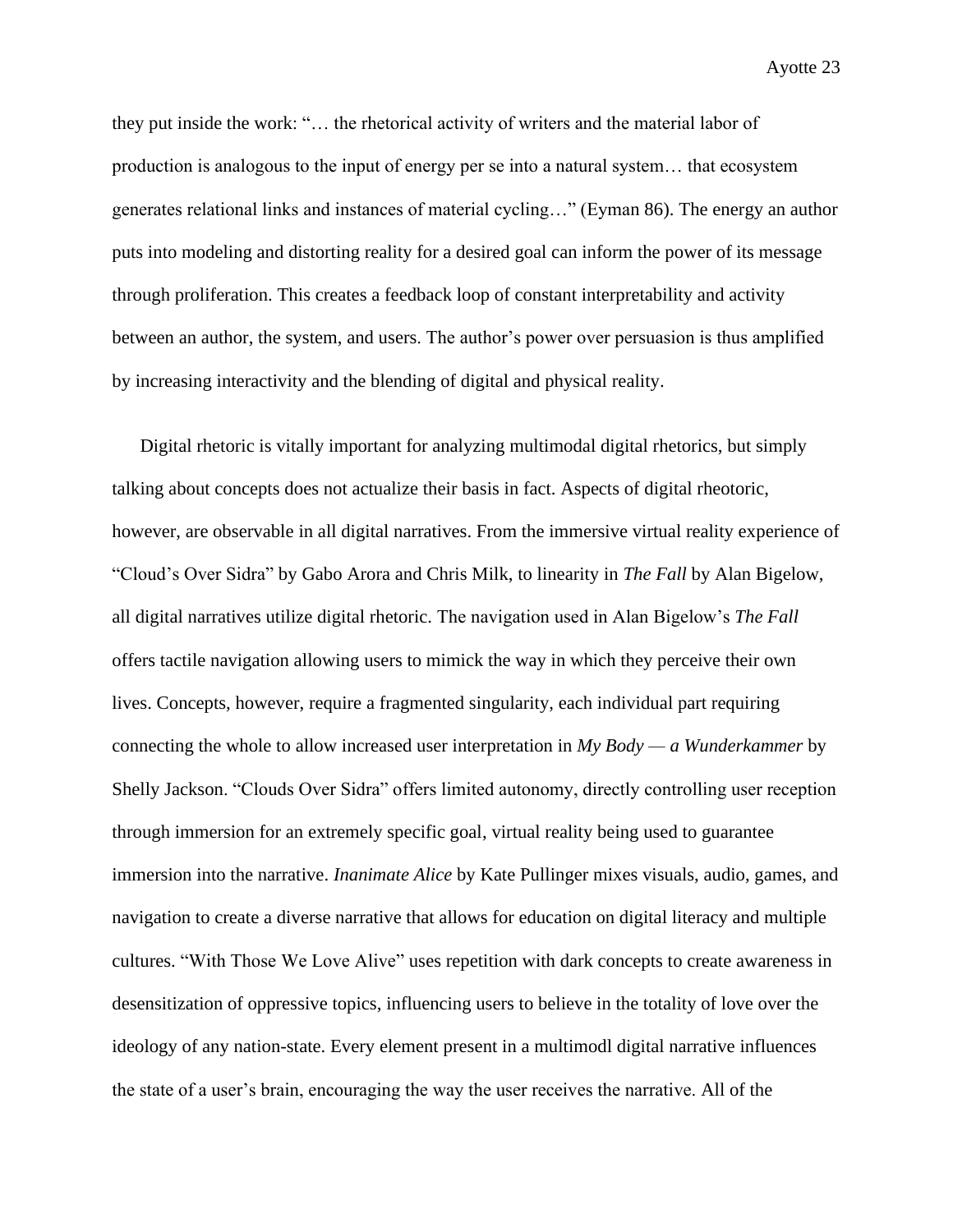they put inside the work: "… the rhetorical activity of writers and the material labor of production is analogous to the input of energy per se into a natural system… that ecosystem generates relational links and instances of material cycling…" (Eyman 86). The energy an author puts into modeling and distorting reality for a desired goal can inform the power of its message through proliferation. This creates a feedback loop of constant interpretability and activity between an author, the system, and users. The author's power over persuasion is thus amplified by increasing interactivity and the blending of digital and physical reality.

Digital rhetoric is vitally important for analyzing multimodal digital rhetorics, but simply talking about concepts does not actualize their basis in fact. Aspects of digital rheotoric, however, are observable in all digital narratives. From the immersive virtual reality experience of "Cloud's Over Sidra" by Gabo Arora and Chris Milk, to linearity in *The Fall* by Alan Bigelow, all digital narratives utilize digital rhetoric. The navigation used in Alan Bigelow's *The Fall* offers tactile navigation allowing users to mimick the way in which they perceive their own lives. Concepts, however, require a fragmented singularity, each individual part requiring connecting the whole to allow increased user interpretation in *My Body — a Wunderkammer* by Shelly Jackson. "Clouds Over Sidra" offers limited autonomy, directly controlling user reception through immersion for an extremely specific goal, virtual reality being used to guarantee immersion into the narrative. *Inanimate Alice* by Kate Pullinger mixes visuals, audio, games, and navigation to create a diverse narrative that allows for education on digital literacy and multiple cultures. "With Those We Love Alive" uses repetition with dark concepts to create awareness in desensitization of oppressive topics, influencing users to believe in the totality of love over the ideology of any nation-state. Every element present in a multimodl digital narrative influences the state of a user's brain, encouraging the way the user receives the narrative. All of the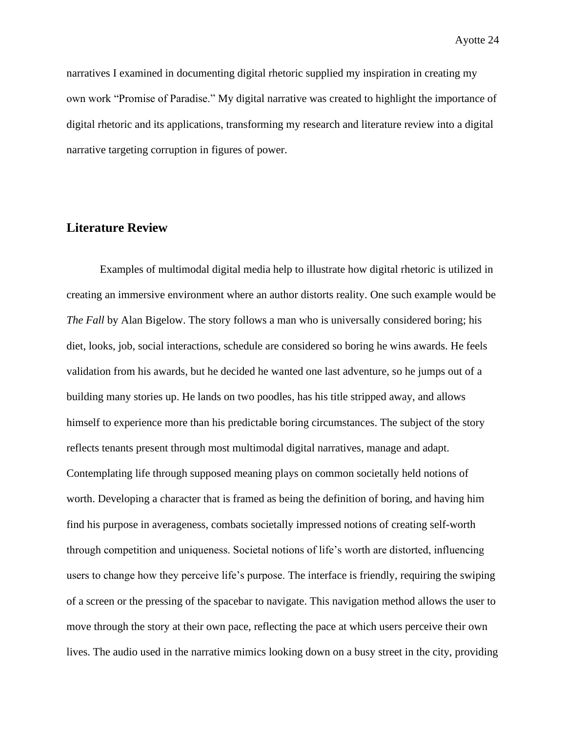narratives I examined in documenting digital rhetoric supplied my inspiration in creating my own work "Promise of Paradise." My digital narrative was created to highlight the importance of digital rhetoric and its applications, transforming my research and literature review into a digital narrative targeting corruption in figures of power.

## Literature Review

Examples of multimodal digital media help to illustrate how digital rhetoric is utilized in creating an immersive environment where an author distorts reality. One such example would be *The Fall* by Alan Bigelow. The story follows a man who is universally considered boring; his diet, looks, job, social interactions, schedule are considered so boring he wins awards. He feels validation from his awards, but he decided he wanted one last adventure, so he jumps out of a building many stories up. He lands on two poodles, has his title stripped away, and allows himself to experience more than his predictable boring circumstances. The subject of the story reflects tenants present through most multimodal digital narratives, manage and adapt. Contemplating life through supposed meaning plays on common societally held notions of worth. Developing a character that is framed as being the definition of boring, and having him find his purpose in averageness, combats societally impressed notions of creating self-worth through competition and uniqueness. Societal notions of life's worth are distorted, influencing users to change how they perceive life's purpose. The interface is friendly, requiring the swiping of a screen or the pressing of the spacebar to navigate. This navigation method allows the user to move through the story at their own pace, reflecting the pace at which users perceive their own lives. The audio used in the narrative mimics looking down on a busy street in the city, providing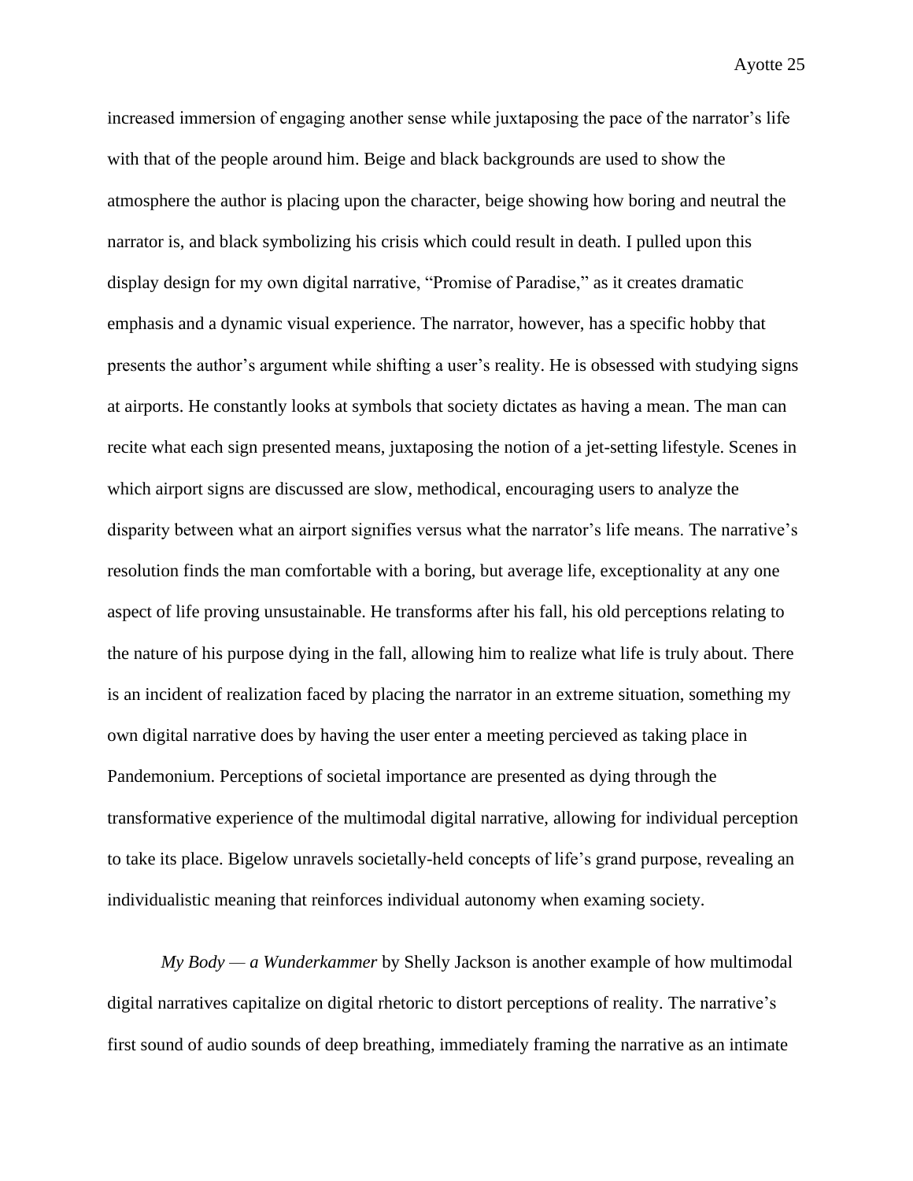increased immersion of engaging another sense while juxtaposing the pace of the narrator's life with that of the people around him. Beige and black backgrounds are used to show the atmosphere the author is placing upon the character, beige showing how boring and neutral the narrator is, and black symbolizing his crisis which could result in death. I pulled upon this display design for my own digital narrative, "Promise of Paradise," as it creates dramatic emphasis and a dynamic visual experience. The narrator, however, has a specific hobby that presents the author's argument while shifting a user's reality. He is obsessed with studying signs at airports. He constantly looks at symbols that society dictates as having a mean. The man can recite what each sign presented means, juxtaposing the notion of a jet-setting lifestyle. Scenes in which airport signs are discussed are slow, methodical, encouraging users to analyze the disparity between what an airport signifies versus what the narrator's life means. The narrative's resolution finds the man comfortable with a boring, but average life, exceptionality at any one aspect of life proving unsustainable. He transforms after his fall, his old perceptions relating to the nature of his purpose dying in the fall, allowing him to realize what life is truly about. There is an incident of realization faced by placing the narrator in an extreme situation, something my own digital narrative does by having the user enter a meeting percieved as taking place in Pandemonium. Perceptions of societal importance are presented as dying through the transformative experience of the multimodal digital narrative, allowing for individual perception to take its place. Bigelow unravels societally-held concepts of life's grand purpose, revealing an individualistic meaning that reinforces individual autonomy when examing society.

*My Body — a Wunderkammer* by Shelly Jackson is another example of how multimodal digital narratives capitalize on digital rhetoric to distort perceptions of reality. The narrative's first sound of audio sounds of deep breathing, immediately framing the narrative as an intimate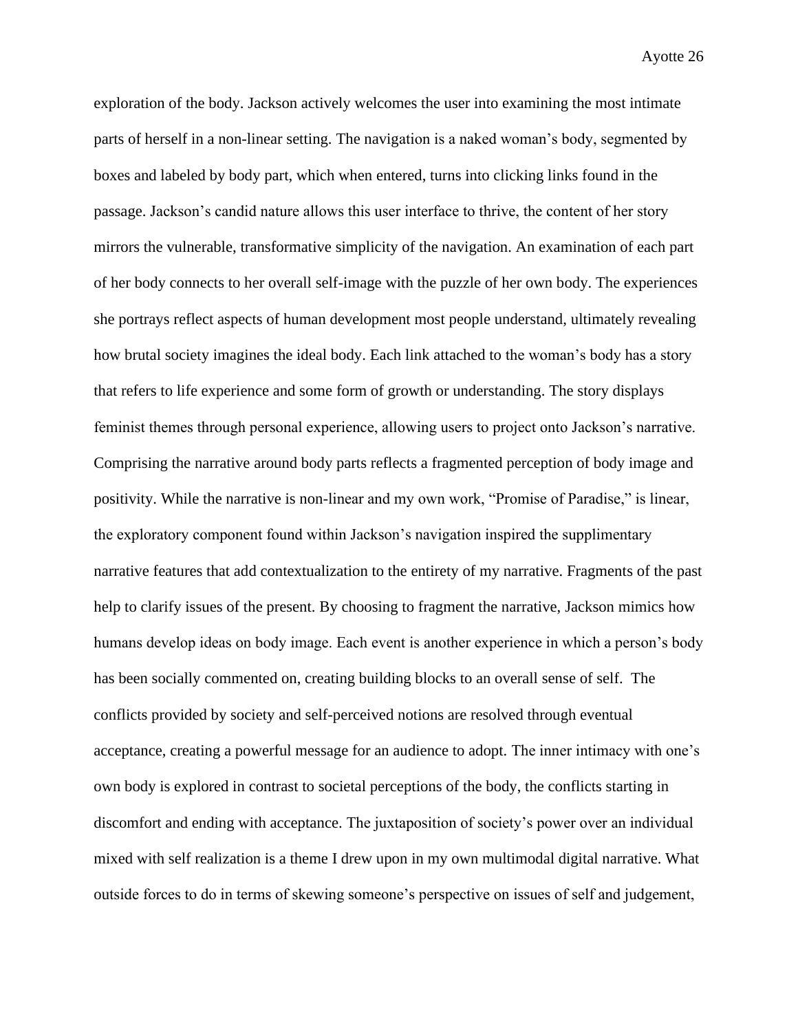exploration of the body. Jackson actively welcomes the user into examining the most intimate parts of herself in a non-linear setting. The navigation is a naked woman's body, segmented by boxes and labeled by body part, which when entered, turns into clicking links found in the passage. Jackson's candid nature allows this user interface to thrive, the content of her story mirrors the vulnerable, transformative simplicity of the navigation. An examination of each part of her body connects to her overall self-image with the puzzle of her own body. The experiences she portrays reflect aspects of human development most people understand, ultimately revealing how brutal society imagines the ideal body. Each link attached to the woman's body has a story that refers to life experience and some form of growth or understanding. The story displays feminist themes through personal experience, allowing users to project onto Jackson's narrative. Comprising the narrative around body parts reflects a fragmented perception of body image and positivity. While the narrative is non-linear and my own work, "Promise of Paradise," is linear, the exploratory component found within Jackson's navigation inspired the supplimentary narrative features that add contextualization to the entirety of my narrative. Fragments of the past help to clarify issues of the present. By choosing to fragment the narrative, Jackson mimics how humans develop ideas on body image. Each event is another experience in which a person's body has been socially commented on, creating building blocks to an overall sense of self. The conflicts provided by society and self-perceived notions are resolved through eventual acceptance, creating a powerful message for an audience to adopt. The inner intimacy with one's own body is explored in contrast to societal perceptions of the body, the conflicts starting in discomfort and ending with acceptance. The juxtaposition of society's power over an individual mixed with self realization is a theme I drew upon in my own multimodal digital narrative. What outside forces to do in terms of skewing someone's perspective on issues of self and judgement,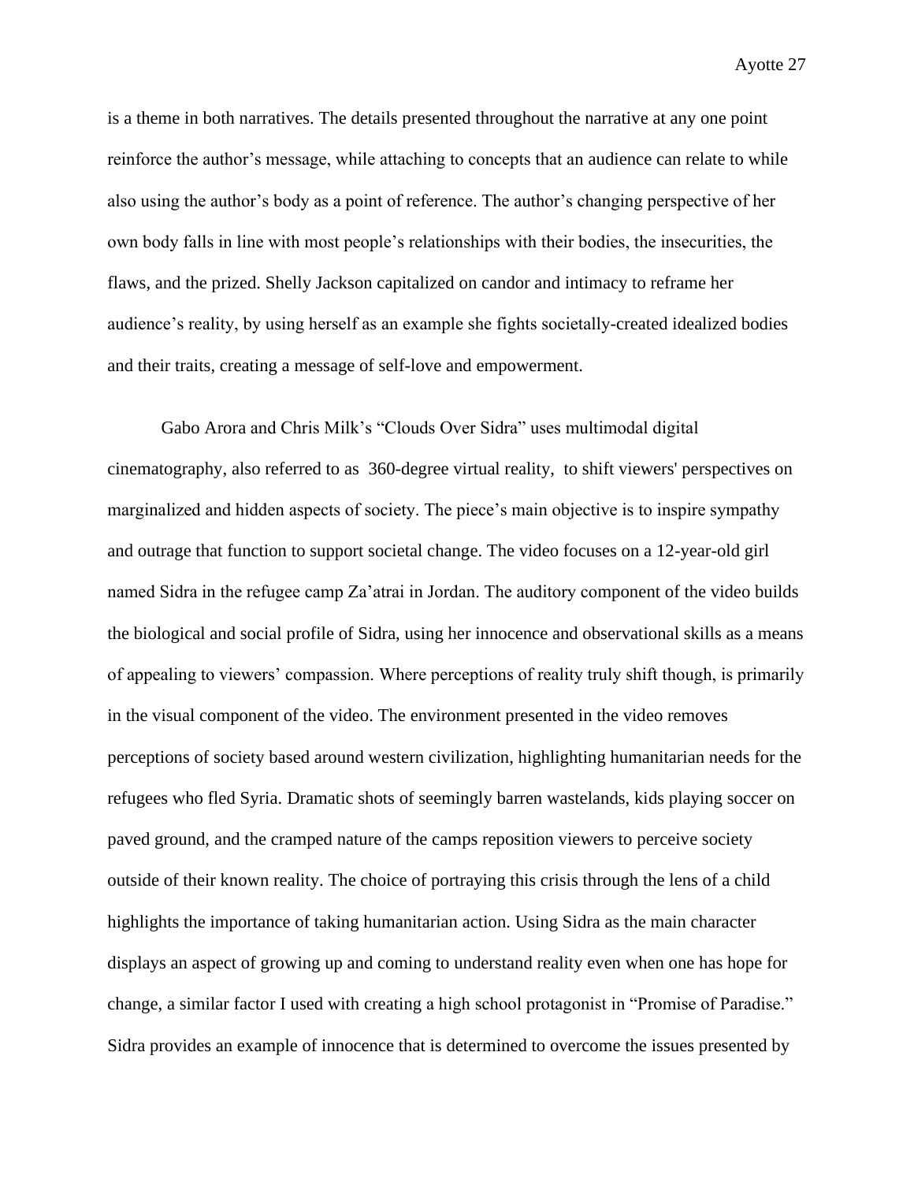is a theme in both narratives. The details presented throughout the narrative at any one point reinforce the author's message, while attaching to concepts that an audience can relate to while also using the author's body as a point of reference. The author's changing perspective of her own body falls in line with most people's relationships with their bodies, the insecurities, the flaws, and the prized. Shelly Jackson capitalized on candor and intimacy to reframe her audience's reality, by using herself as an example she fights societally-created idealized bodies and their traits, creating a message of self-love and empowerment.

Gabo Arora and Chris Milk's "Clouds Over Sidra" uses multimodal digital cinematography, also referred to as 360-degree virtual reality, to shift viewers' perspectives on marginalized and hidden aspects of society. The piece's main objective is to inspire sympathy and outrage that function to support societal change. The video focuses on a 12-year-old girl named Sidra in the refugee camp Za'atrai in Jordan. The auditory component of the video builds the biological and social profile of Sidra, using her innocence and observational skills as a means of appealing to viewers' compassion. Where perceptions of reality truly shift though, is primarily in the visual component of the video. The environment presented in the video removes perceptions of society based around western civilization, highlighting humanitarian needs for the refugees who fled Syria. Dramatic shots of seemingly barren wastelands, kids playing soccer on paved ground, and the cramped nature of the camps reposition viewers to perceive society outside of their known reality. The choice of portraying this crisis through the lens of a child highlights the importance of taking humanitarian action. Using Sidra as the main character displays an aspect of growing up and coming to understand reality even when one has hope for change, a similar factor I used with creating a high school protagonist in "Promise of Paradise." Sidra provides an example of innocence that is determined to overcome the issues presented by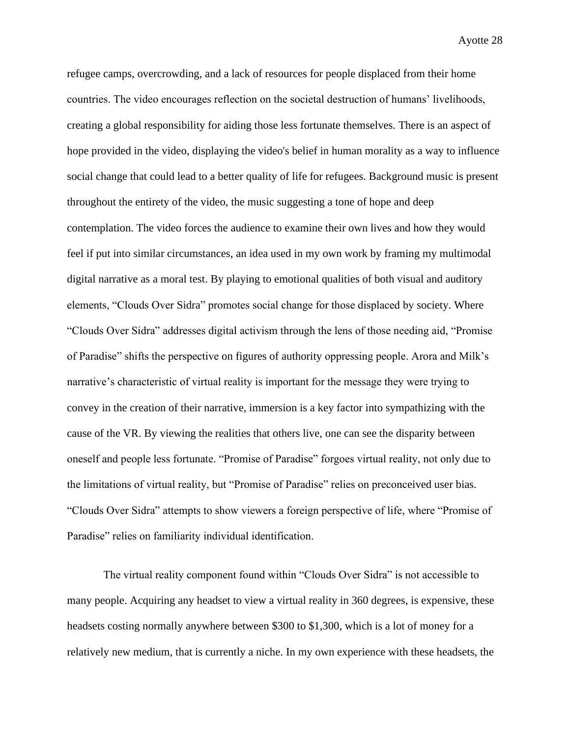refugee camps, overcrowding, and a lack of resources for people displaced from their home countries. The video encourages reflection on the societal destruction of humans' livelihoods, creating a global responsibility for aiding those less fortunate themselves. There is an aspect of hope provided in the video, displaying the video's belief in human morality as a way to influence social change that could lead to a better quality of life for refugees. Background music is present throughout the entirety of the video, the music suggesting a tone of hope and deep contemplation. The video forces the audience to examine their own lives and how they would feel if put into similar circumstances, an idea used in my own work by framing my multimodal digital narrative as a moral test. By playing to emotional qualities of both visual and auditory elements, "Clouds Over Sidra" promotes social change for those displaced by society. Where "Clouds Over Sidra" addresses digital activism through the lens of those needing aid, "Promise of Paradise" shifts the perspective on figures of authority oppressing people. Arora and Milk's narrative's characteristic of virtual reality is important for the message they were trying to convey in the creation of their narrative, immersion is a key factor into sympathizing with the cause of the VR. By viewing the realities that others live, one can see the disparity between oneself and people less fortunate. "Promise of Paradise" forgoes virtual reality, not only due to the limitations of virtual reality, but "Promise of Paradise" relies on preconceived user bias. "Clouds Over Sidra" attempts to show viewers a foreign perspective of life, where "Promise of Paradise" relies on familiarity individual identification.

The virtual reality component found within "Clouds Over Sidra" is not accessible to many people. Acquiring any headset to view a virtual reality in 360 degrees, is expensive, these headsets costing normally anywhere between $300 to $1,300, which is a lot of money for a relatively new medium, that is currently a niche. In my own experience with these headsets, the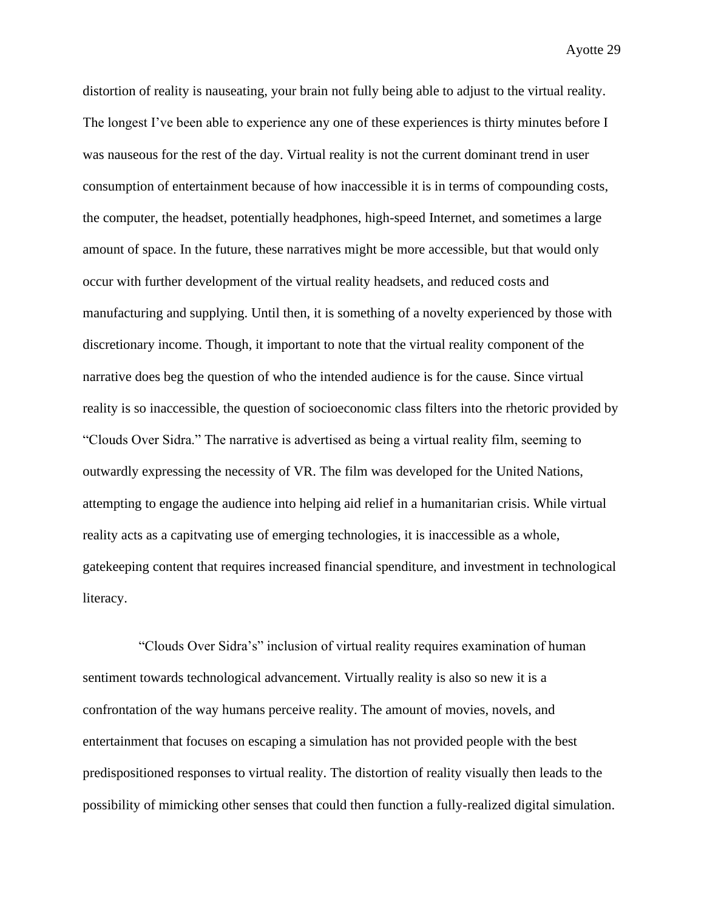distortion of reality is nauseating, your brain not fully being able to adjust to the virtual reality. The longest I've been able to experience any one of these experiences is thirty minutes before I was nauseous for the rest of the day. Virtual reality is not the current dominant trend in user consumption of entertainment because of how inaccessible it is in terms of compounding costs, the computer, the headset, potentially headphones, high-speed Internet, and sometimes a large amount of space. In the future, these narratives might be more accessible, but that would only occur with further development of the virtual reality headsets, and reduced costs and manufacturing and supplying. Until then, it is something of a novelty experienced by those with discretionary income. Though, it important to note that the virtual reality component of the narrative does beg the question of who the intended audience is for the cause. Since virtual reality is so inaccessible, the question of socioeconomic class filters into the rhetoric provided by "Clouds Over Sidra." The narrative is advertised as being a virtual reality film, seeming to outwardly expressing the necessity of VR. The film was developed for the United Nations, attempting to engage the audience into helping aid relief in a humanitarian crisis. While virtual reality acts as a capitvating use of emerging technologies, it is inaccessible as a whole, gatekeeping content that requires increased financial spenditure, and investment in technological literacy.

"Clouds Over Sidra's" inclusion of virtual reality requires examination of human sentiment towards technological advancement. Virtually reality is also so new it is a confrontation of the way humans perceive reality. The amount of movies, novels, and entertainment that focuses on escaping a simulation has not provided people with the best predispositioned responses to virtual reality. The distortion of reality visually then leads to the possibility of mimicking other senses that could then function a fully-realized digital simulation.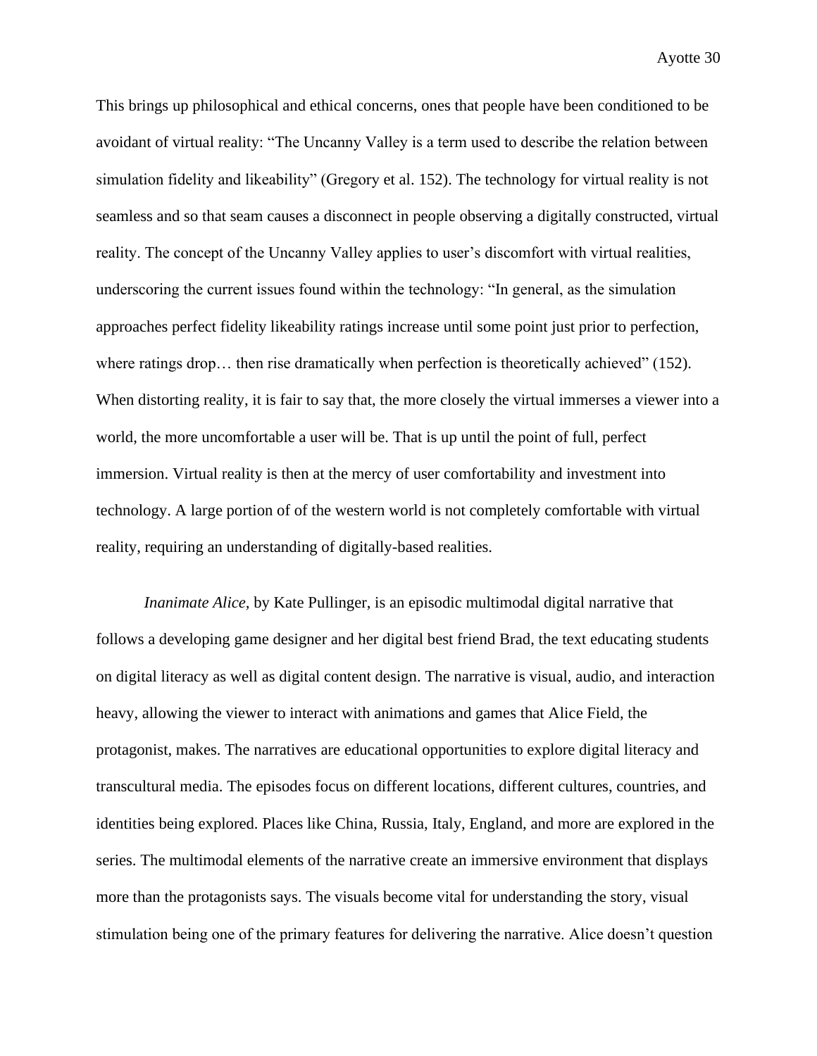This brings up philosophical and ethical concerns, ones that people have been conditioned to be avoidant of virtual reality: "The Uncanny Valley is a term used to describe the relation between simulation fidelity and likeability" (Gregory et al. 152). The technology for virtual reality is not seamless and so that seam causes a disconnect in people observing a digitally constructed, virtual reality. The concept of the Uncanny Valley applies to user's discomfort with virtual realities, underscoring the current issues found within the technology: "In general, as the simulation approaches perfect fidelity likeability ratings increase until some point just prior to perfection, where ratings drop… then rise dramatically when perfection is theoretically achieved" (152). When distorting reality, it is fair to say that, the more closely the virtual immerses a viewer into a world, the more uncomfortable a user will be. That is up until the point of full, perfect immersion. Virtual reality is then at the mercy of user comfortability and investment into technology. A large portion of of the western world is not completely comfortable with virtual reality, requiring an understanding of digitally-based realities.

*Inanimate Alice*, by Kate Pullinger, is an episodic multimodal digital narrative that follows a developing game designer and her digital best friend Brad, the text educating students on digital literacy as well as digital content design. The narrative is visual, audio, and interaction heavy, allowing the viewer to interact with animations and games that Alice Field, the protagonist, makes. The narratives are educational opportunities to explore digital literacy and transcultural media. The episodes focus on different locations, different cultures, countries, and identities being explored. Places like China, Russia, Italy, England, and more are explored in the series. The multimodal elements of the narrative create an immersive environment that displays more than the protagonists says. The visuals become vital for understanding the story, visual stimulation being one of the primary features for delivering the narrative. Alice doesn't question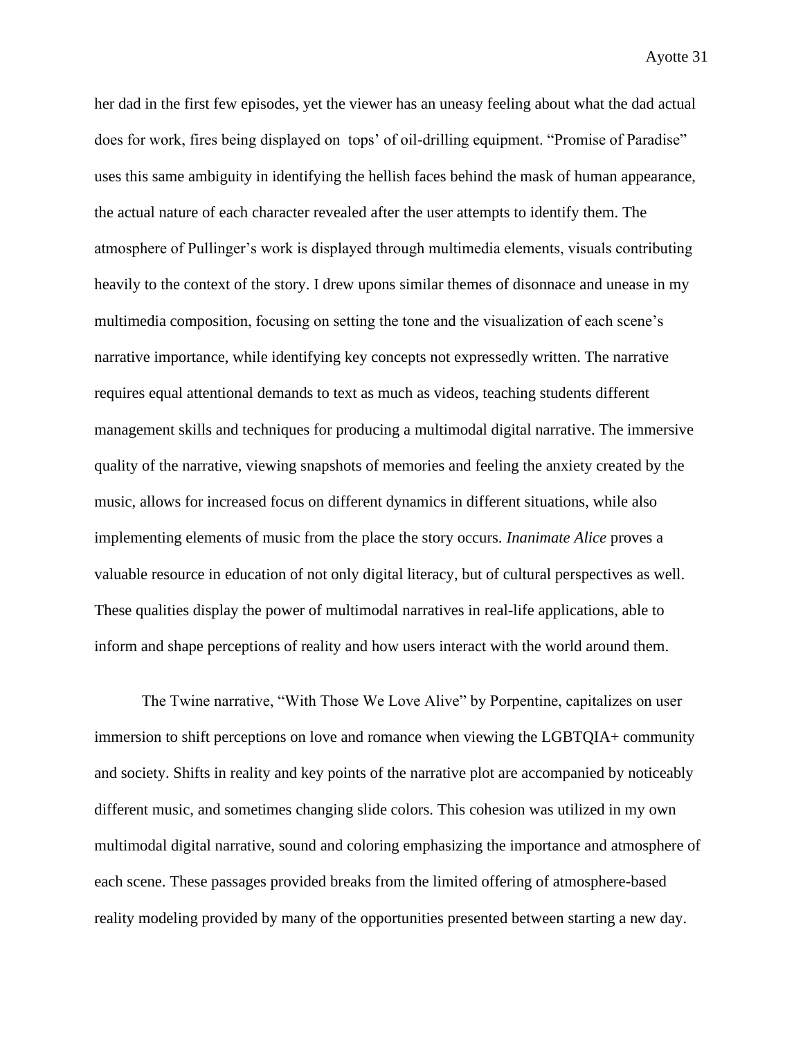her dad in the first few episodes, yet the viewer has an uneasy feeling about what the dad actual does for work, fires being displayed on  tops' of oil-drilling equipment. "Promise of Paradise" uses this same ambiguity in identifying the hellish faces behind the mask of human appearance, the actual nature of each character revealed after the user attempts to identify them. The atmosphere of Pullinger's work is displayed through multimedia elements, visuals contributing heavily to the context of the story. I drew upons similar themes of disonnace and unease in my multimedia composition, focusing on setting the tone and the visualization of each scene's narrative importance, while identifying key concepts not expressedly written. The narrative requires equal attentional demands to text as much as videos, teaching students different management skills and techniques for producing a multimodal digital narrative. The immersive quality of the narrative, viewing snapshots of memories and feeling the anxiety created by the music, allows for increased focus on different dynamics in different situations, while also implementing elements of music from the place the story occurs. *Inanimate Alice* proves a valuable resource in education of not only digital literacy, but of cultural perspectives as well. These qualities display the power of multimodal narratives in real-life applications, able to inform and shape perceptions of reality and how users interact with the world around them.

The Twine narrative, "With Those We Love Alive" by Porpentine, capitalizes on user immersion to shift perceptions on love and romance when viewing the LGBTQIA+ community and society. Shifts in reality and key points of the narrative plot are accompanied by noticeably different music, and sometimes changing slide colors. This cohesion was utilized in my own multimodal digital narrative, sound and coloring emphasizing the importance and atmosphere of each scene. These passages provided breaks from the limited offering of atmosphere-based reality modeling provided by many of the opportunities presented between starting a new day.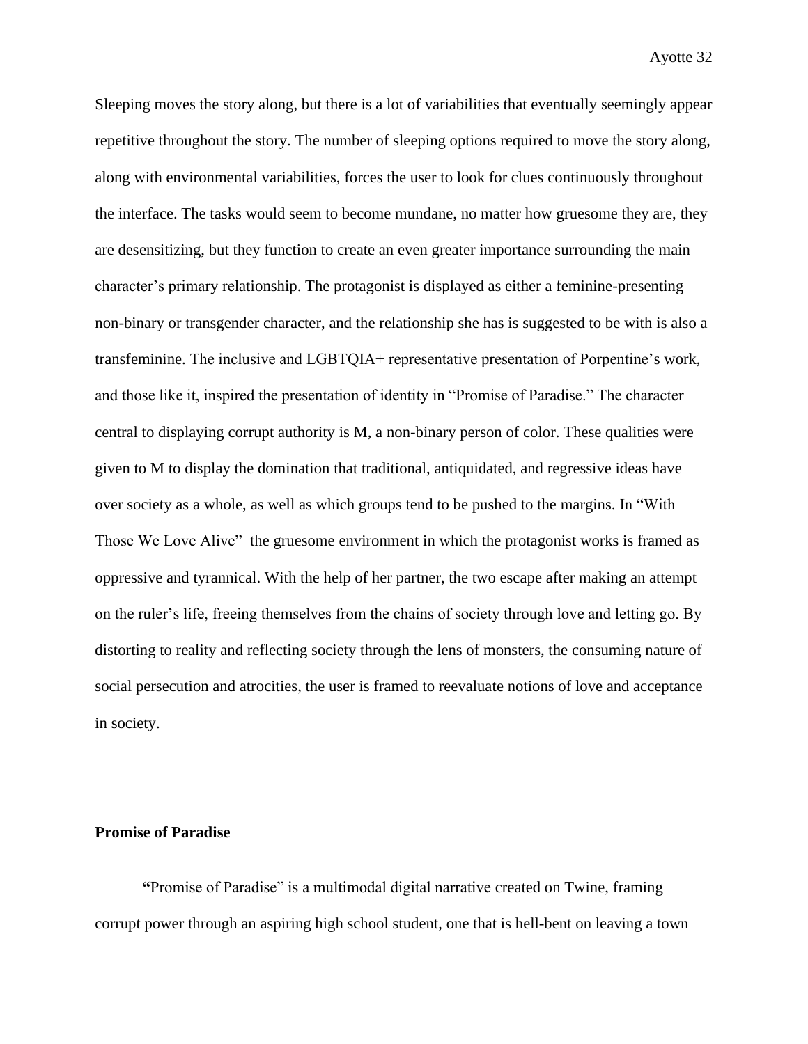Sleeping moves the story along, but there is a lot of variabilities that eventually seemingly appear repetitive throughout the story. The number of sleeping options required to move the story along, along with environmental variabilities, forces the user to look for clues continuously throughout the interface. The tasks would seem to become mundane, no matter how gruesome they are, they are desensitizing, but they function to create an even greater importance surrounding the main character's primary relationship. The protagonist is displayed as either a feminine-presenting non-binary or transgender character, and the relationship she has is suggested to be with is also a transfeminine. The inclusive and LGBTQIA+ representative presentation of Porpentine's work, and those like it, inspired the presentation of identity in "Promise of Paradise." The character central to displaying corrupt authority is M, a non-binary person of color. These qualities were given to M to display the domination that traditional, antiquidated, and regressive ideas have over society as a whole, as well as which groups tend to be pushed to the margins. In "With Those We Love Alive" the gruesome environment in which the protagonist works is framed as oppressive and tyrannical. With the help of her partner, the two escape after making an attempt on the ruler's life, freeing themselves from the chains of society through love and letting go. By distorting to reality and reflecting society through the lens of monsters, the consuming nature of social persecution and atrocities, the user is framed to reevaluate notions of love and acceptance in society.

## Promise of Paradise

"Promise of Paradise" is a multimodal digital narrative created on Twine, framing corrupt power through an aspiring high school student, one that is hell-bent on leaving a town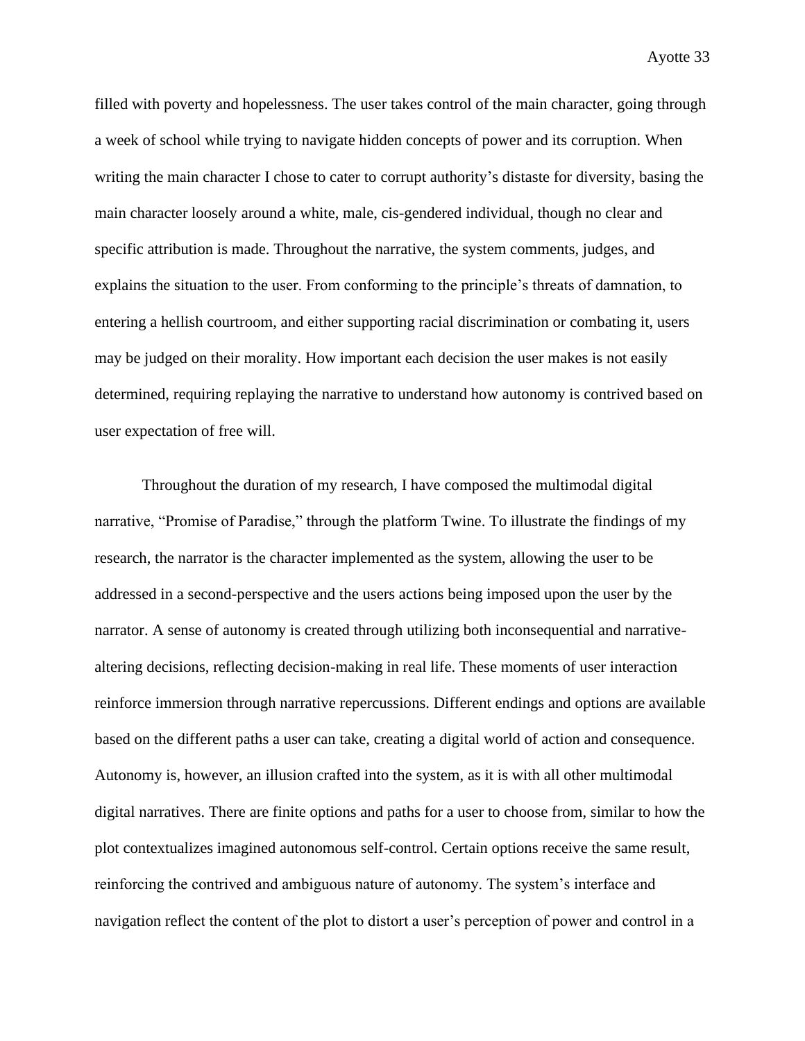filled with poverty and hopelessness. The user takes control of the main character, going through a week of school while trying to navigate hidden concepts of power and its corruption. When writing the main character I chose to cater to corrupt authority's distaste for diversity, basing the main character loosely around a white, male, cis-gendered individual, though no clear and specific attribution is made. Throughout the narrative, the system comments, judges, and explains the situation to the user. From conforming to the principle's threats of damnation, to entering a hellish courtroom, and either supporting racial discrimination or combating it, users may be judged on their morality. How important each decision the user makes is not easily determined, requiring replaying the narrative to understand how autonomy is contrived based on user expectation of free will.

Throughout the duration of my research, I have composed the multimodal digital narrative, "Promise of Paradise," through the platform Twine. To illustrate the findings of my research, the narrator is the character implemented as the system, allowing the user to be addressed in a second-perspective and the users actions being imposed upon the user by the narrator. A sense of autonomy is created through utilizing both inconsequential and narrative-altering decisions, reflecting decision-making in real life. These moments of user interaction reinforce immersion through narrative repercussions. Different endings and options are available based on the different paths a user can take, creating a digital world of action and consequence. Autonomy is, however, an illusion crafted into the system, as it is with all other multimodal digital narratives. There are finite options and paths for a user to choose from, similar to how the plot contextualizes imagined autonomous self-control. Certain options receive the same result, reinforcing the contrived and ambiguous nature of autonomy. The system's interface and navigation reflect the content of the plot to distort a user's perception of power and control in a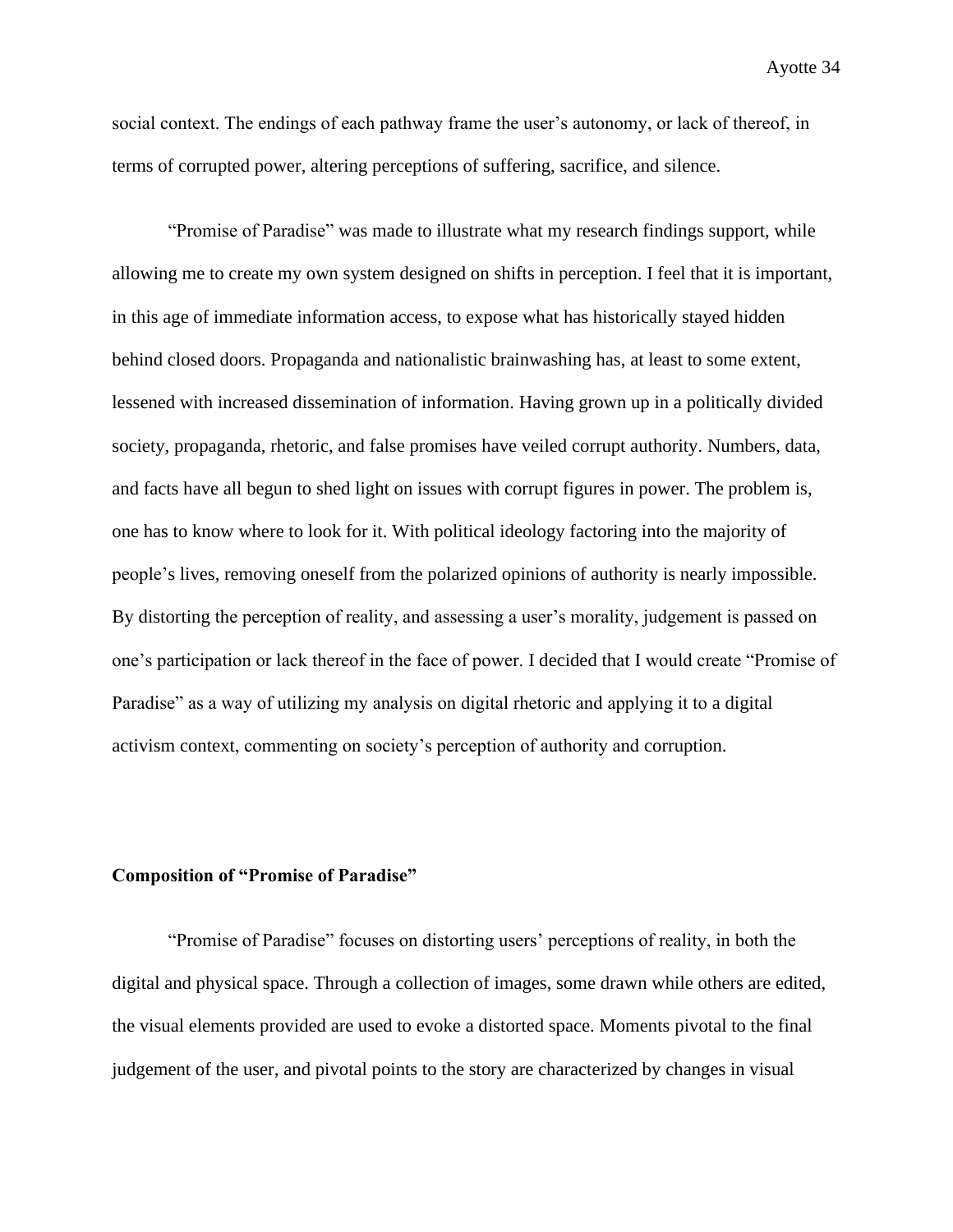social context. The endings of each pathway frame the user's autonomy, or lack of thereof, in terms of corrupted power, altering perceptions of suffering, sacrifice, and silence.

"Promise of Paradise" was made to illustrate what my research findings support, while allowing me to create my own system designed on shifts in perception. I feel that it is important, in this age of immediate information access, to expose what has historically stayed hidden behind closed doors. Propaganda and nationalistic brainwashing has, at least to some extent, lessened with increased dissemination of information. Having grown up in a politically divided society, propaganda, rhetoric, and false promises have veiled corrupt authority. Numbers, data, and facts have all begun to shed light on issues with corrupt figures in power. The problem is, one has to know where to look for it. With political ideology factoring into the majority of people's lives, removing oneself from the polarized opinions of authority is nearly impossible. By distorting the perception of reality, and assessing a user's morality, judgement is passed on one's participation or lack thereof in the face of power. I decided that I would create "Promise of Paradise" as a way of utilizing my analysis on digital rhetoric and applying it to a digital activism context, commenting on society's perception of authority and corruption.

**Composition of "Promise of Paradise"**

"Promise of Paradise" focuses on distorting users' perceptions of reality, in both the digital and physical space. Through a collection of images, some drawn while others are edited, the visual elements provided are used to evoke a distorted space. Moments pivotal to the final judgement of the user, and pivotal points to the story are characterized by changes in visual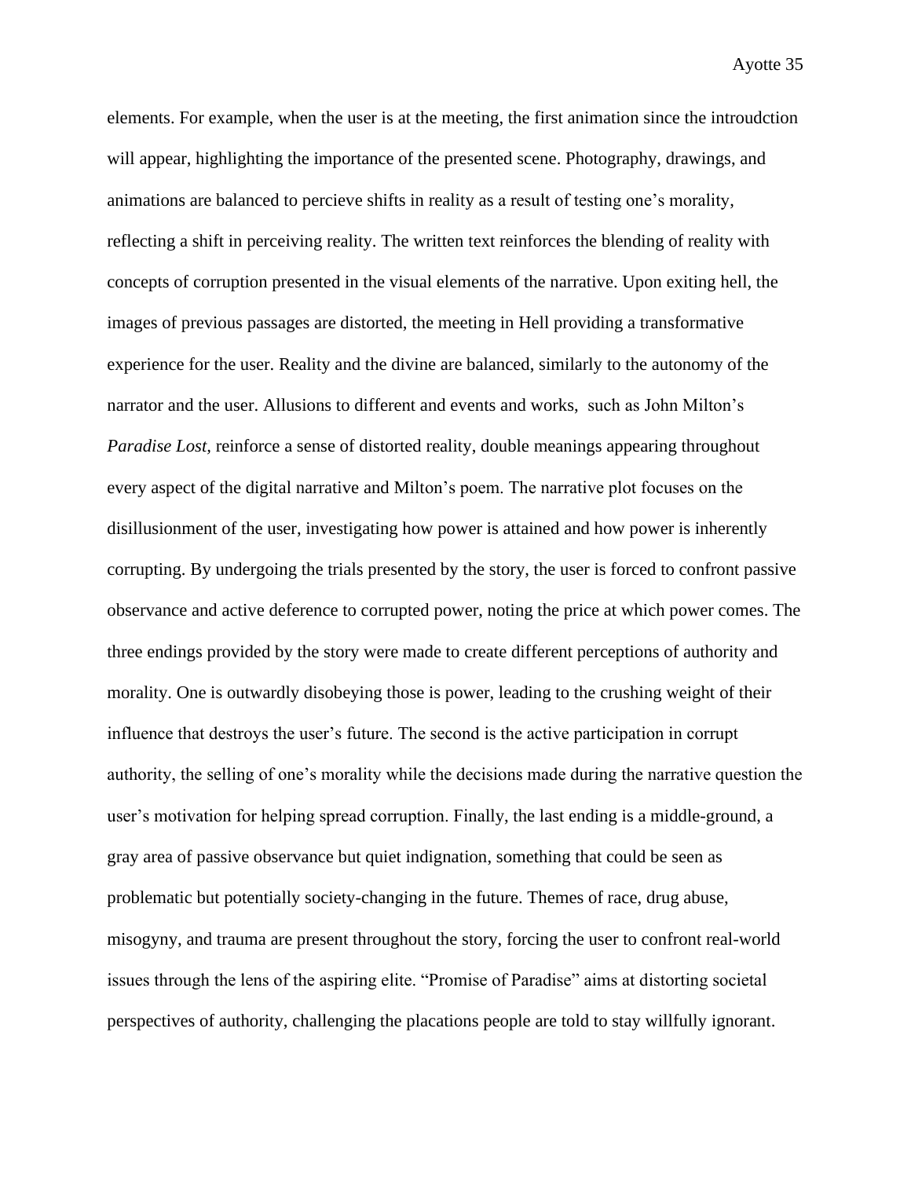elements. For example, when the user is at the meeting, the first animation since the introudction will appear, highlighting the importance of the presented scene. Photography, drawings, and animations are balanced to percieve shifts in reality as a result of testing one's morality, reflecting a shift in perceiving reality. The written text reinforces the blending of reality with concepts of corruption presented in the visual elements of the narrative. Upon exiting hell, the images of previous passages are distorted, the meeting in Hell providing a transformative experience for the user. Reality and the divine are balanced, similarly to the autonomy of the narrator and the user. Allusions to different and events and works, such as John Milton's *Paradise Lost*, reinforce a sense of distorted reality, double meanings appearing throughout every aspect of the digital narrative and Milton's poem. The narrative plot focuses on the disillusionment of the user, investigating how power is attained and how power is inherently corrupting. By undergoing the trials presented by the story, the user is forced to confront passive observance and active deference to corrupted power, noting the price at which power comes. The three endings provided by the story were made to create different perceptions of authority and morality. One is outwardly disobeying those is power, leading to the crushing weight of their influence that destroys the user's future. The second is the active participation in corrupt authority, the selling of one's morality while the decisions made during the narrative question the user's motivation for helping spread corruption. Finally, the last ending is a middle-ground, a gray area of passive observance but quiet indignation, something that could be seen as problematic but potentially society-changing in the future. Themes of race, drug abuse, misogyny, and trauma are present throughout the story, forcing the user to confront real-world issues through the lens of the aspiring elite. "Promise of Paradise" aims at distorting societal perspectives of authority, challenging the placations people are told to stay willfully ignorant.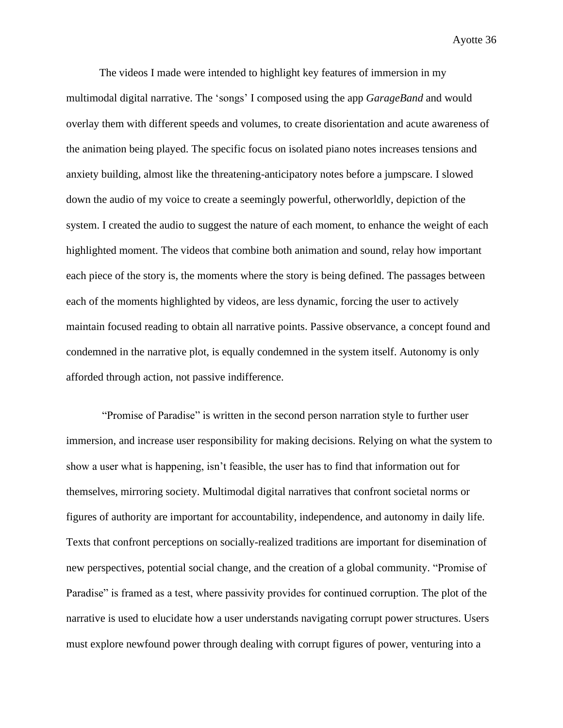The videos I made were intended to highlight key features of immersion in my multimodal digital narrative. The 'songs' I composed using the app *GarageBand* and would overlay them with different speeds and volumes, to create disorientation and acute awareness of the animation being played. The specific focus on isolated piano notes increases tensions and anxiety building, almost like the threatening-anticipatory notes before a jumpscare. I slowed down the audio of my voice to create a seemingly powerful, otherworldly, depiction of the system. I created the audio to suggest the nature of each moment, to enhance the weight of each highlighted moment. The videos that combine both animation and sound, relay how important each piece of the story is, the moments where the story is being defined. The passages between each of the moments highlighted by videos, are less dynamic, forcing the user to actively maintain focused reading to obtain all narrative points. Passive observance, a concept found and condemned in the narrative plot, is equally condemned in the system itself. Autonomy is only afforded through action, not passive indifference.

"Promise of Paradise" is written in the second person narration style to further user immersion, and increase user responsibility for making decisions. Relying on what the system to show a user what is happening, isn't feasible, the user has to find that information out for themselves, mirroring society. Multimodal digital narratives that confront societal norms or figures of authority are important for accountability, independence, and autonomy in daily life. Texts that confront perceptions on socially-realized traditions are important for disemination of new perspectives, potential social change, and the creation of a global community. "Promise of Paradise" is framed as a test, where passivity provides for continued corruption. The plot of the narrative is used to elucidate how a user understands navigating corrupt power structures. Users must explore newfound power through dealing with corrupt figures of power, venturing into a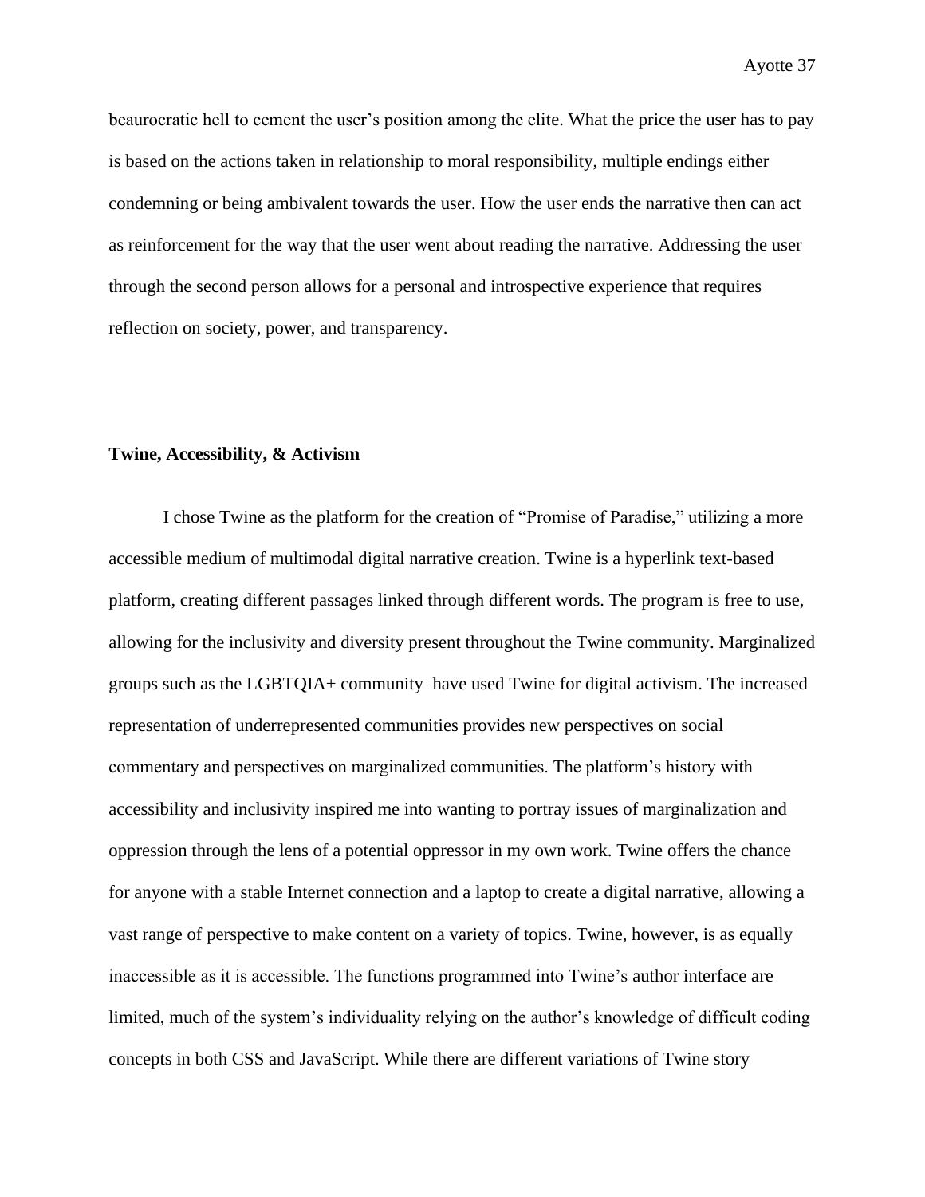beaurocratic hell to cement the user's position among the elite. What the price the user has to pay is based on the actions taken in relationship to moral responsibility, multiple endings either condemning or being ambivalent towards the user. How the user ends the narrative then can act as reinforcement for the way that the user went about reading the narrative. Addressing the user through the second person allows for a personal and introspective experience that requires reflection on society, power, and transparency.

**Twine, Accessibility, & Activism**

I chose Twine as the platform for the creation of "Promise of Paradise," utilizing a more accessible medium of multimodal digital narrative creation. Twine is a hyperlink text-based platform, creating different passages linked through different words. The program is free to use, allowing for the inclusivity and diversity present throughout the Twine community. Marginalized groups such as the LGBTQIA+ community have used Twine for digital activism. The increased representation of underrepresented communities provides new perspectives on social commentary and perspectives on marginalized communities. The platform's history with accessibility and inclusivity inspired me into wanting to portray issues of marginalization and oppression through the lens of a potential oppressor in my own work. Twine offers the chance for anyone with a stable Internet connection and a laptop to create a digital narrative, allowing a vast range of perspective to make content on a variety of topics. Twine, however, is as equally inaccessible as it is accessible. The functions programmed into Twine's author interface are limited, much of the system's individuality relying on the author's knowledge of difficult coding concepts in both CSS and JavaScript. While there are different variations of Twine story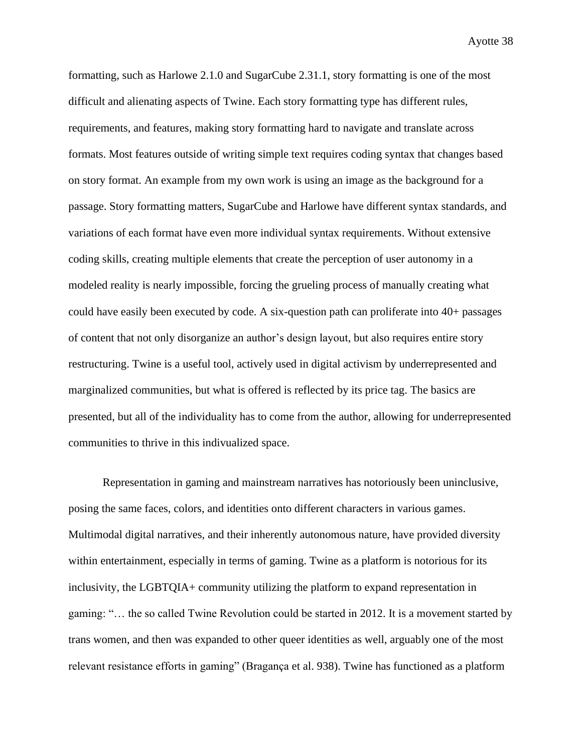formatting, such as Harlowe 2.1.0 and SugarCube 2.31.1, story formatting is one of the most difficult and alienating aspects of Twine. Each story formatting type has different rules, requirements, and features, making story formatting hard to navigate and translate across formats. Most features outside of writing simple text requires coding syntax that changes based on story format. An example from my own work is using an image as the background for a passage. Story formatting matters, SugarCube and Harlowe have different syntax standards, and variations of each format have even more individual syntax requirements. Without extensive coding skills, creating multiple elements that create the perception of user autonomy in a modeled reality is nearly impossible, forcing the grueling process of manually creating what could have easily been executed by code. A six-question path can proliferate into 40+ passages of content that not only disorganize an author's design layout, but also requires entire story restructuring. Twine is a useful tool, actively used in digital activism by underrepresented and marginalized communities, but what is offered is reflected by its price tag. The basics are presented, but all of the individuality has to come from the author, allowing for underrepresented communities to thrive in this indivualized space.

Representation in gaming and mainstream narratives has notoriously been uninclusive, posing the same faces, colors, and identities onto different characters in various games. Multimodal digital narratives, and their inherently autonomous nature, have provided diversity within entertainment, especially in terms of gaming. Twine as a platform is notorious for its inclusivity, the LGBTQIA+ community utilizing the platform to expand representation in gaming: "… the so called Twine Revolution could be started in 2012. It is a movement started by trans women, and then was expanded to other queer identities as well, arguably one of the most relevant resistance efforts in gaming" (Bragança et al. 938). Twine has functioned as a platform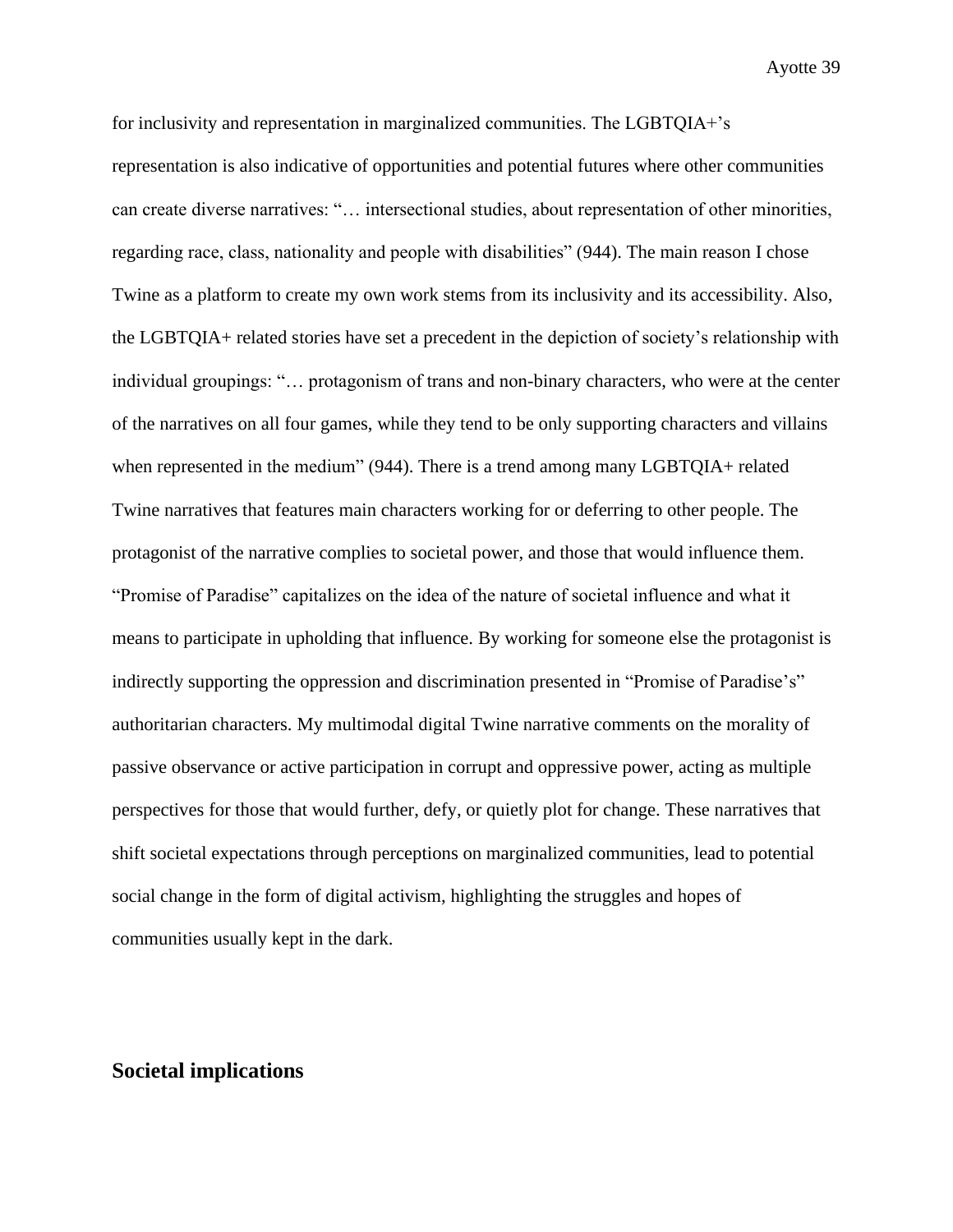for inclusivity and representation in marginalized communities. The LGBTQIA+'s representation is also indicative of opportunities and potential futures where other communities can create diverse narratives: "… intersectional studies, about representation of other minorities, regarding race, class, nationality and people with disabilities" (944). The main reason I chose Twine as a platform to create my own work stems from its inclusivity and its accessibility. Also, the LGBTQIA+ related stories have set a precedent in the depiction of society's relationship with individual groupings: "… protagonism of trans and non-binary characters, who were at the center of the narratives on all four games, while they tend to be only supporting characters and villains when represented in the medium" (944). There is a trend among many LGBTQIA+ related Twine narratives that features main characters working for or deferring to other people. The protagonist of the narrative complies to societal power, and those that would influence them. "Promise of Paradise" capitalizes on the idea of the nature of societal influence and what it means to participate in upholding that influence. By working for someone else the protagonist is indirectly supporting the oppression and discrimination presented in "Promise of Paradise's" authoritarian characters. My multimodal digital Twine narrative comments on the morality of passive observance or active participation in corrupt and oppressive power, acting as multiple perspectives for those that would further, defy, or quietly plot for change. These narratives that shift societal expectations through perceptions on marginalized communities, lead to potential social change in the form of digital activism, highlighting the struggles and hopes of communities usually kept in the dark.

## Societal implications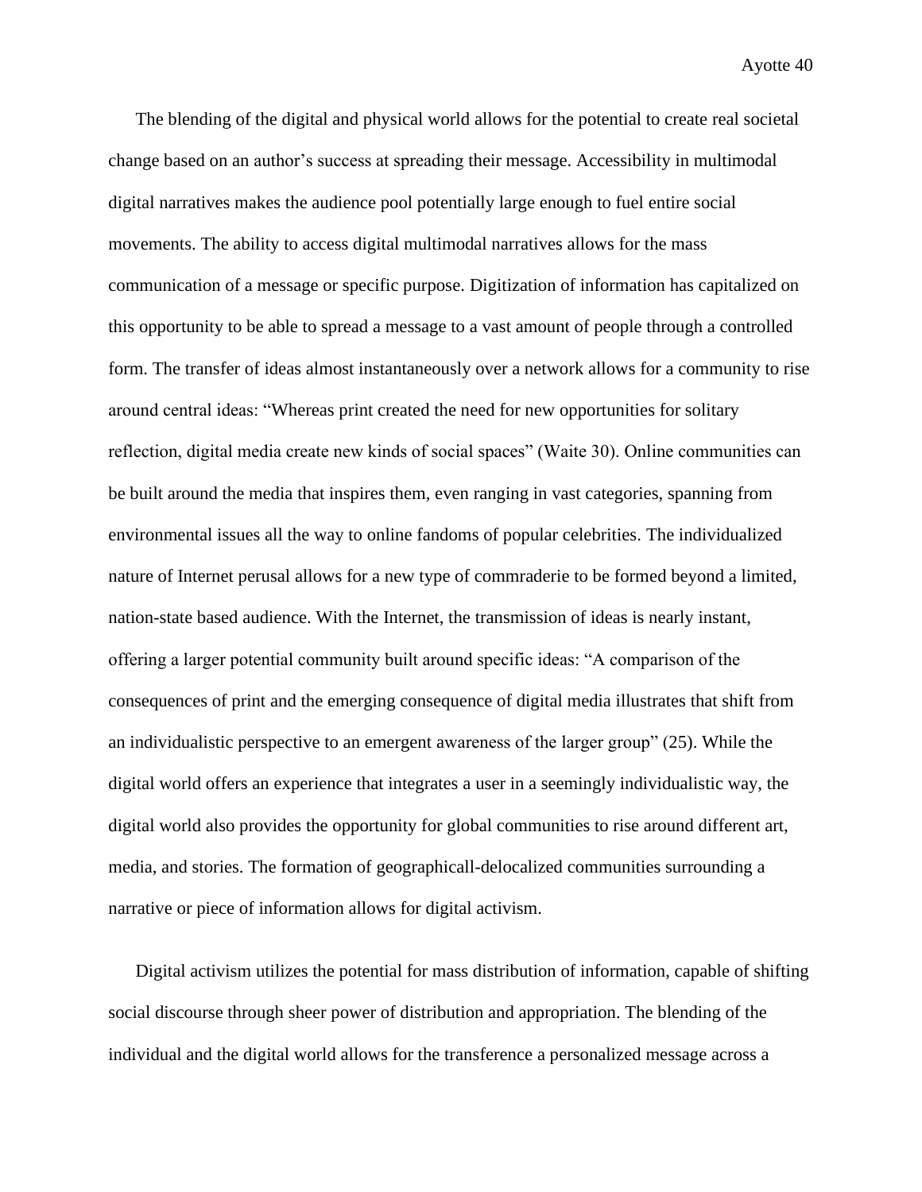The blending of the digital and physical world allows for the potential to create real societal change based on an author's success at spreading their message. Accessibility in multimodal digital narratives makes the audience pool potentially large enough to fuel entire social movements. The ability to access digital multimodal narratives allows for the mass communication of a message or specific purpose. Digitization of information has capitalized on this opportunity to be able to spread a message to a vast amount of people through a controlled form. The transfer of ideas almost instantaneously over a network allows for a community to rise around central ideas: "Whereas print created the need for new opportunities for solitary reflection, digital media create new kinds of social spaces" (Waite 30). Online communities can be built around the media that inspires them, even ranging in vast categories, spanning from environmental issues all the way to online fandoms of popular celebrities. The individualized nature of Internet perusal allows for a new type of commraderie to be formed beyond a limited, nation-state based audience. With the Internet, the transmission of ideas is nearly instant, offering a larger potential community built around specific ideas: "A comparison of the consequences of print and the emerging consequence of digital media illustrates that shift from an individualistic perspective to an emergent awareness of the larger group" (25). While the digital world offers an experience that integrates a user in a seemingly individualistic way, the digital world also provides the opportunity for global communities to rise around different art, media, and stories. The formation of geographicall-delocalized communities surrounding a narrative or piece of information allows for digital activism.

Digital activism utilizes the potential for mass distribution of information, capable of shifting social discourse through sheer power of distribution and appropriation. The blending of the individual and the digital world allows for the transference a personalized message across a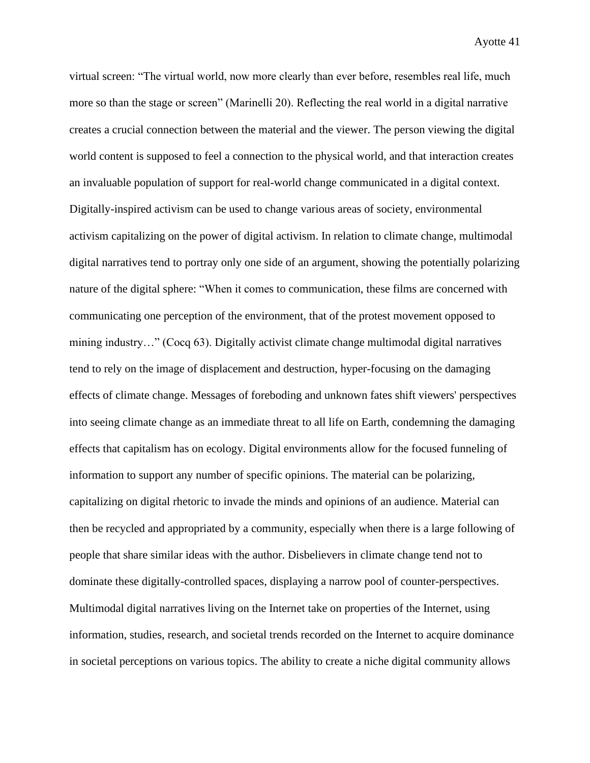virtual screen: “The virtual world, now more clearly than ever before, resembles real life, much more so than the stage or screen” (Marinelli 20). Reflecting the real world in a digital narrative creates a crucial connection between the material and the viewer. The person viewing the digital world content is supposed to feel a connection to the physical world, and that interaction creates an invaluable population of support for real-world change communicated in a digital context. Digitally-inspired activism can be used to change various areas of society, environmental activism capitalizing on the power of digital activism. In relation to climate change, multimodal digital narratives tend to portray only one side of an argument, showing the potentially polarizing nature of the digital sphere: “When it comes to communication, these films are concerned with communicating one perception of the environment, that of the protest movement opposed to mining industry…” (Cocq 63). Digitally activist climate change multimodal digital narratives tend to rely on the image of displacement and destruction, hyper-focusing on the damaging effects of climate change. Messages of foreboding and unknown fates shift viewers' perspectives into seeing climate change as an immediate threat to all life on Earth, condemning the damaging effects that capitalism has on ecology. Digital environments allow for the focused funneling of information to support any number of specific opinions. The material can be polarizing, capitalizing on digital rhetoric to invade the minds and opinions of an audience. Material can then be recycled and appropriated by a community, especially when there is a large following of people that share similar ideas with the author. Disbelievers in climate change tend not to dominate these digitally-controlled spaces, displaying a narrow pool of counter-perspectives. Multimodal digital narratives living on the Internet take on properties of the Internet, using information, studies, research, and societal trends recorded on the Internet to acquire dominance in societal perceptions on various topics. The ability to create a niche digital community allows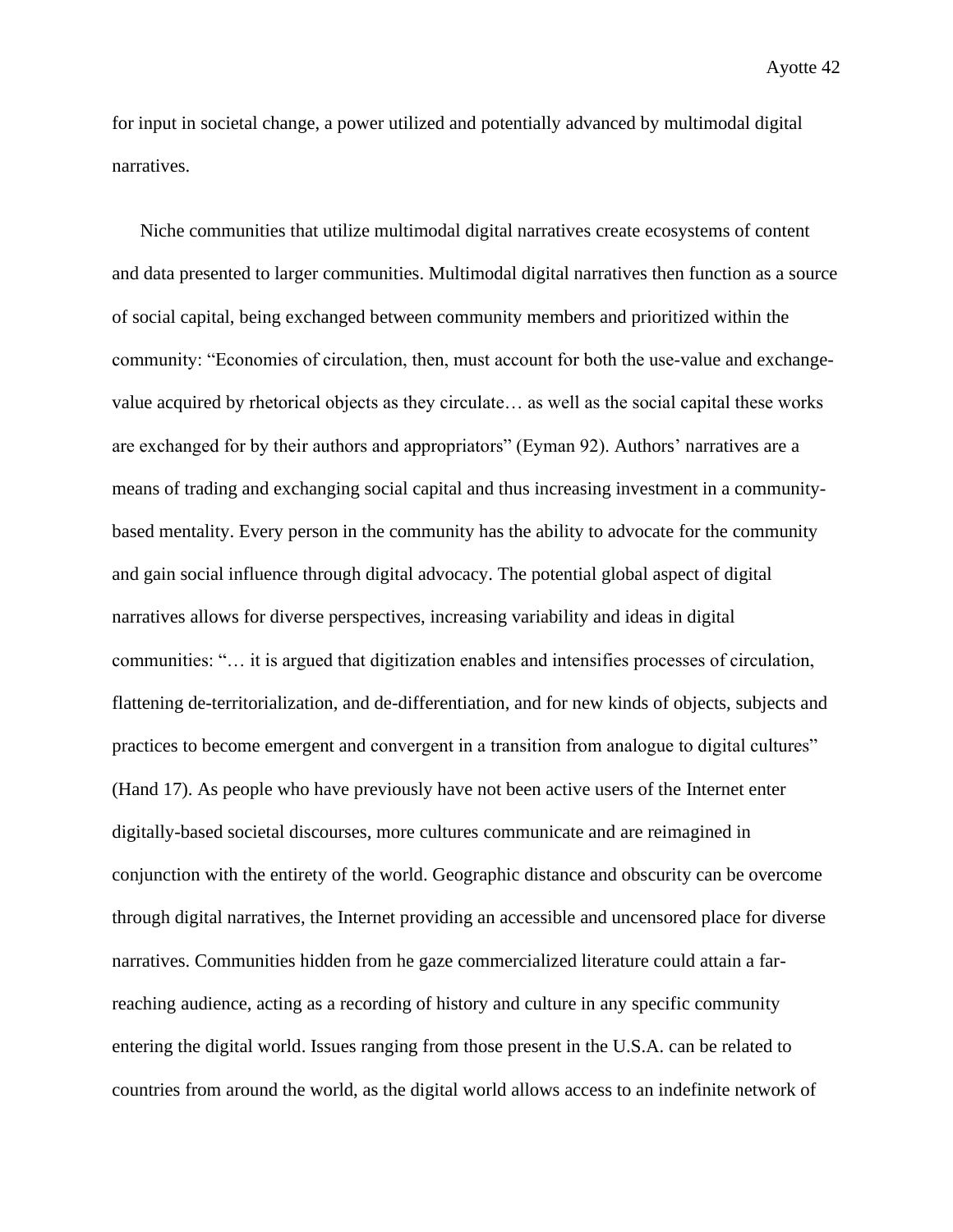for input in societal change, a power utilized and potentially advanced by multimodal digital narratives.

Niche communities that utilize multimodal digital narratives create ecosystems of content and data presented to larger communities. Multimodal digital narratives then function as a source of social capital, being exchanged between community members and prioritized within the community: "Economies of circulation, then, must account for both the use-value and exchange-value acquired by rhetorical objects as they circulate… as well as the social capital these works are exchanged for by their authors and appropriators" (Eyman 92). Authors' narratives are a means of trading and exchanging social capital and thus increasing investment in a community-based mentality. Every person in the community has the ability to advocate for the community and gain social influence through digital advocacy. The potential global aspect of digital narratives allows for diverse perspectives, increasing variability and ideas in digital communities: "… it is argued that digitization enables and intensifies processes of circulation, flattening de-territorialization, and de-differentiation, and for new kinds of objects, subjects and practices to become emergent and convergent in a transition from analogue to digital cultures" (Hand 17). As people who have previously have not been active users of the Internet enter digitally-based societal discourses, more cultures communicate and are reimagined in conjunction with the entirety of the world. Geographic distance and obscurity can be overcome through digital narratives, the Internet providing an accessible and uncensored place for diverse narratives. Communities hidden from he gaze commercialized literature could attain a far-reaching audience, acting as a recording of history and culture in any specific community entering the digital world. Issues ranging from those present in the U.S.A. can be related to countries from around the world, as the digital world allows access to an indefinite network of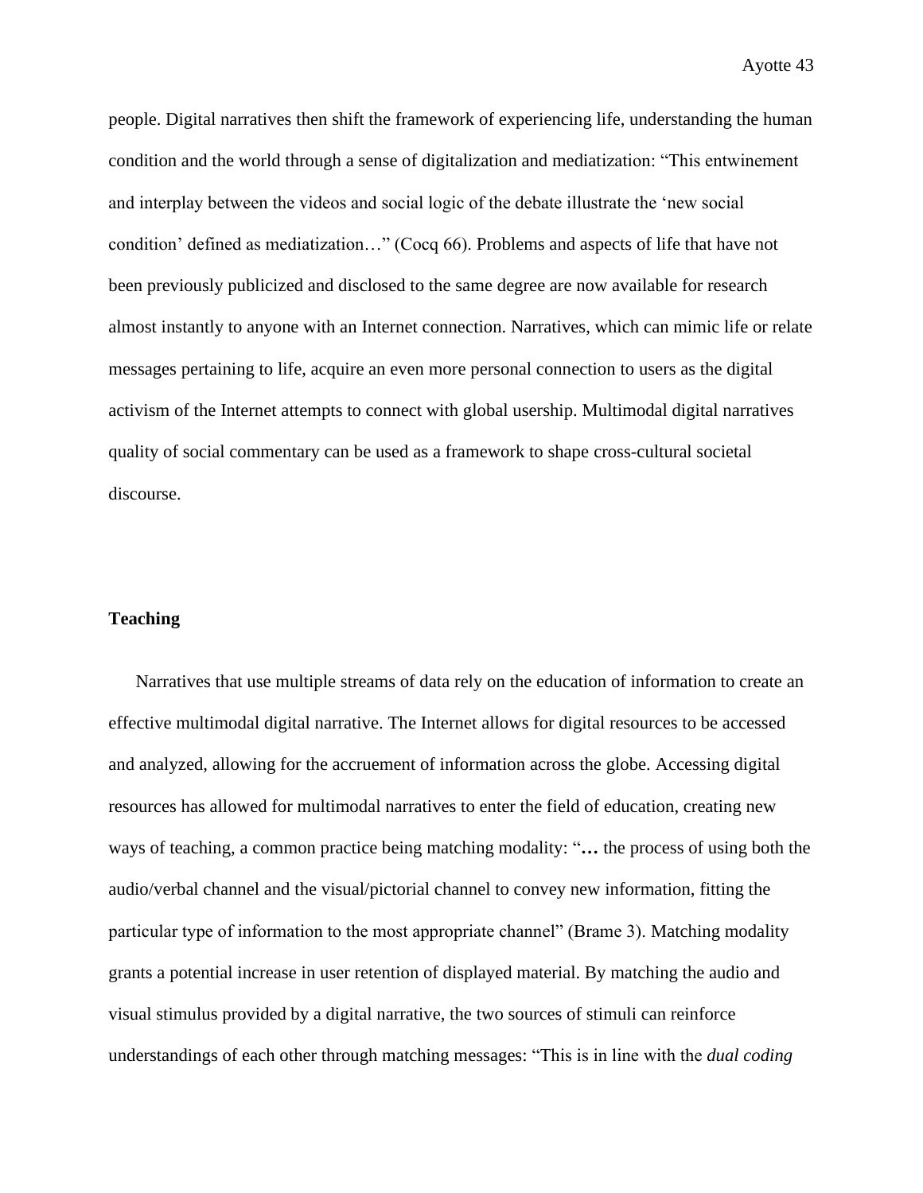people. Digital narratives then shift the framework of experiencing life, understanding the human condition and the world through a sense of digitalization and mediatization: "This entwinement and interplay between the videos and social logic of the debate illustrate the 'new social condition' defined as mediatization…" (Cocq 66). Problems and aspects of life that have not been previously publicized and disclosed to the same degree are now available for research almost instantly to anyone with an Internet connection. Narratives, which can mimic life or relate messages pertaining to life, acquire an even more personal connection to users as the digital activism of the Internet attempts to connect with global usership. Multimodal digital narratives quality of social commentary can be used as a framework to shape cross-cultural societal discourse.

**Teaching**

Narratives that use multiple streams of data rely on the education of information to create an effective multimodal digital narrative. The Internet allows for digital resources to be accessed and analyzed, allowing for the accruement of information across the globe. Accessing digital resources has allowed for multimodal narratives to enter the field of education, creating new ways of teaching, a common practice being matching modality: "**…** the process of using both the audio/verbal channel and the visual/pictorial channel to convey new information, fitting the particular type of information to the most appropriate channel" (Brame 3). Matching modality grants a potential increase in user retention of displayed material. By matching the audio and visual stimulus provided by a digital narrative, the two sources of stimuli can reinforce understandings of each other through matching messages: "This is in line with the *dual coding*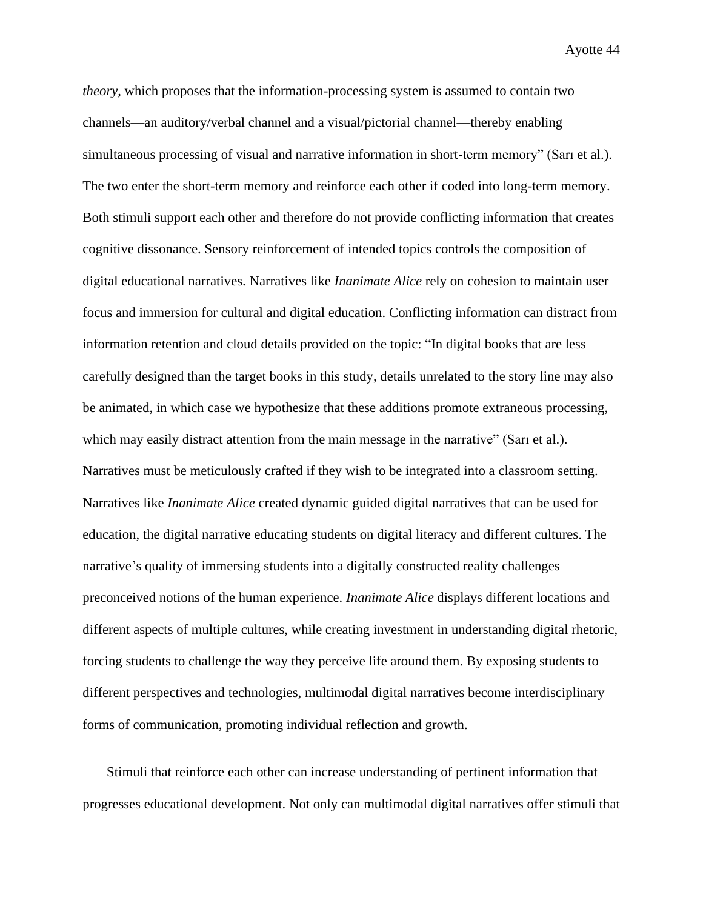*theory*, which proposes that the information-processing system is assumed to contain two channels—an auditory/verbal channel and a visual/pictorial channel—thereby enabling simultaneous processing of visual and narrative information in short-term memory" (Sarı et al.). The two enter the short-term memory and reinforce each other if coded into long-term memory. Both stimuli support each other and therefore do not provide conflicting information that creates cognitive dissonance. Sensory reinforcement of intended topics controls the composition of digital educational narratives. Narratives like *Inanimate Alice* rely on cohesion to maintain user focus and immersion for cultural and digital education. Conflicting information can distract from information retention and cloud details provided on the topic: "In digital books that are less carefully designed than the target books in this study, details unrelated to the story line may also be animated, in which case we hypothesize that these additions promote extraneous processing, which may easily distract attention from the main message in the narrative" (Sarı et al.). Narratives must be meticulously crafted if they wish to be integrated into a classroom setting. Narratives like *Inanimate Alice* created dynamic guided digital narratives that can be used for education, the digital narrative educating students on digital literacy and different cultures. The narrative's quality of immersing students into a digitally constructed reality challenges preconceived notions of the human experience. *Inanimate Alice* displays different locations and different aspects of multiple cultures, while creating investment in understanding digital rhetoric, forcing students to challenge the way they perceive life around them. By exposing students to different perspectives and technologies, multimodal digital narratives become interdisciplinary forms of communication, promoting individual reflection and growth.

Stimuli that reinforce each other can increase understanding of pertinent information that progresses educational development. Not only can multimodal digital narratives offer stimuli that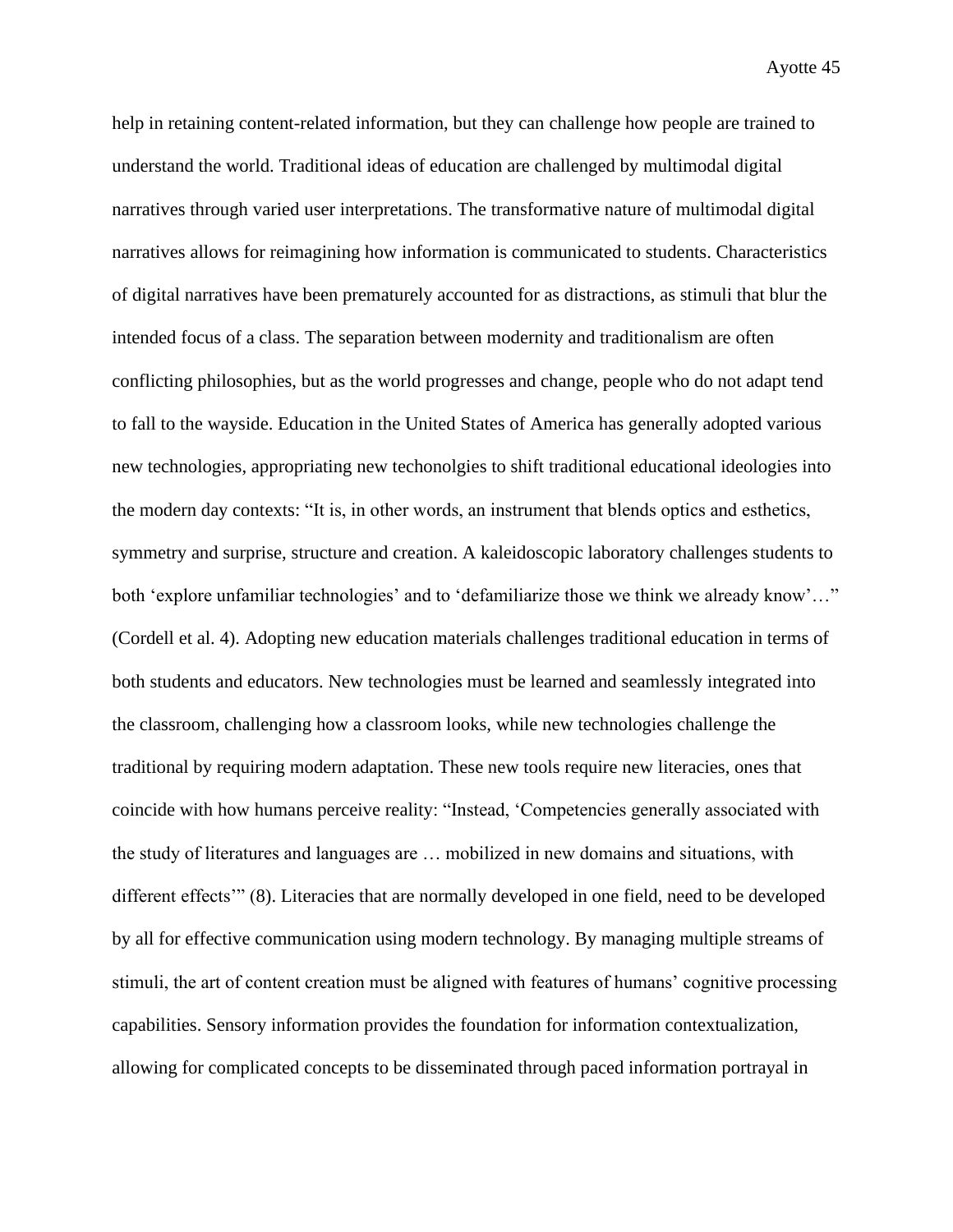help in retaining content-related information, but they can challenge how people are trained to understand the world. Traditional ideas of education are challenged by multimodal digital narratives through varied user interpretations. The transformative nature of multimodal digital narratives allows for reimagining how information is communicated to students. Characteristics of digital narratives have been prematurely accounted for as distractions, as stimuli that blur the intended focus of a class. The separation between modernity and traditionalism are often conflicting philosophies, but as the world progresses and change, people who do not adapt tend to fall to the wayside. Education in the United States of America has generally adopted various new technologies, appropriating new techonolgies to shift traditional educational ideologies into the modern day contexts: "It is, in other words, an instrument that blends optics and esthetics, symmetry and surprise, structure and creation. A kaleidoscopic laboratory challenges students to both 'explore unfamiliar technologies' and to 'defamiliarize those we think we already know'…" (Cordell et al. 4). Adopting new education materials challenges traditional education in terms of both students and educators. New technologies must be learned and seamlessly integrated into the classroom, challenging how a classroom looks, while new technologies challenge the traditional by requiring modern adaptation. These new tools require new literacies, ones that coincide with how humans perceive reality: "Instead, 'Competencies generally associated with the study of literatures and languages are … mobilized in new domains and situations, with different effects'" (8). Literacies that are normally developed in one field, need to be developed by all for effective communication using modern technology. By managing multiple streams of stimuli, the art of content creation must be aligned with features of humans' cognitive processing capabilities. Sensory information provides the foundation for information contextualization, allowing for complicated concepts to be disseminated through paced information portrayal in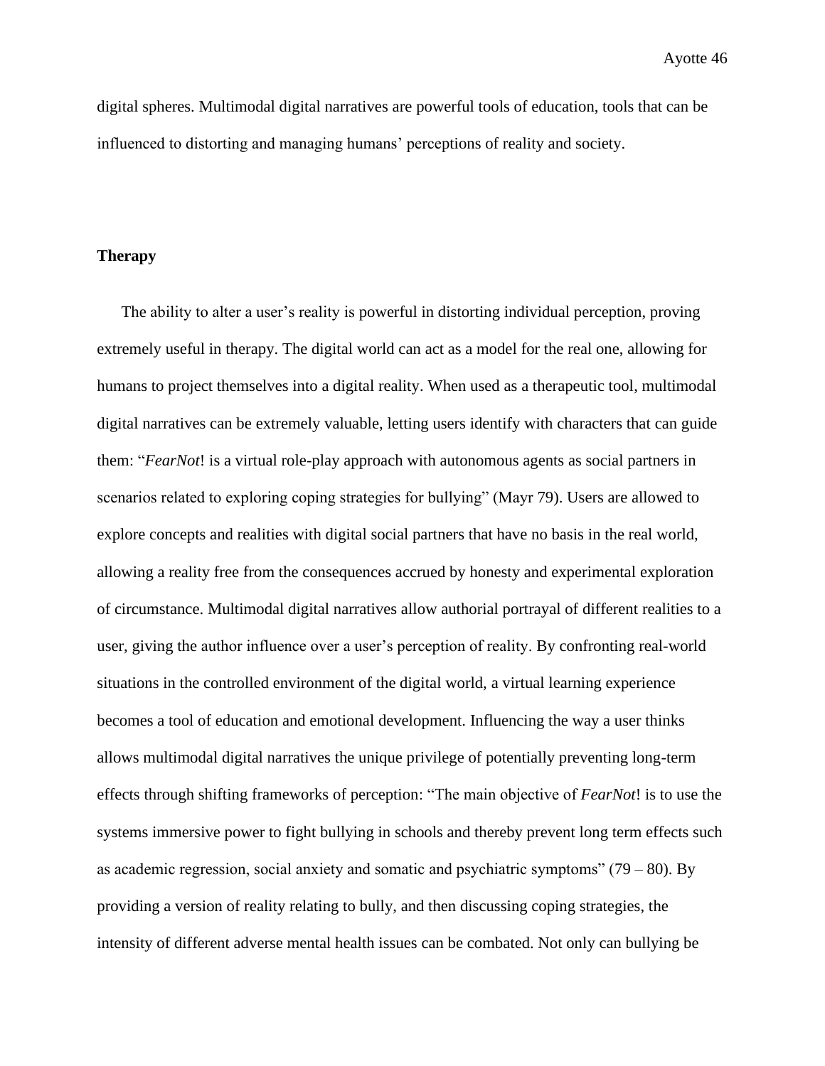digital spheres. Multimodal digital narratives are powerful tools of education, tools that can be influenced to distorting and managing humans' perceptions of reality and society.

**Therapy**

The ability to alter a user's reality is powerful in distorting individual perception, proving extremely useful in therapy. The digital world can act as a model for the real one, allowing for humans to project themselves into a digital reality. When used as a therapeutic tool, multimodal digital narratives can be extremely valuable, letting users identify with characters that can guide them: "*FearNot*! is a virtual role-play approach with autonomous agents as social partners in scenarios related to exploring coping strategies for bullying" (Mayr 79). Users are allowed to explore concepts and realities with digital social partners that have no basis in the real world, allowing a reality free from the consequences accrued by honesty and experimental exploration of circumstance. Multimodal digital narratives allow authorial portrayal of different realities to a user, giving the author influence over a user's perception of reality. By confronting real-world situations in the controlled environment of the digital world, a virtual learning experience becomes a tool of education and emotional development. Influencing the way a user thinks allows multimodal digital narratives the unique privilege of potentially preventing long-term effects through shifting frameworks of perception: "The main objective of *FearNot*! is to use the systems immersive power to fight bullying in schools and thereby prevent long term effects such as academic regression, social anxiety and somatic and psychiatric symptoms" (79 – 80). By providing a version of reality relating to bully, and then discussing coping strategies, the intensity of different adverse mental health issues can be combated. Not only can bullying be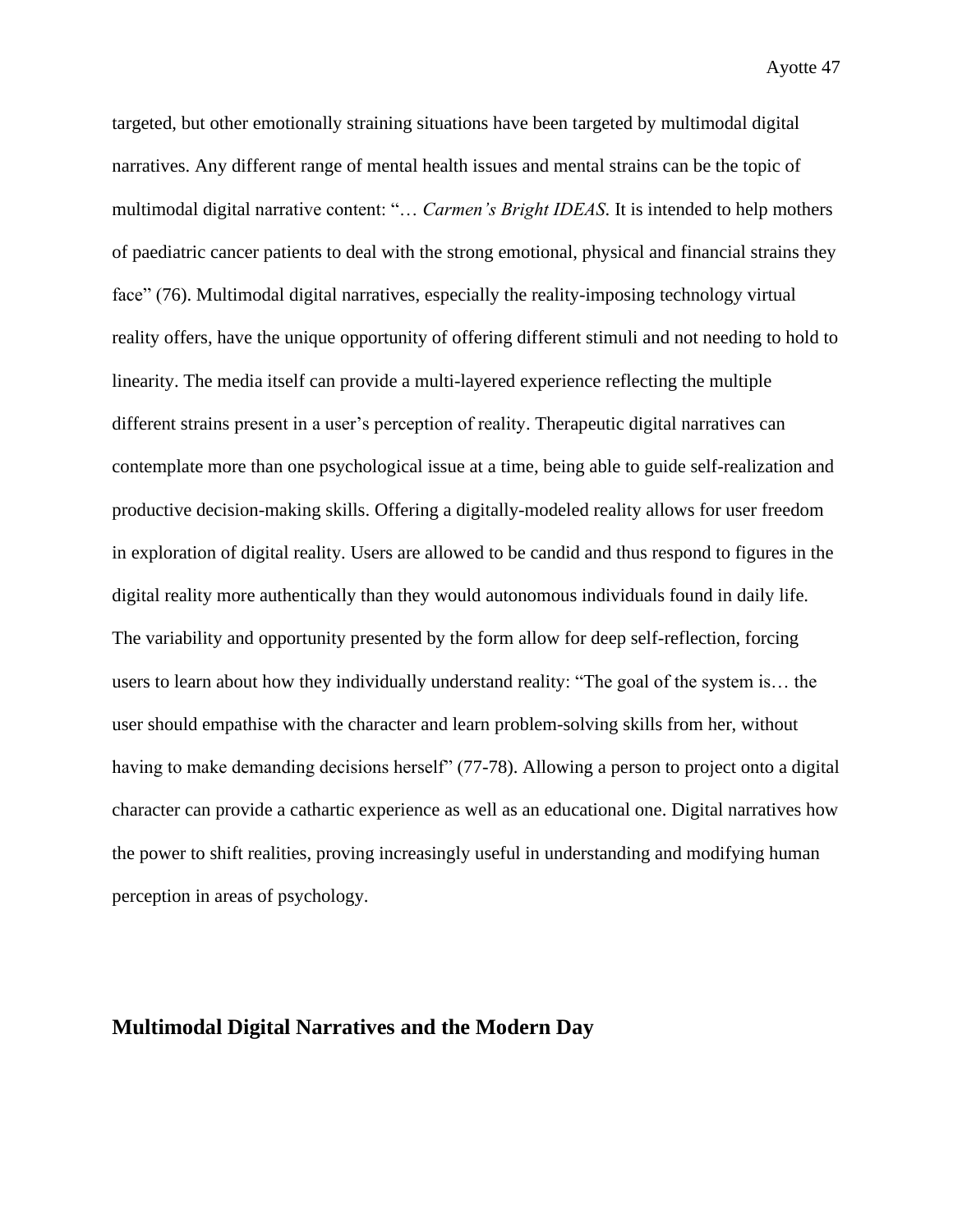targeted, but other emotionally straining situations have been targeted by multimodal digital narratives. Any different range of mental health issues and mental strains can be the topic of multimodal digital narrative content: "… *Carmen's Bright IDEAS*. It is intended to help mothers of paediatric cancer patients to deal with the strong emotional, physical and financial strains they face" (76). Multimodal digital narratives, especially the reality-imposing technology virtual reality offers, have the unique opportunity of offering different stimuli and not needing to hold to linearity. The media itself can provide a multi-layered experience reflecting the multiple different strains present in a user's perception of reality. Therapeutic digital narratives can contemplate more than one psychological issue at a time, being able to guide self-realization and productive decision-making skills. Offering a digitally-modeled reality allows for user freedom in exploration of digital reality. Users are allowed to be candid and thus respond to figures in the digital reality more authentically than they would autonomous individuals found in daily life. The variability and opportunity presented by the form allow for deep self-reflection, forcing users to learn about how they individually understand reality: "The goal of the system is… the user should empathise with the character and learn problem-solving skills from her, without having to make demanding decisions herself" (77-78). Allowing a person to project onto a digital character can provide a cathartic experience as well as an educational one. Digital narratives how the power to shift realities, proving increasingly useful in understanding and modifying human perception in areas of psychology.

## Multimodal Digital Narratives and the Modern Day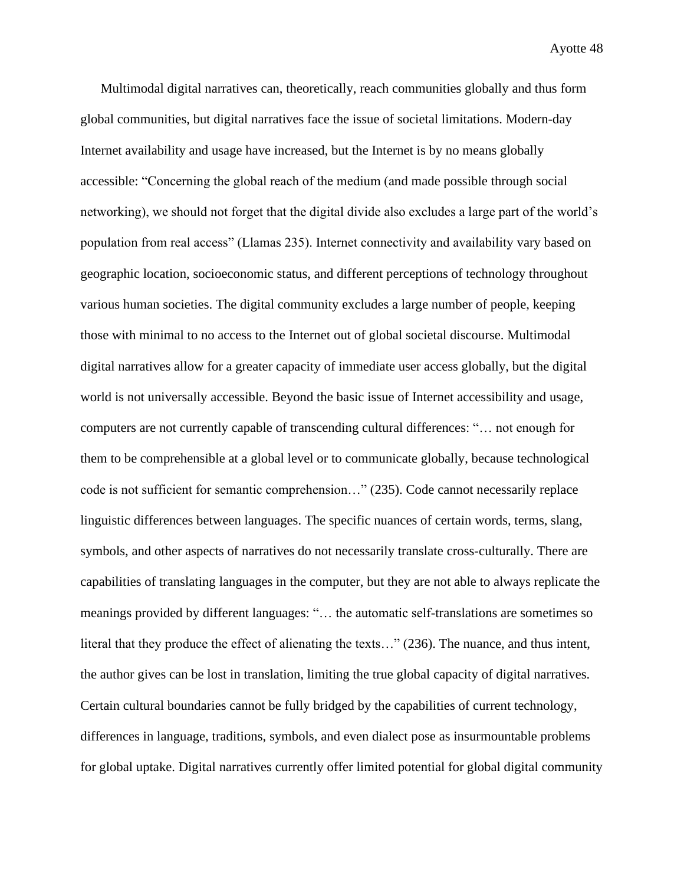Multimodal digital narratives can, theoretically, reach communities globally and thus form global communities, but digital narratives face the issue of societal limitations. Modern-day Internet availability and usage have increased, but the Internet is by no means globally accessible: "Concerning the global reach of the medium (and made possible through social networking), we should not forget that the digital divide also excludes a large part of the world's population from real access" (Llamas 235). Internet connectivity and availability vary based on geographic location, socioeconomic status, and different perceptions of technology throughout various human societies. The digital community excludes a large number of people, keeping those with minimal to no access to the Internet out of global societal discourse. Multimodal digital narratives allow for a greater capacity of immediate user access globally, but the digital world is not universally accessible. Beyond the basic issue of Internet accessibility and usage, computers are not currently capable of transcending cultural differences: "… not enough for them to be comprehensible at a global level or to communicate globally, because technological code is not sufficient for semantic comprehension…" (235). Code cannot necessarily replace linguistic differences between languages. The specific nuances of certain words, terms, slang, symbols, and other aspects of narratives do not necessarily translate cross-culturally. There are capabilities of translating languages in the computer, but they are not able to always replicate the meanings provided by different languages: "… the automatic self-translations are sometimes so literal that they produce the effect of alienating the texts…" (236). The nuance, and thus intent, the author gives can be lost in translation, limiting the true global capacity of digital narratives. Certain cultural boundaries cannot be fully bridged by the capabilities of current technology, differences in language, traditions, symbols, and even dialect pose as insurmountable problems for global uptake. Digital narratives currently offer limited potential for global digital community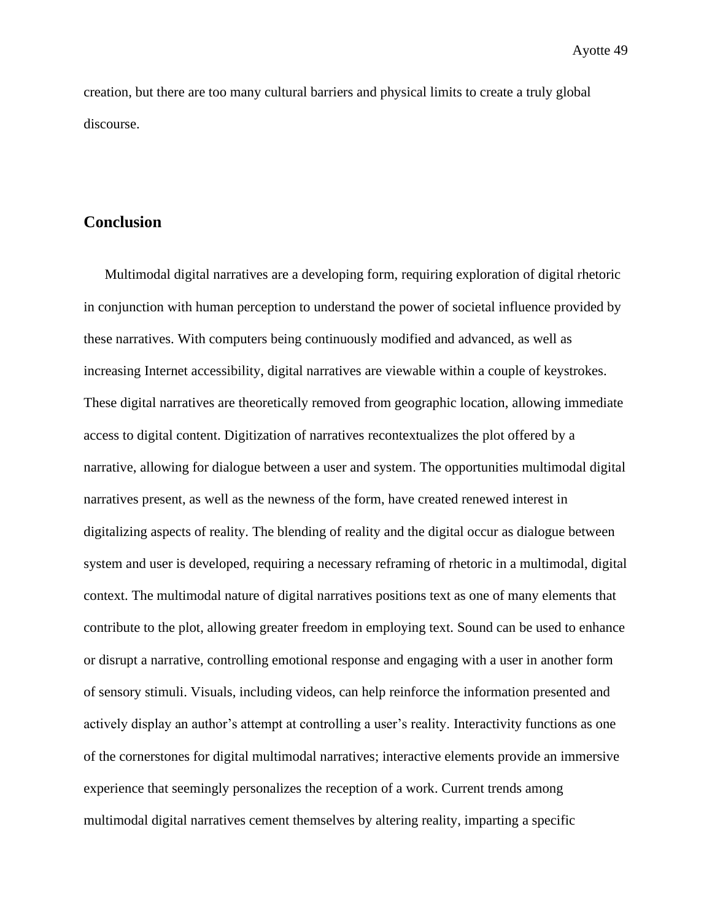creation, but there are too many cultural barriers and physical limits to create a truly global discourse.

## Conclusion

Multimodal digital narratives are a developing form, requiring exploration of digital rhetoric in conjunction with human perception to understand the power of societal influence provided by these narratives. With computers being continuously modified and advanced, as well as increasing Internet accessibility, digital narratives are viewable within a couple of keystrokes. These digital narratives are theoretically removed from geographic location, allowing immediate access to digital content. Digitization of narratives recontextualizes the plot offered by a narrative, allowing for dialogue between a user and system. The opportunities multimodal digital narratives present, as well as the newness of the form, have created renewed interest in digitalizing aspects of reality. The blending of reality and the digital occur as dialogue between system and user is developed, requiring a necessary reframing of rhetoric in a multimodal, digital context. The multimodal nature of digital narratives positions text as one of many elements that contribute to the plot, allowing greater freedom in employing text. Sound can be used to enhance or disrupt a narrative, controlling emotional response and engaging with a user in another form of sensory stimuli. Visuals, including videos, can help reinforce the information presented and actively display an author's attempt at controlling a user's reality. Interactivity functions as one of the cornerstones for digital multimodal narratives; interactive elements provide an immersive experience that seemingly personalizes the reception of a work. Current trends among multimodal digital narratives cement themselves by altering reality, imparting a specific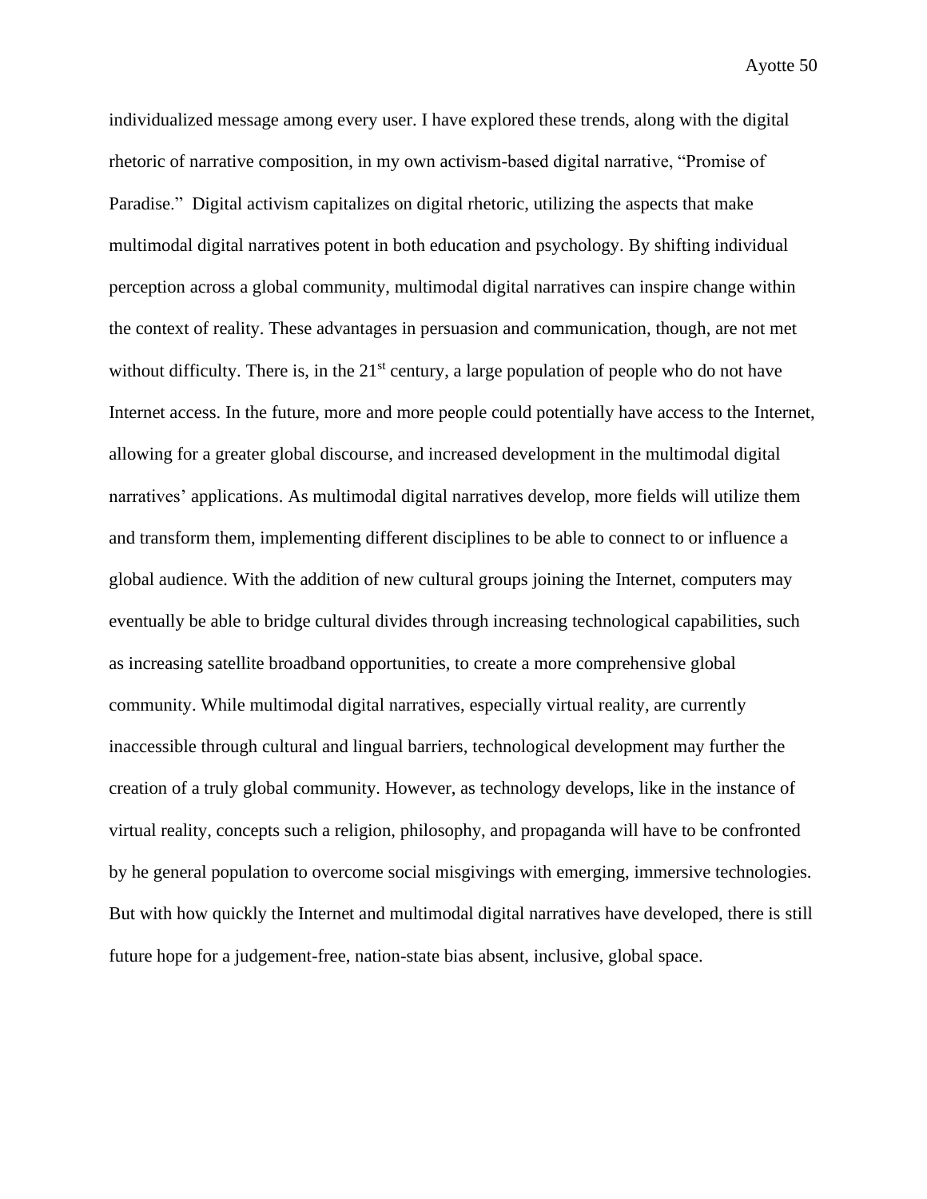individualized message among every user. I have explored these trends, along with the digital rhetoric of narrative composition, in my own activism-based digital narrative, "Promise of Paradise." Digital activism capitalizes on digital rhetoric, utilizing the aspects that make multimodal digital narratives potent in both education and psychology. By shifting individual perception across a global community, multimodal digital narratives can inspire change within the context of reality. These advantages in persuasion and communication, though, are not met without difficulty. There is, in the 21st century, a large population of people who do not have Internet access. In the future, more and more people could potentially have access to the Internet, allowing for a greater global discourse, and increased development in the multimodal digital narratives' applications. As multimodal digital narratives develop, more fields will utilize them and transform them, implementing different disciplines to be able to connect to or influence a global audience. With the addition of new cultural groups joining the Internet, computers may eventually be able to bridge cultural divides through increasing technological capabilities, such as increasing satellite broadband opportunities, to create a more comprehensive global community. While multimodal digital narratives, especially virtual reality, are currently inaccessible through cultural and lingual barriers, technological development may further the creation of a truly global community. However, as technology develops, like in the instance of virtual reality, concepts such a religion, philosophy, and propaganda will have to be confronted by he general population to overcome social misgivings with emerging, immersive technologies. But with how quickly the Internet and multimodal digital narratives have developed, there is still future hope for a judgement-free, nation-state bias absent, inclusive, global space.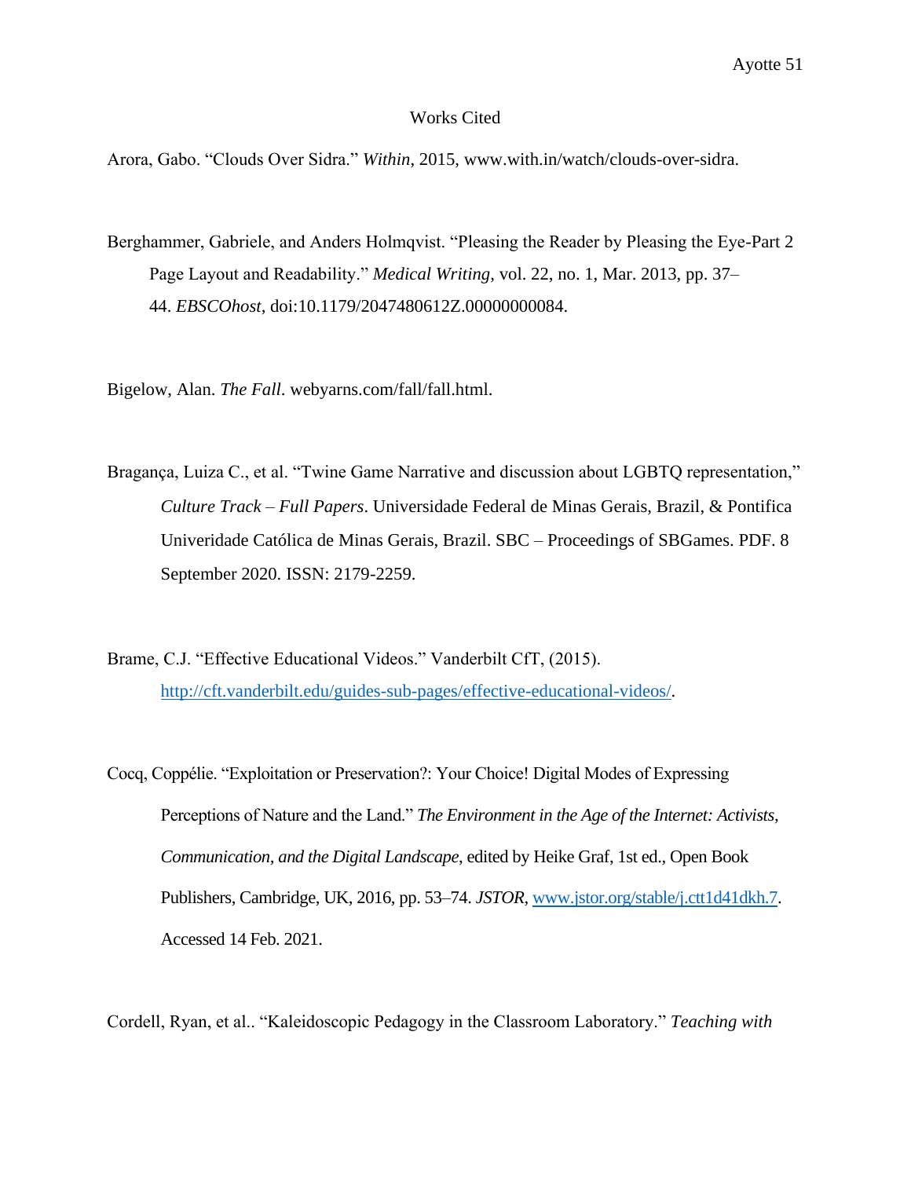# Works Cited

Arora, Gabo. "Clouds Over Sidra." *Within*, 2015, www.with.in/watch/clouds-over-sidra.

Berghammer, Gabriele, and Anders Holmqvist. "Pleasing the Reader by Pleasing the Eye-Part 2 Page Layout and Readability." *Medical Writing*, vol. 22, no. 1, Mar. 2013, pp. 37–44. *EBSCOhost*, doi:10.1179/2047480612Z.00000000084.

Bigelow, Alan. *The Fall*. webyarns.com/fall/fall.html.

Bragança, Luiza C., et al. "Twine Game Narrative and discussion about LGBTQ representation," *Culture Track – Full Papers*. Universidade Federal de Minas Gerais, Brazil, & Pontifica Univeridade Católica de Minas Gerais, Brazil. SBC – Proceedings of SBGames. PDF. 8 September 2020. ISSN: 2179-2259.

Brame, C.J. "Effective Educational Videos." Vanderbilt CfT, (2015). http://cft.vanderbilt.edu/guides-sub-pages/effective-educational-videos/.

Cocq, Coppélie. "Exploitation or Preservation?: Your Choice! Digital Modes of Expressing Perceptions of Nature and the Land." *The Environment in the Age of the Internet: Activists, Communication, and the Digital Landscape*, edited by Heike Graf, 1st ed., Open Book Publishers, Cambridge, UK, 2016, pp. 53–74. *JSTOR*, www.jstor.org/stable/j.ctt1d41dkh.7. Accessed 14 Feb. 2021.

Cordell, Ryan, et al.. "Kaleidoscopic Pedagogy in the Classroom Laboratory." *Teaching with*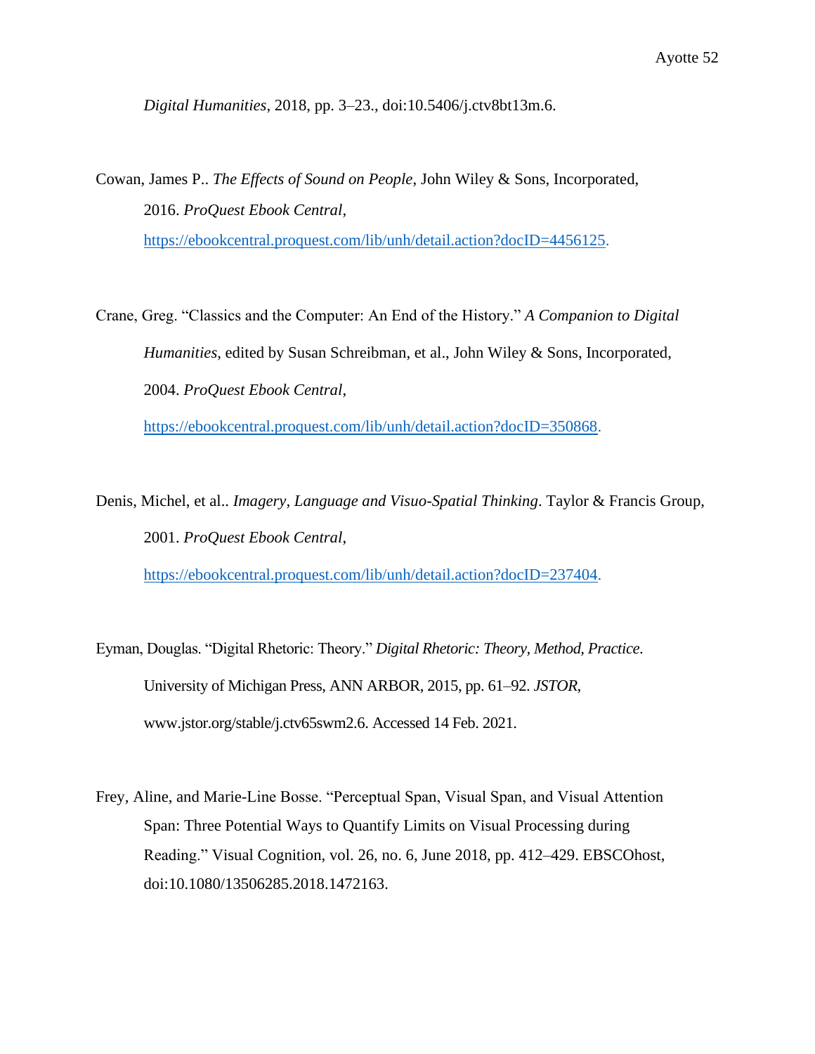*Digital Humanities*, 2018, pp. 3–23., doi:10.5406/j.ctv8bt13m.6.

Cowan, James P.. *The Effects of Sound on People*, John Wiley & Sons, Incorporated, 2016. *ProQuest Ebook Central*, https://ebookcentral.proquest.com/lib/unh/detail.action?docID=4456125.

Crane, Greg. "Classics and the Computer: An End of the History." *A Companion to Digital Humanities*, edited by Susan Schreibman, et al., John Wiley & Sons, Incorporated, 2004. *ProQuest Ebook Central*, https://ebookcentral.proquest.com/lib/unh/detail.action?docID=350868.

Denis, Michel, et al.. *Imagery, Language and Visuo-Spatial Thinking*. Taylor & Francis Group, 2001. *ProQuest Ebook Central*, https://ebookcentral.proquest.com/lib/unh/detail.action?docID=237404.

Eyman, Douglas. "Digital Rhetoric: Theory." *Digital Rhetoric: Theory, Method, Practice*. University of Michigan Press, ANN ARBOR, 2015, pp. 61–92. *JSTOR*, www.jstor.org/stable/j.ctv65swm2.6. Accessed 14 Feb. 2021.

Frey, Aline, and Marie-Line Bosse. "Perceptual Span, Visual Span, and Visual Attention Span: Three Potential Ways to Quantify Limits on Visual Processing during Reading." Visual Cognition, vol. 26, no. 6, June 2018, pp. 412–429. EBSCOhost, doi:10.1080/13506285.2018.1472163.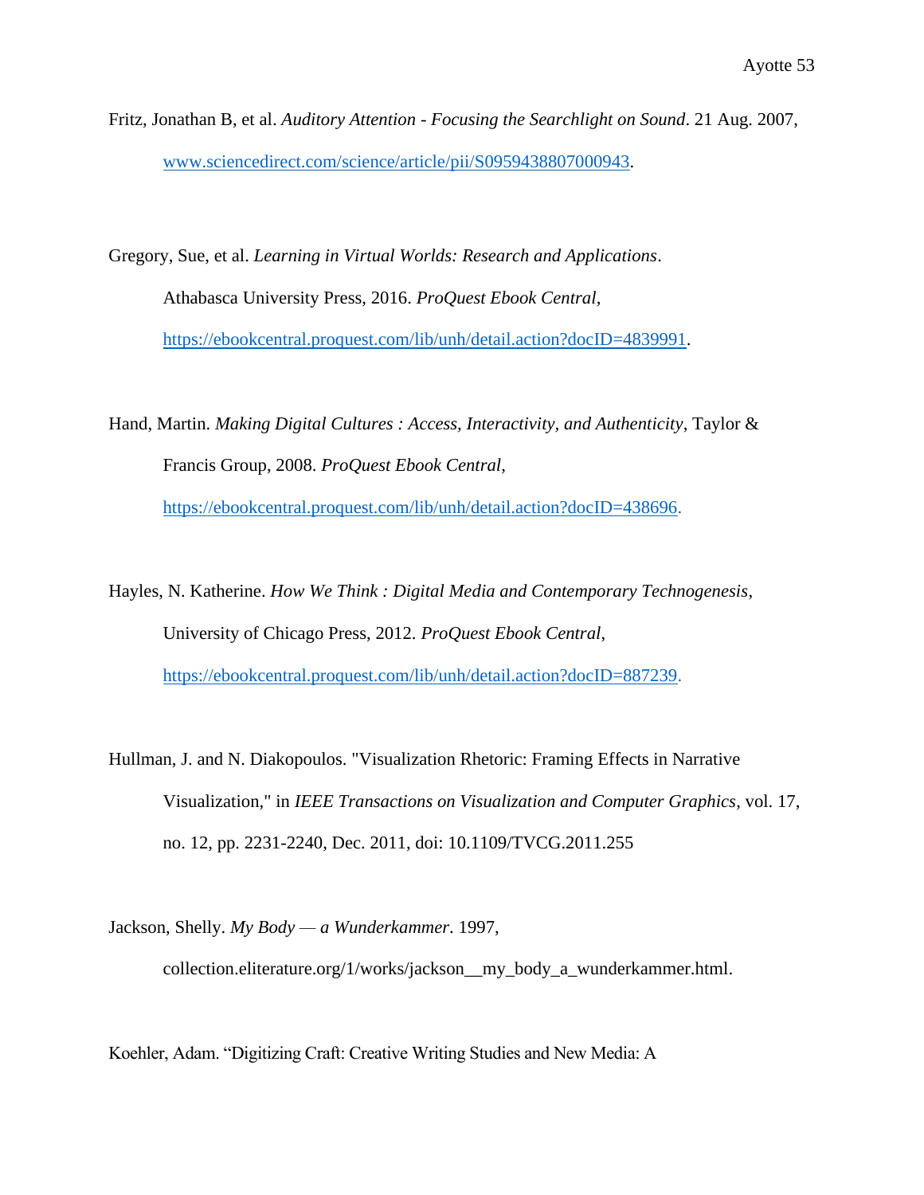Fritz, Jonathan B, et al. *Auditory Attention - Focusing the Searchlight on Sound*. 21 Aug. 2007, [www.sciencedirect.com/science/article/pii/S0959438807000943](www.sciencedirect.com/science/article/pii/S0959438807000943).

Gregory, Sue, et al. *Learning in Virtual Worlds: Research and Applications*. Athabasca University Press, 2016. *ProQuest Ebook Central*, [https://ebookcentral.proquest.com/lib/unh/detail.action?docID=4839991](https://ebookcentral.proquest.com/lib/unh/detail.action?docID=4839991).

Hand, Martin. *Making Digital Cultures : Access, Interactivity, and Authenticity*, Taylor & Francis Group, 2008. *ProQuest Ebook Central*, [https://ebookcentral.proquest.com/lib/unh/detail.action?docID=438696](https://ebookcentral.proquest.com/lib/unh/detail.action?docID=438696).

Hayles, N. Katherine. *How We Think : Digital Media and Contemporary Technogenesis*, University of Chicago Press, 2012. *ProQuest Ebook Central*, [https://ebookcentral.proquest.com/lib/unh/detail.action?docID=887239](https://ebookcentral.proquest.com/lib/unh/detail.action?docID=887239).

Hullman, J. and N. Diakopoulos. "Visualization Rhetoric: Framing Effects in Narrative Visualization," in *IEEE Transactions on Visualization and Computer Graphics*, vol. 17, no. 12, pp. 2231-2240, Dec. 2011, doi: 10.1109/TVCG.2011.255

Jackson, Shelly. *My Body — a Wunderkammer*. 1997, collection.eliterature.org/1/works/jackson__my_body_a_wunderkammer.html.

Koehler, Adam. "Digitizing Craft: Creative Writing Studies and New Media: A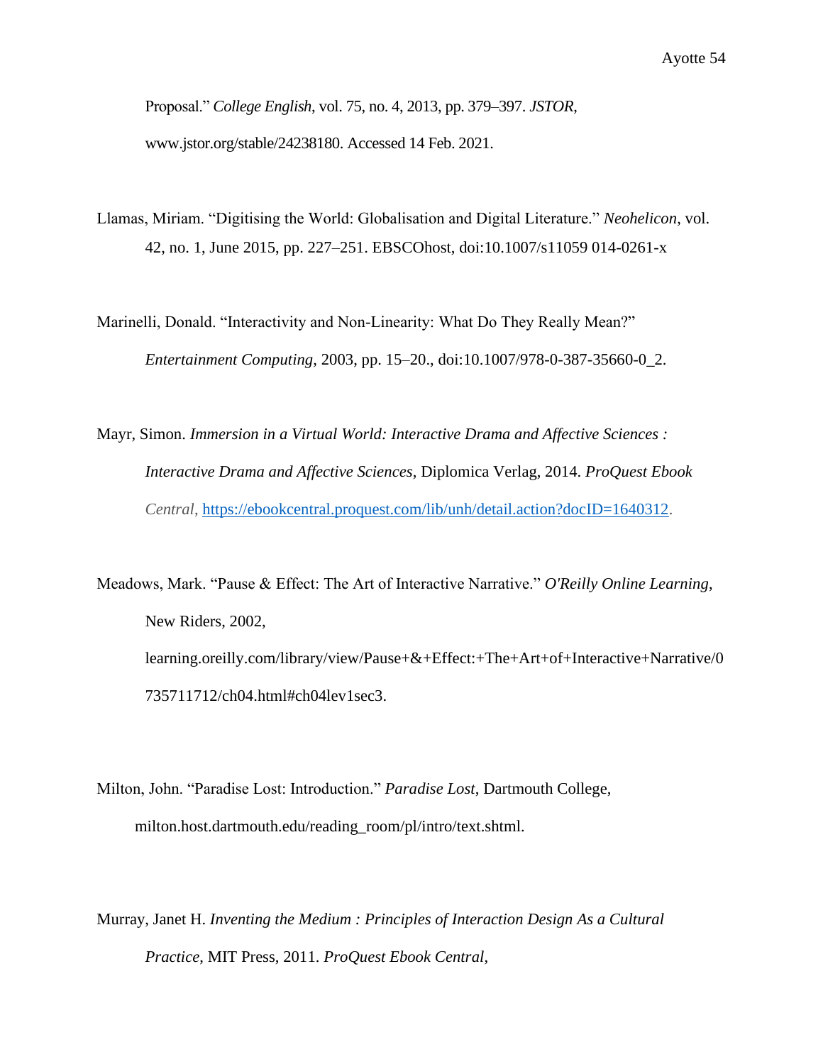Proposal." *College English*, vol. 75, no. 4, 2013, pp. 379–397. *JSTOR*, www.jstor.org/stable/24238180. Accessed 14 Feb. 2021.

Llamas, Miriam. "Digitising the World: Globalisation and Digital Literature." *Neohelicon*, vol. 42, no. 1, June 2015, pp. 227–251. EBSCOhost, doi:10.1007/s11059 014-0261-x

Marinelli, Donald. "Interactivity and Non-Linearity: What Do They Really Mean?" *Entertainment Computing*, 2003, pp. 15–20., doi:10.1007/978-0-387-35660-0_2.

Mayr, Simon. *Immersion in a Virtual World: Interactive Drama and Affective Sciences : Interactive Drama and Affective Sciences*, Diplomica Verlag, 2014. *ProQuest Ebook Central*, https://ebookcentral.proquest.com/lib/unh/detail.action?docID=1640312.

Meadows, Mark. "Pause & Effect: The Art of Interactive Narrative." *O'Reilly Online Learning*, New Riders, 2002, learning.oreilly.com/library/view/Pause+&+Effect:+The+Art+of+Interactive+Narrative/0735711712/ch04.html#ch04lev1sec3.

Milton, John. "Paradise Lost: Introduction." *Paradise Lost*, Dartmouth College, milton.host.dartmouth.edu/reading_room/pl/intro/text.shtml.

Murray, Janet H. *Inventing the Medium : Principles of Interaction Design As a Cultural Practice*, MIT Press, 2011. *ProQuest Ebook Central*,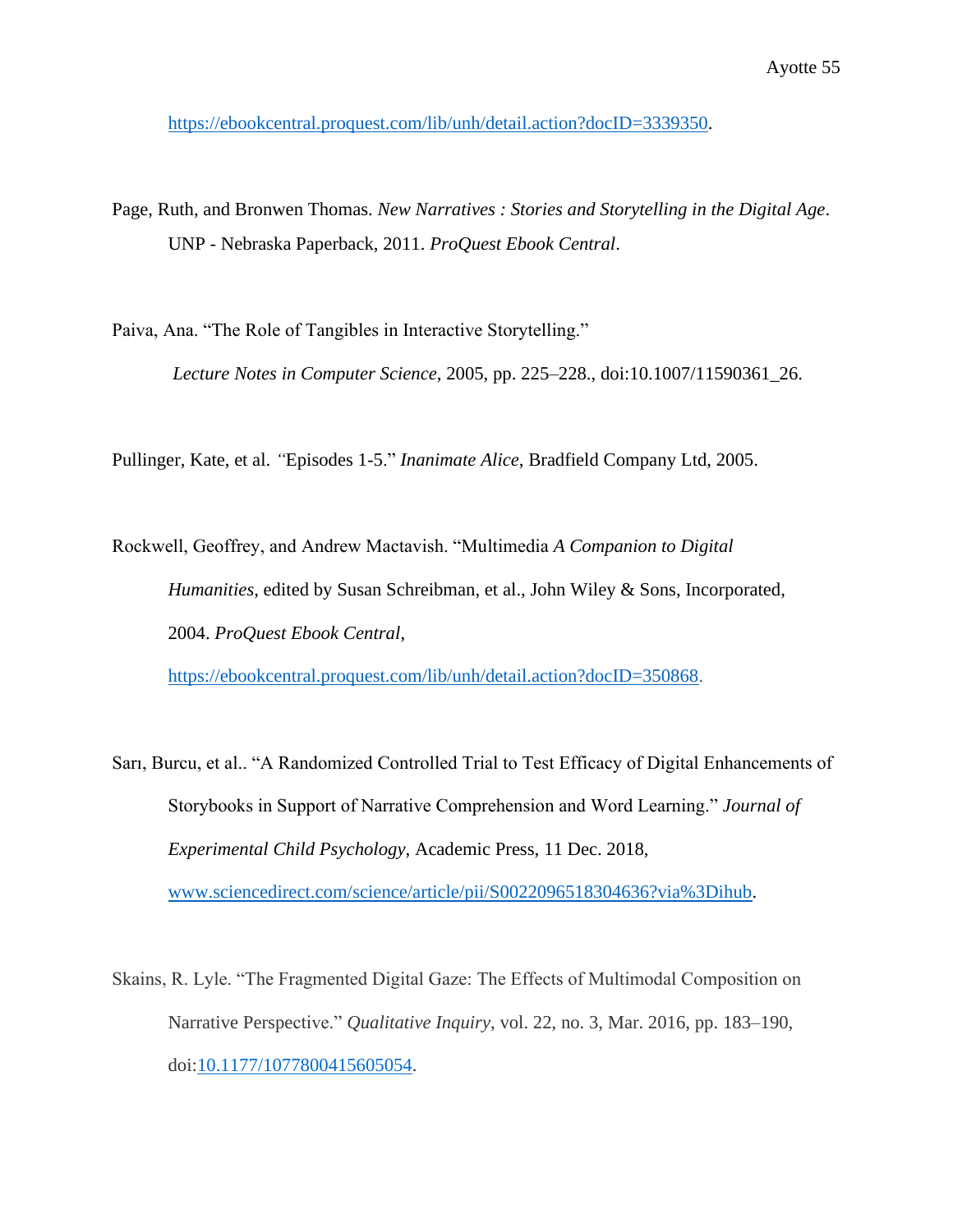https://ebookcentral.proquest.com/lib/unh/detail.action?docID=3339350.

Page, Ruth, and Bronwen Thomas. *New Narratives : Stories and Storytelling in the Digital Age*. UNP - Nebraska Paperback, 2011. *ProQuest Ebook Central*.

Paiva, Ana. "The Role of Tangibles in Interactive Storytelling." *Lecture Notes in Computer Science*, 2005, pp. 225–228., doi:10.1007/11590361_26.

Pullinger, Kate, et al. "Episodes 1-5." *Inanimate Alice*, Bradfield Company Ltd, 2005.

Rockwell, Geoffrey, and Andrew Mactavish. "Multimedia *A Companion to Digital Humanities*, edited by Susan Schreibman, et al., John Wiley & Sons, Incorporated, 2004. *ProQuest Ebook Central*, https://ebookcentral.proquest.com/lib/unh/detail.action?docID=350868.

Sarı, Burcu, et al.. "A Randomized Controlled Trial to Test Efficacy of Digital Enhancements of Storybooks in Support of Narrative Comprehension and Word Learning." *Journal of Experimental Child Psychology*, Academic Press, 11 Dec. 2018, www.sciencedirect.com/science/article/pii/S0022096518304636?via%3Dihub.

Skains, R. Lyle. "The Fragmented Digital Gaze: The Effects of Multimodal Composition on Narrative Perspective." *Qualitative Inquiry*, vol. 22, no. 3, Mar. 2016, pp. 183–190, doi:10.1177/1077800415605054.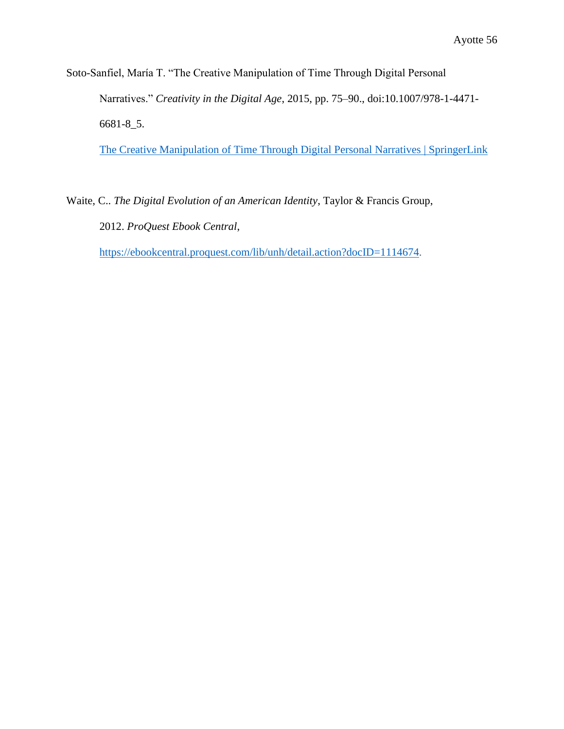Soto-Sanfiel, María T. "The Creative Manipulation of Time Through Digital Personal Narratives." *Creativity in the Digital Age*, 2015, pp. 75–90., doi:10.1007/978-1-4471-6681-8_5.

The Creative Manipulation of Time Through Digital Personal Narratives | SpringerLink

Waite, C.. *The Digital Evolution of an American Identity*, Taylor & Francis Group, 2012. *ProQuest Ebook Central*, https://ebookcentral.proquest.com/lib/unh/detail.action?docID=1114674.